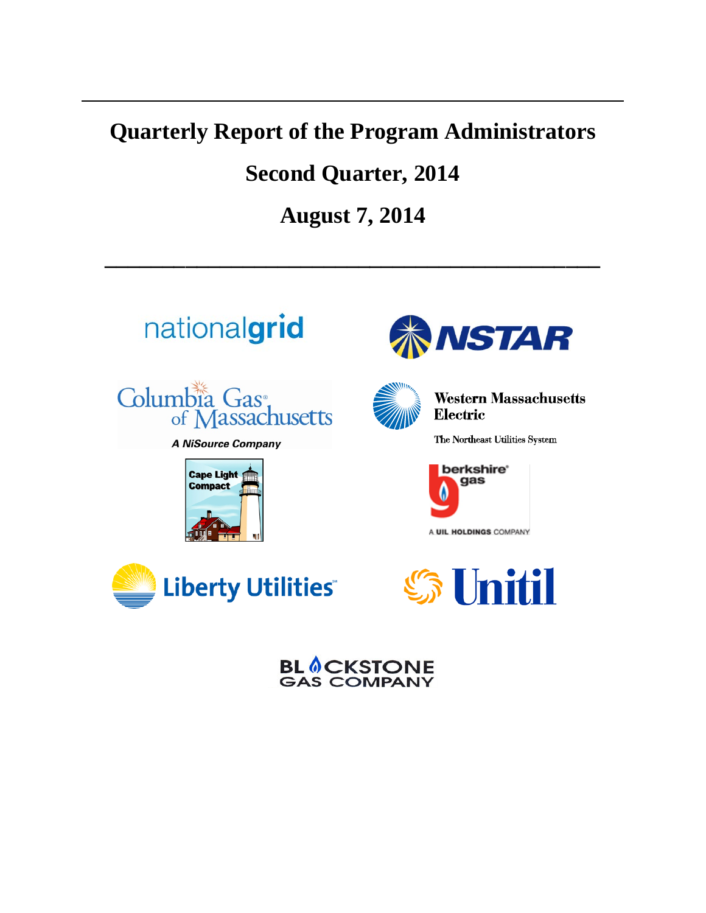# Quarterly Report of the Program Administrators

## Second Quarter, 2014

## August 7, 2014

---

nationalgrid

NSTAR

Columbia Gas of Massachusetts

*A NiSource Company*

Western Massachusetts Electric

The Northeast Utilities System

Cape Light Compact

berkshire gas

A UIL HOLDINGS COMPANY

Liberty Utilities

Unitil

BLACKSTONE GAS COMPANY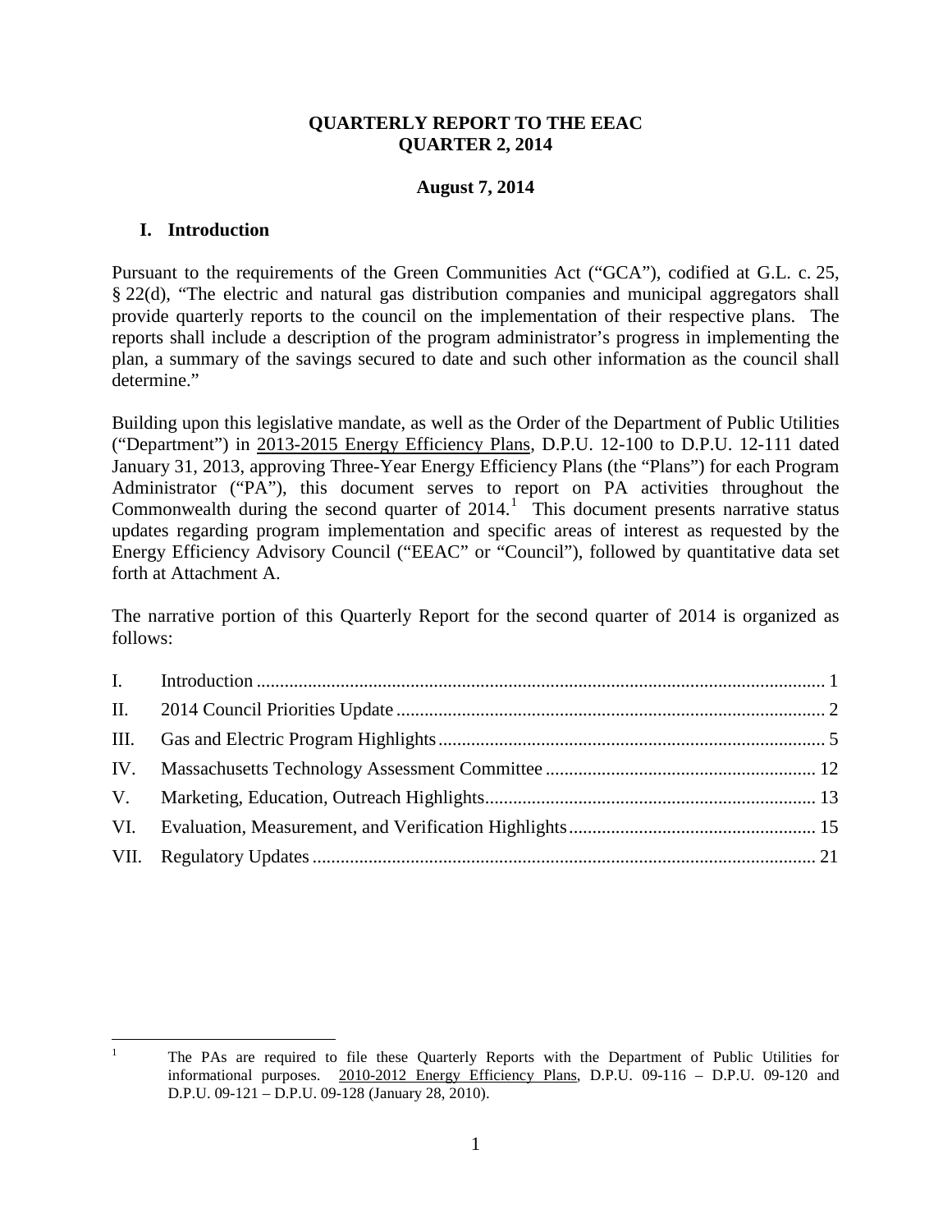**QUARTERLY REPORT TO THE EEAC**
**QUARTER 2, 2014**

**August 7, 2014**

## I. Introduction

Pursuant to the requirements of the Green Communities Act ("GCA"), codified at G.L. c. 25, § 22(d), "The electric and natural gas distribution companies and municipal aggregators shall provide quarterly reports to the council on the implementation of their respective plans. The reports shall include a description of the program administrator's progress in implementing the plan, a summary of the savings secured to date and such other information as the council shall determine."

Building upon this legislative mandate, as well as the Order of the Department of Public Utilities ("Department") in 2013-2015 Energy Efficiency Plans, D.P.U. 12-100 to D.P.U. 12-111 dated January 31, 2013, approving Three-Year Energy Efficiency Plans (the "Plans") for each Program Administrator ("PA"), this document serves to report on PA activities throughout the Commonwealth during the second quarter of 2014.[1] This document presents narrative status updates regarding program implementation and specific areas of interest as requested by the Energy Efficiency Advisory Council ("EEAC" or "Council"), followed by quantitative data set forth at Attachment A.

The narrative portion of this Quarterly Report for the second quarter of 2014 is organized as follows:

| | | |
|---|---|---|
| I. | Introduction | 1 |
| II. | 2014 Council Priorities Update | 2 |
| III. | Gas and Electric Program Highlights | 5 |
| IV. | Massachusetts Technology Assessment Committee | 12 |
| V. | Marketing, Education, Outreach Highlights | 13 |
| VI. | Evaluation, Measurement, and Verification Highlights | 15 |
| VII. | Regulatory Updates | 21 |

---

[1] The PAs are required to file these Quarterly Reports with the Department of Public Utilities for informational purposes. 2010-2012 Energy Efficiency Plans, D.P.U. 09-116 – D.P.U. 09-120 and D.P.U. 09-121 – D.P.U. 09-128 (January 28, 2010).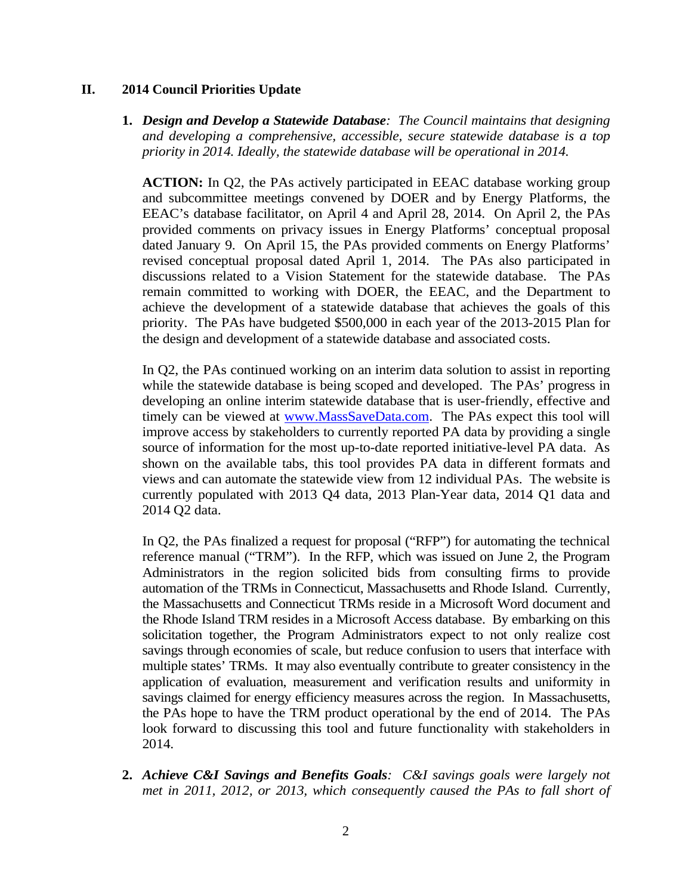## II. 2014 Council Priorities Update

1. ***Design and Develop a Statewide Database****: The Council maintains that designing and developing a comprehensive, accessible, secure statewide database is a top priority in 2014. Ideally, the statewide database will be operational in 2014.*

   **ACTION:** In Q2, the PAs actively participated in EEAC database working group and subcommittee meetings convened by DOER and by Energy Platforms, the EEAC's database facilitator, on April 4 and April 28, 2014. On April 2, the PAs provided comments on privacy issues in Energy Platforms' conceptual proposal dated January 9. On April 15, the PAs provided comments on Energy Platforms' revised conceptual proposal dated April 1, 2014. The PAs also participated in discussions related to a Vision Statement for the statewide database. The PAs remain committed to working with DOER, the EEAC, and the Department to achieve the development of a statewide database that achieves the goals of this priority. The PAs have budgeted $500,000 in each year of the 2013-2015 Plan for the design and development of a statewide database and associated costs.

   In Q2, the PAs continued working on an interim data solution to assist in reporting while the statewide database is being scoped and developed. The PAs' progress in developing an online interim statewide database that is user-friendly, effective and timely can be viewed at [www.MassSaveData.com](www.MassSaveData.com). The PAs expect this tool will improve access by stakeholders to currently reported PA data by providing a single source of information for the most up-to-date reported initiative-level PA data. As shown on the available tabs, this tool provides PA data in different formats and views and can automate the statewide view from 12 individual PAs. The website is currently populated with 2013 Q4 data, 2013 Plan-Year data, 2014 Q1 data and 2014 Q2 data.

   In Q2, the PAs finalized a request for proposal ("RFP") for automating the technical reference manual ("TRM"). In the RFP, which was issued on June 2, the Program Administrators in the region solicited bids from consulting firms to provide automation of the TRMs in Connecticut, Massachusetts and Rhode Island. Currently, the Massachusetts and Connecticut TRMs reside in a Microsoft Word document and the Rhode Island TRM resides in a Microsoft Access database. By embarking on this solicitation together, the Program Administrators expect to not only realize cost savings through economies of scale, but reduce confusion to users that interface with multiple states' TRMs. It may also eventually contribute to greater consistency in the application of evaluation, measurement and verification results and uniformity in savings claimed for energy efficiency measures across the region. In Massachusetts, the PAs hope to have the TRM product operational by the end of 2014. The PAs look forward to discussing this tool and future functionality with stakeholders in 2014.

2. ***Achieve C&I Savings and Benefits Goals****: C&I savings goals were largely not met in 2011, 2012, or 2013, which consequently caused the PAs to fall short of*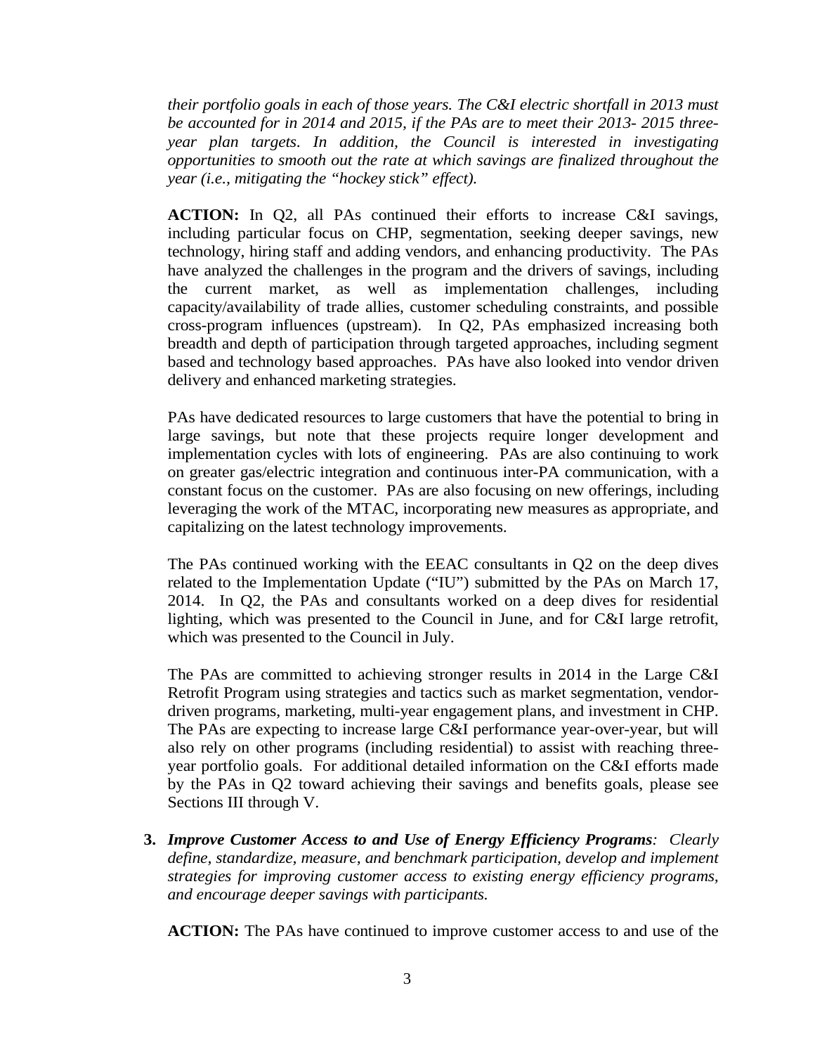*their portfolio goals in each of those years. The C&I electric shortfall in 2013 must be accounted for in 2014 and 2015, if the PAs are to meet their 2013- 2015 three-year plan targets. In addition, the Council is interested in investigating opportunities to smooth out the rate at which savings are finalized throughout the year (i.e., mitigating the "hockey stick" effect).*

**ACTION:** In Q2, all PAs continued their efforts to increase C&I savings, including particular focus on CHP, segmentation, seeking deeper savings, new technology, hiring staff and adding vendors, and enhancing productivity. The PAs have analyzed the challenges in the program and the drivers of savings, including the current market, as well as implementation challenges, including capacity/availability of trade allies, customer scheduling constraints, and possible cross-program influences (upstream). In Q2, PAs emphasized increasing both breadth and depth of participation through targeted approaches, including segment based and technology based approaches. PAs have also looked into vendor driven delivery and enhanced marketing strategies.

PAs have dedicated resources to large customers that have the potential to bring in large savings, but note that these projects require longer development and implementation cycles with lots of engineering. PAs are also continuing to work on greater gas/electric integration and continuous inter-PA communication, with a constant focus on the customer. PAs are also focusing on new offerings, including leveraging the work of the MTAC, incorporating new measures as appropriate, and capitalizing on the latest technology improvements.

The PAs continued working with the EEAC consultants in Q2 on the deep dives related to the Implementation Update ("IU") submitted by the PAs on March 17, 2014. In Q2, the PAs and consultants worked on a deep dives for residential lighting, which was presented to the Council in June, and for C&I large retrofit, which was presented to the Council in July.

The PAs are committed to achieving stronger results in 2014 in the Large C&I Retrofit Program using strategies and tactics such as market segmentation, vendor-driven programs, marketing, multi-year engagement plans, and investment in CHP. The PAs are expecting to increase large C&I performance year-over-year, but will also rely on other programs (including residential) to assist with reaching three-year portfolio goals. For additional detailed information on the C&I efforts made by the PAs in Q2 toward achieving their savings and benefits goals, please see Sections III through V.

3. ***Improve Customer Access to and Use of Energy Efficiency Programs****: Clearly define, standardize, measure, and benchmark participation, develop and implement strategies for improving customer access to existing energy efficiency programs, and encourage deeper savings with participants.*

   **ACTION:** The PAs have continued to improve customer access to and use of the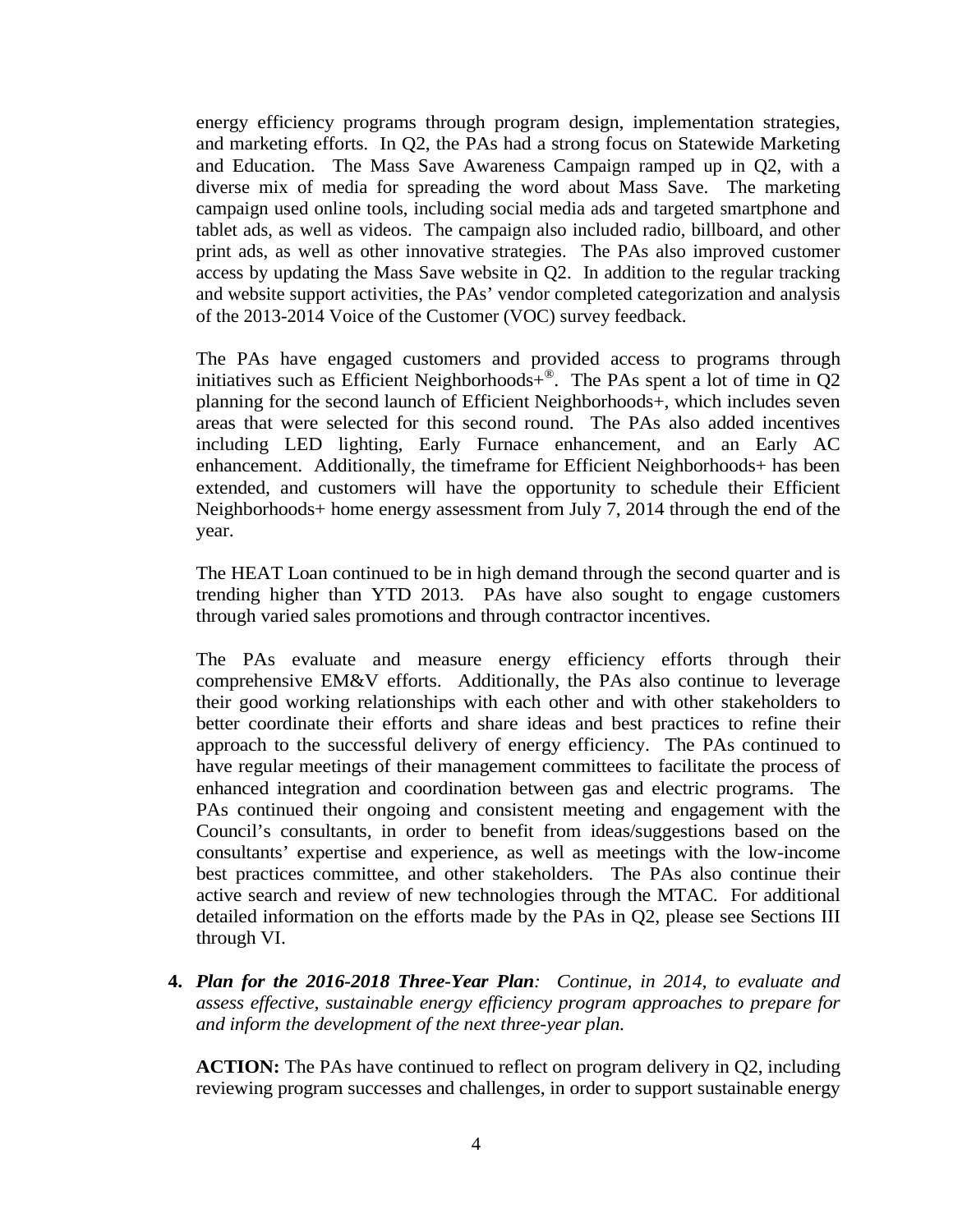energy efficiency programs through program design, implementation strategies, and marketing efforts. In Q2, the PAs had a strong focus on Statewide Marketing and Education. The Mass Save Awareness Campaign ramped up in Q2, with a diverse mix of media for spreading the word about Mass Save. The marketing campaign used online tools, including social media ads and targeted smartphone and tablet ads, as well as videos. The campaign also included radio, billboard, and other print ads, as well as other innovative strategies. The PAs also improved customer access by updating the Mass Save website in Q2. In addition to the regular tracking and website support activities, the PAs' vendor completed categorization and analysis of the 2013-2014 Voice of the Customer (VOC) survey feedback.

The PAs have engaged customers and provided access to programs through initiatives such as Efficient Neighborhoods+®. The PAs spent a lot of time in Q2 planning for the second launch of Efficient Neighborhoods+, which includes seven areas that were selected for this second round. The PAs also added incentives including LED lighting, Early Furnace enhancement, and an Early AC enhancement. Additionally, the timeframe for Efficient Neighborhoods+ has been extended, and customers will have the opportunity to schedule their Efficient Neighborhoods+ home energy assessment from July 7, 2014 through the end of the year.

The HEAT Loan continued to be in high demand through the second quarter and is trending higher than YTD 2013. PAs have also sought to engage customers through varied sales promotions and through contractor incentives.

The PAs evaluate and measure energy efficiency efforts through their comprehensive EM&V efforts. Additionally, the PAs also continue to leverage their good working relationships with each other and with other stakeholders to better coordinate their efforts and share ideas and best practices to refine their approach to the successful delivery of energy efficiency. The PAs continued to have regular meetings of their management committees to facilitate the process of enhanced integration and coordination between gas and electric programs. The PAs continued their ongoing and consistent meeting and engagement with the Council's consultants, in order to benefit from ideas/suggestions based on the consultants' expertise and experience, as well as meetings with the low-income best practices committee, and other stakeholders. The PAs also continue their active search and review of new technologies through the MTAC. For additional detailed information on the efforts made by the PAs in Q2, please see Sections III through VI.

4. ***Plan for the 2016-2018 Three-Year Plan**: Continue, in 2014, to evaluate and assess effective, sustainable energy efficiency program approaches to prepare for and inform the development of the next three-year plan.*

   **ACTION:** The PAs have continued to reflect on program delivery in Q2, including reviewing program successes and challenges, in order to support sustainable energy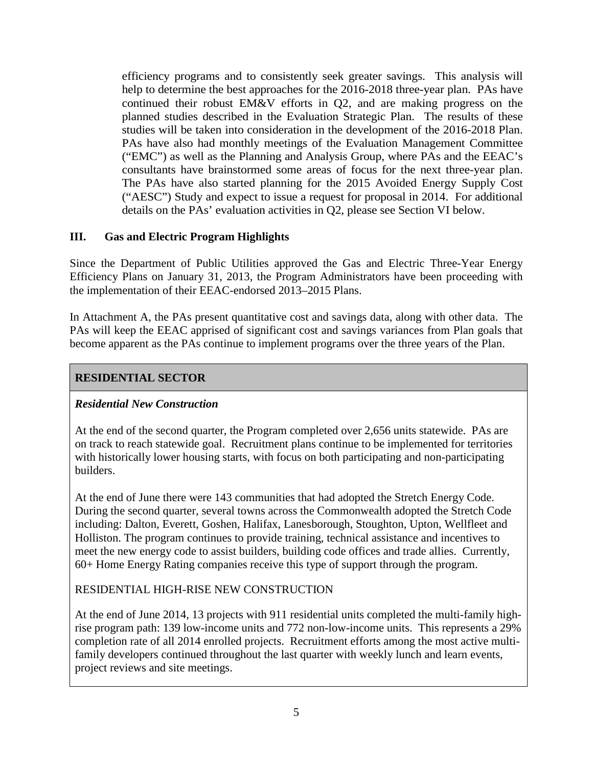efficiency programs and to consistently seek greater savings. This analysis will help to determine the best approaches for the 2016-2018 three-year plan. PAs have continued their robust EM&V efforts in Q2, and are making progress on the planned studies described in the Evaluation Strategic Plan. The results of these studies will be taken into consideration in the development of the 2016-2018 Plan. PAs have also had monthly meetings of the Evaluation Management Committee ("EMC") as well as the Planning and Analysis Group, where PAs and the EEAC's consultants have brainstormed some areas of focus for the next three-year plan. The PAs have also started planning for the 2015 Avoided Energy Supply Cost ("AESC") Study and expect to issue a request for proposal in 2014. For additional details on the PAs' evaluation activities in Q2, please see Section VI below.

## III. Gas and Electric Program Highlights

Since the Department of Public Utilities approved the Gas and Electric Three-Year Energy Efficiency Plans on January 31, 2013, the Program Administrators have been proceeding with the implementation of their EEAC-endorsed 2013–2015 Plans.

In Attachment A, the PAs present quantitative cost and savings data, along with other data. The PAs will keep the EEAC apprised of significant cost and savings variances from Plan goals that become apparent as the PAs continue to implement programs over the three years of the Plan.

### RESIDENTIAL SECTOR

***Residential New Construction***

At the end of the second quarter, the Program completed over 2,656 units statewide. PAs are on track to reach statewide goal. Recruitment plans continue to be implemented for territories with historically lower housing starts, with focus on both participating and non-participating builders.

At the end of June there were 143 communities that had adopted the Stretch Energy Code. During the second quarter, several towns across the Commonwealth adopted the Stretch Code including: Dalton, Everett, Goshen, Halifax, Lanesborough, Stoughton, Upton, Wellfleet and Holliston. The program continues to provide training, technical assistance and incentives to meet the new energy code to assist builders, building code offices and trade allies. Currently, 60+ Home Energy Rating companies receive this type of support through the program.

RESIDENTIAL HIGH-RISE NEW CONSTRUCTION

At the end of June 2014, 13 projects with 911 residential units completed the multi-family high-rise program path: 139 low-income units and 772 non-low-income units. This represents a 29% completion rate of all 2014 enrolled projects. Recruitment efforts among the most active multi-family developers continued throughout the last quarter with weekly lunch and learn events, project reviews and site meetings.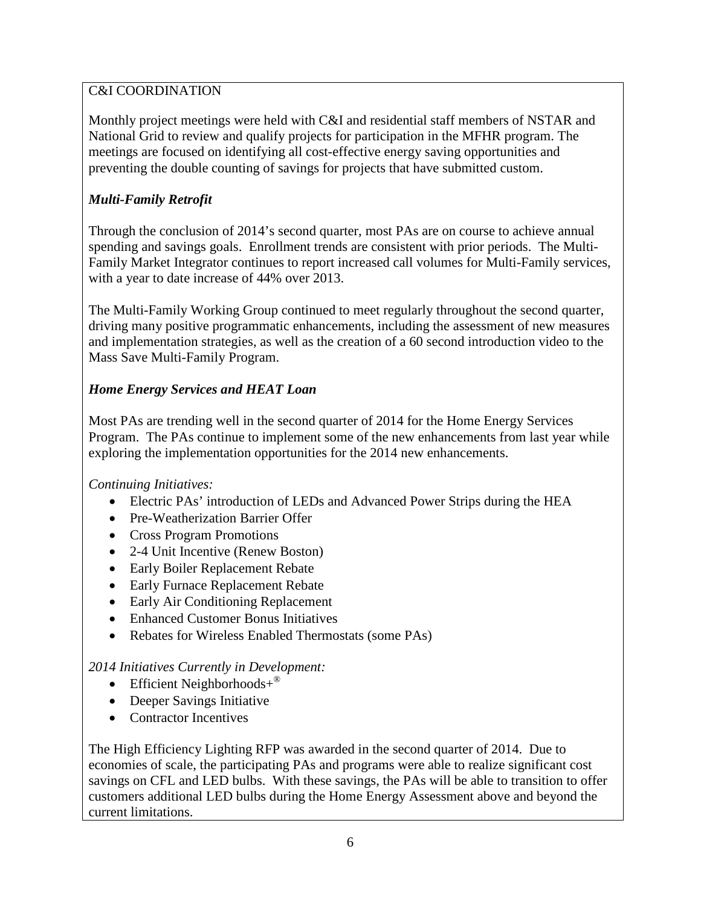C&I COORDINATION

Monthly project meetings were held with C&I and residential staff members of NSTAR and National Grid to review and qualify projects for participation in the MFHR program. The meetings are focused on identifying all cost-effective energy saving opportunities and preventing the double counting of savings for projects that have submitted custom.

### *Multi-Family Retrofit*

Through the conclusion of 2014's second quarter, most PAs are on course to achieve annual spending and savings goals. Enrollment trends are consistent with prior periods. The Multi-Family Market Integrator continues to report increased call volumes for Multi-Family services, with a year to date increase of 44% over 2013.

The Multi-Family Working Group continued to meet regularly throughout the second quarter, driving many positive programmatic enhancements, including the assessment of new measures and implementation strategies, as well as the creation of a 60 second introduction video to the Mass Save Multi-Family Program.

### *Home Energy Services and HEAT Loan*

Most PAs are trending well in the second quarter of 2014 for the Home Energy Services Program. The PAs continue to implement some of the new enhancements from last year while exploring the implementation opportunities for the 2014 new enhancements.

*Continuing Initiatives:*

- Electric PAs' introduction of LEDs and Advanced Power Strips during the HEA
- Pre-Weatherization Barrier Offer
- Cross Program Promotions
- 2-4 Unit Incentive (Renew Boston)
- Early Boiler Replacement Rebate
- Early Furnace Replacement Rebate
- Early Air Conditioning Replacement
- Enhanced Customer Bonus Initiatives
- Rebates for Wireless Enabled Thermostats (some PAs)

*2014 Initiatives Currently in Development:*

- Efficient Neighborhoods+®
- Deeper Savings Initiative
- Contractor Incentives

The High Efficiency Lighting RFP was awarded in the second quarter of 2014. Due to economies of scale, the participating PAs and programs were able to realize significant cost savings on CFL and LED bulbs. With these savings, the PAs will be able to transition to offer customers additional LED bulbs during the Home Energy Assessment above and beyond the current limitations.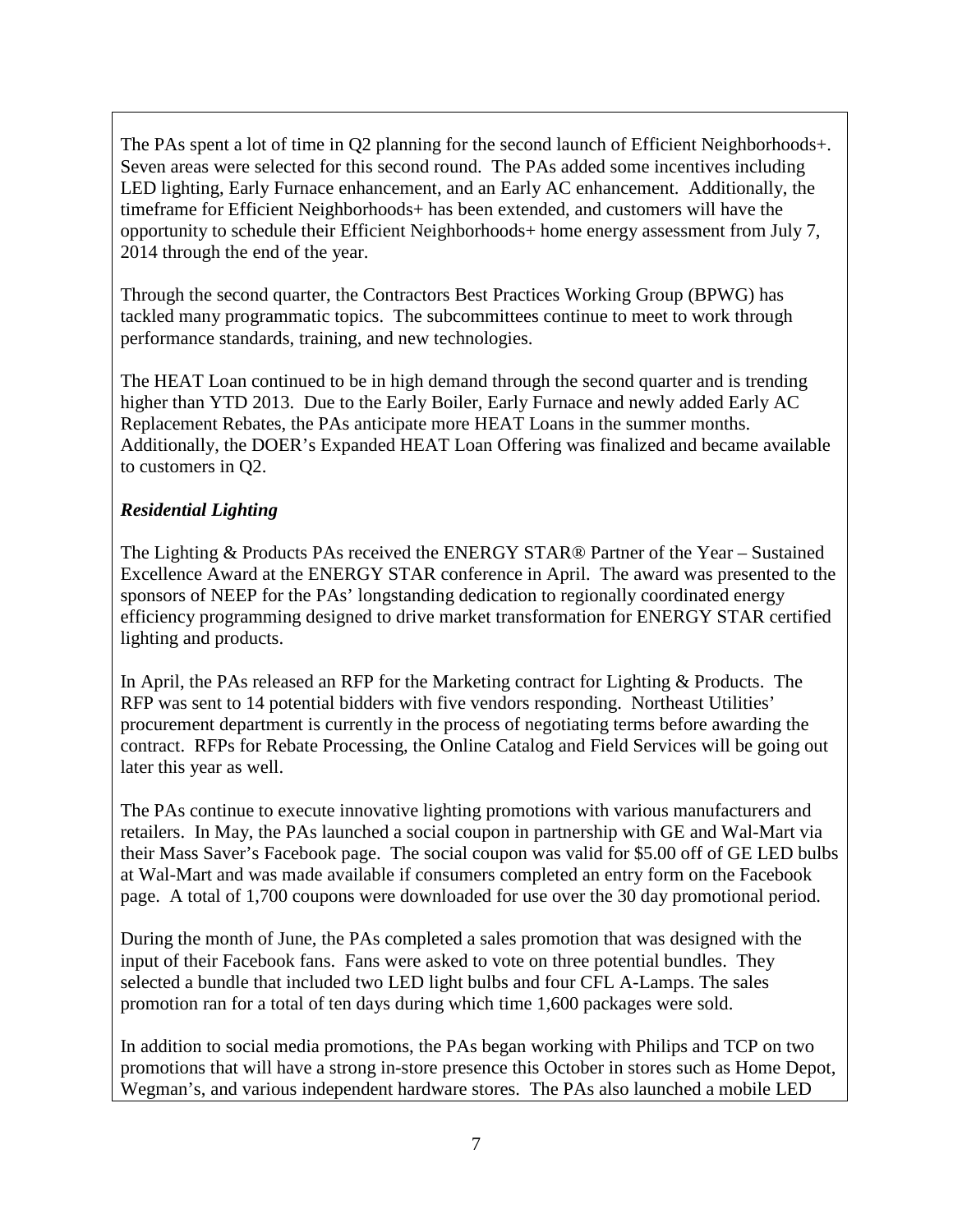The PAs spent a lot of time in Q2 planning for the second launch of Efficient Neighborhoods+. Seven areas were selected for this second round. The PAs added some incentives including LED lighting, Early Furnace enhancement, and an Early AC enhancement. Additionally, the timeframe for Efficient Neighborhoods+ has been extended, and customers will have the opportunity to schedule their Efficient Neighborhoods+ home energy assessment from July 7, 2014 through the end of the year.

Through the second quarter, the Contractors Best Practices Working Group (BPWG) has tackled many programmatic topics. The subcommittees continue to meet to work through performance standards, training, and new technologies.

The HEAT Loan continued to be in high demand through the second quarter and is trending higher than YTD 2013. Due to the Early Boiler, Early Furnace and newly added Early AC Replacement Rebates, the PAs anticipate more HEAT Loans in the summer months. Additionally, the DOER's Expanded HEAT Loan Offering was finalized and became available to customers in Q2.

***Residential Lighting***

The Lighting & Products PAs received the ENERGY STAR® Partner of the Year – Sustained Excellence Award at the ENERGY STAR conference in April. The award was presented to the sponsors of NEEP for the PAs' longstanding dedication to regionally coordinated energy efficiency programming designed to drive market transformation for ENERGY STAR certified lighting and products.

In April, the PAs released an RFP for the Marketing contract for Lighting & Products. The RFP was sent to 14 potential bidders with five vendors responding. Northeast Utilities' procurement department is currently in the process of negotiating terms before awarding the contract. RFPs for Rebate Processing, the Online Catalog and Field Services will be going out later this year as well.

The PAs continue to execute innovative lighting promotions with various manufacturers and retailers. In May, the PAs launched a social coupon in partnership with GE and Wal-Mart via their Mass Saver's Facebook page. The social coupon was valid for $5.00 off of GE LED bulbs at Wal-Mart and was made available if consumers completed an entry form on the Facebook page. A total of 1,700 coupons were downloaded for use over the 30 day promotional period.

During the month of June, the PAs completed a sales promotion that was designed with the input of their Facebook fans. Fans were asked to vote on three potential bundles. They selected a bundle that included two LED light bulbs and four CFL A-Lamps. The sales promotion ran for a total of ten days during which time 1,600 packages were sold.

In addition to social media promotions, the PAs began working with Philips and TCP on two promotions that will have a strong in-store presence this October in stores such as Home Depot, Wegman's, and various independent hardware stores. The PAs also launched a mobile LED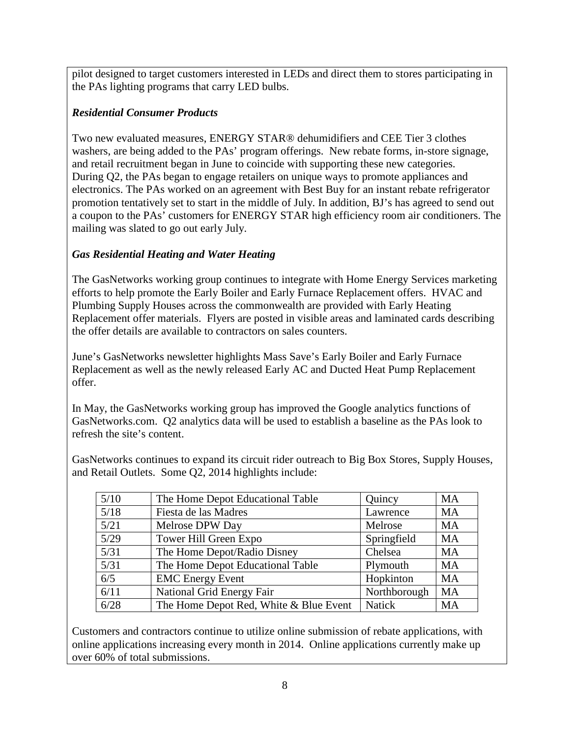pilot designed to target customers interested in LEDs and direct them to stores participating in the PAs lighting programs that carry LED bulbs.

***Residential Consumer Products***

Two new evaluated measures, ENERGY STAR® dehumidifiers and CEE Tier 3 clothes washers, are being added to the PAs' program offerings. New rebate forms, in-store signage, and retail recruitment began in June to coincide with supporting these new categories. During Q2, the PAs began to engage retailers on unique ways to promote appliances and electronics. The PAs worked on an agreement with Best Buy for an instant rebate refrigerator promotion tentatively set to start in the middle of July. In addition, BJ's has agreed to send out a coupon to the PAs' customers for ENERGY STAR high efficiency room air conditioners. The mailing was slated to go out early July.

***Gas Residential Heating and Water Heating***

The GasNetworks working group continues to integrate with Home Energy Services marketing efforts to help promote the Early Boiler and Early Furnace Replacement offers. HVAC and Plumbing Supply Houses across the commonwealth are provided with Early Heating Replacement offer materials. Flyers are posted in visible areas and laminated cards describing the offer details are available to contractors on sales counters.

June's GasNetworks newsletter highlights Mass Save's Early Boiler and Early Furnace Replacement as well as the newly released Early AC and Ducted Heat Pump Replacement offer.

In May, the GasNetworks working group has improved the Google analytics functions of GasNetworks.com. Q2 analytics data will be used to establish a baseline as the PAs look to refresh the site's content.

GasNetworks continues to expand its circuit rider outreach to Big Box Stores, Supply Houses, and Retail Outlets. Some Q2, 2014 highlights include:

| | | | |
|---|---|---|---|
| 5/10 | The Home Depot Educational Table | Quincy | MA |
| 5/18 | Fiesta de las Madres | Lawrence | MA |
| 5/21 | Melrose DPW Day | Melrose | MA |
| 5/29 | Tower Hill Green Expo | Springfield | MA |
| 5/31 | The Home Depot/Radio Disney | Chelsea | MA |
| 5/31 | The Home Depot Educational Table | Plymouth | MA |
| 6/5 | EMC Energy Event | Hopkinton | MA |
| 6/11 | National Grid Energy Fair | Northborough | MA |
| 6/28 | The Home Depot Red, White & Blue Event | Natick | MA |

Customers and contractors continue to utilize online submission of rebate applications, with online applications increasing every month in 2014. Online applications currently make up over 60% of total submissions.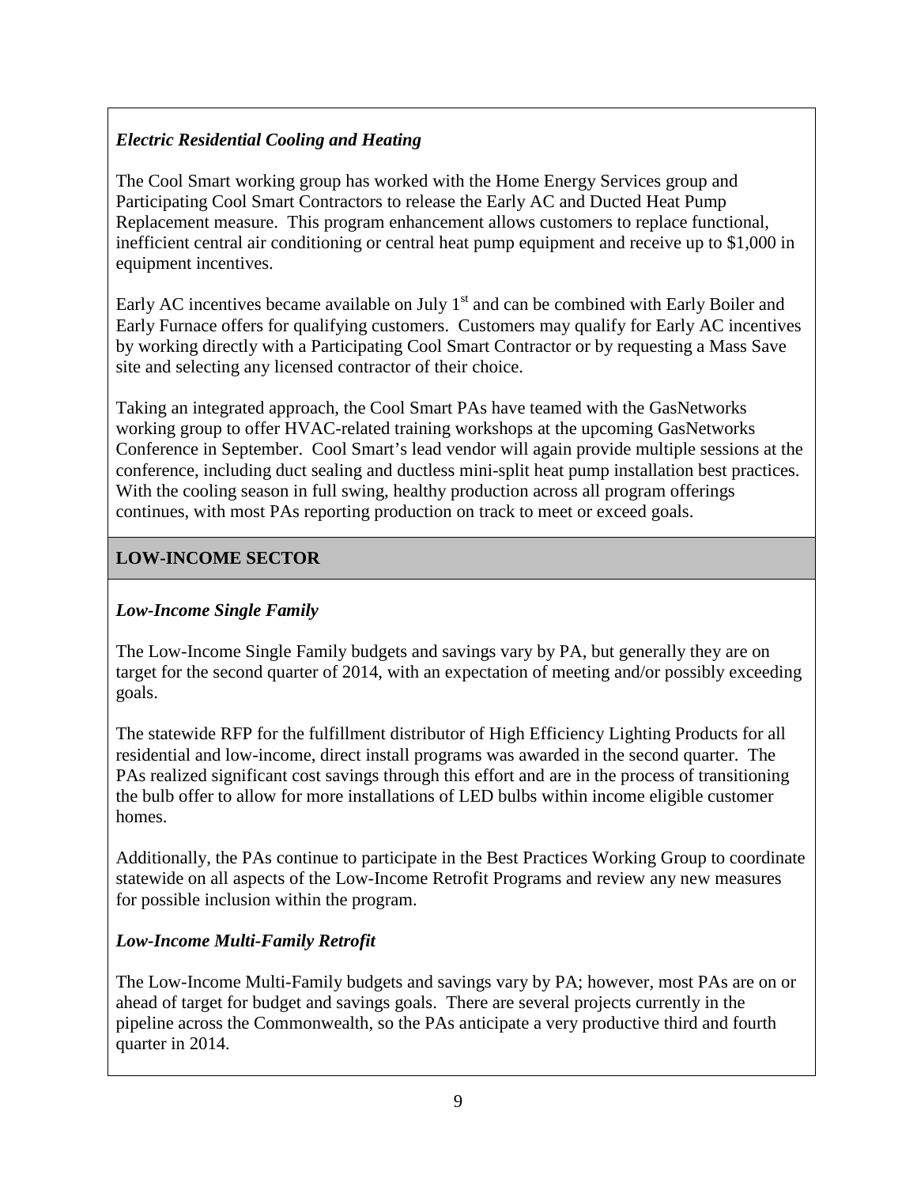### *Electric Residential Cooling and Heating*

The Cool Smart working group has worked with the Home Energy Services group and Participating Cool Smart Contractors to release the Early AC and Ducted Heat Pump Replacement measure. This program enhancement allows customers to replace functional, inefficient central air conditioning or central heat pump equipment and receive up to $1,000 in equipment incentives.

Early AC incentives became available on July 1st and can be combined with Early Boiler and Early Furnace offers for qualifying customers. Customers may qualify for Early AC incentives by working directly with a Participating Cool Smart Contractor or by requesting a Mass Save site and selecting any licensed contractor of their choice.

Taking an integrated approach, the Cool Smart PAs have teamed with the GasNetworks working group to offer HVAC-related training workshops at the upcoming GasNetworks Conference in September. Cool Smart's lead vendor will again provide multiple sessions at the conference, including duct sealing and ductless mini-split heat pump installation best practices. With the cooling season in full swing, healthy production across all program offerings continues, with most PAs reporting production on track to meet or exceed goals.

## LOW-INCOME SECTOR

### *Low-Income Single Family*

The Low-Income Single Family budgets and savings vary by PA, but generally they are on target for the second quarter of 2014, with an expectation of meeting and/or possibly exceeding goals.

The statewide RFP for the fulfillment distributor of High Efficiency Lighting Products for all residential and low-income, direct install programs was awarded in the second quarter. The PAs realized significant cost savings through this effort and are in the process of transitioning the bulb offer to allow for more installations of LED bulbs within income eligible customer homes.

Additionally, the PAs continue to participate in the Best Practices Working Group to coordinate statewide on all aspects of the Low-Income Retrofit Programs and review any new measures for possible inclusion within the program.

### *Low-Income Multi-Family Retrofit*

The Low-Income Multi-Family budgets and savings vary by PA; however, most PAs are on or ahead of target for budget and savings goals. There are several projects currently in the pipeline across the Commonwealth, so the PAs anticipate a very productive third and fourth quarter in 2014.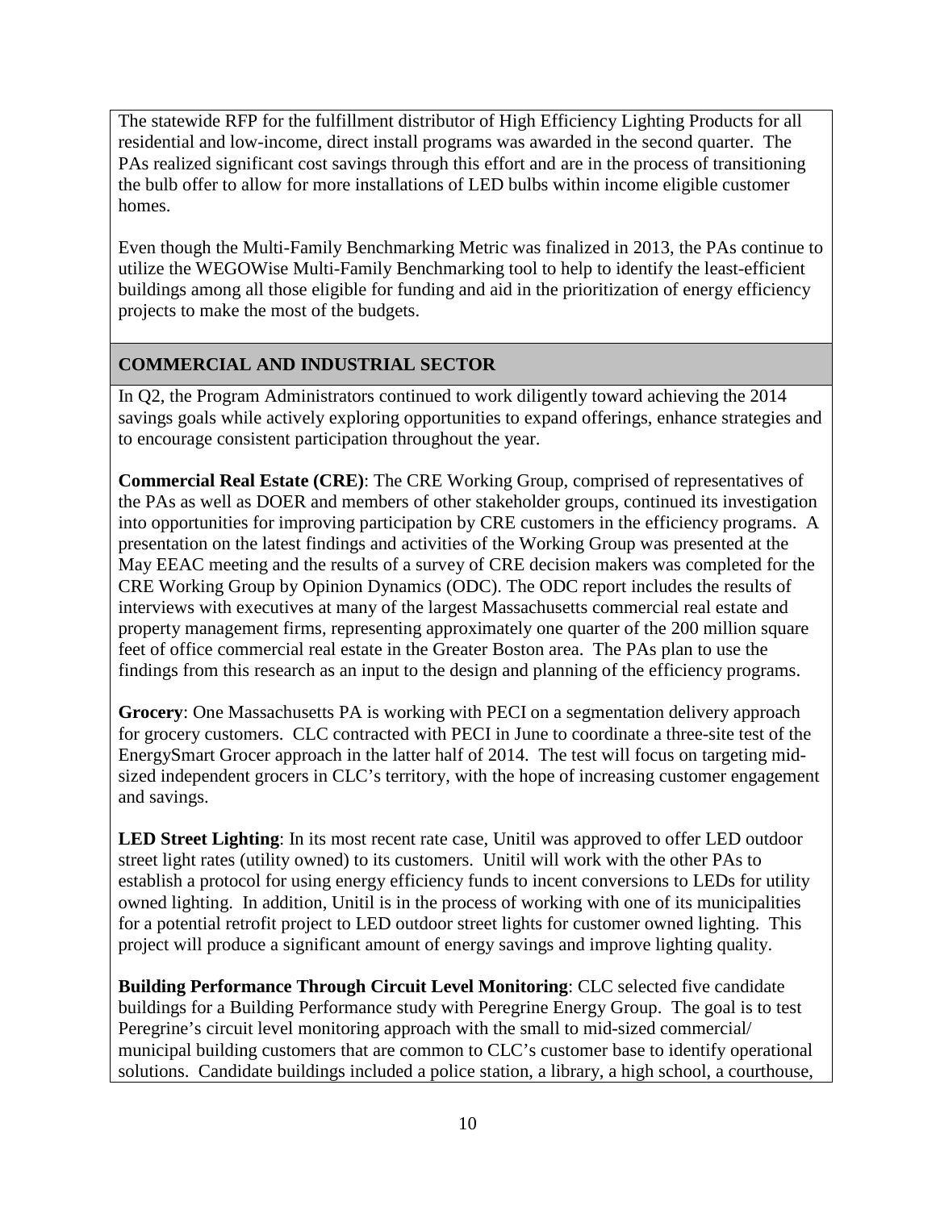The statewide RFP for the fulfillment distributor of High Efficiency Lighting Products for all residential and low-income, direct install programs was awarded in the second quarter. The PAs realized significant cost savings through this effort and are in the process of transitioning the bulb offer to allow for more installations of LED bulbs within income eligible customer homes.

Even though the Multi-Family Benchmarking Metric was finalized in 2013, the PAs continue to utilize the WEGOWise Multi-Family Benchmarking tool to help to identify the least-efficient buildings among all those eligible for funding and aid in the prioritization of energy efficiency projects to make the most of the budgets.

## COMMERCIAL AND INDUSTRIAL SECTOR

In Q2, the Program Administrators continued to work diligently toward achieving the 2014 savings goals while actively exploring opportunities to expand offerings, enhance strategies and to encourage consistent participation throughout the year.

**Commercial Real Estate (CRE)**: The CRE Working Group, comprised of representatives of the PAs as well as DOER and members of other stakeholder groups, continued its investigation into opportunities for improving participation by CRE customers in the efficiency programs. A presentation on the latest findings and activities of the Working Group was presented at the May EEAC meeting and the results of a survey of CRE decision makers was completed for the CRE Working Group by Opinion Dynamics (ODC). The ODC report includes the results of interviews with executives at many of the largest Massachusetts commercial real estate and property management firms, representing approximately one quarter of the 200 million square feet of office commercial real estate in the Greater Boston area. The PAs plan to use the findings from this research as an input to the design and planning of the efficiency programs.

**Grocery**: One Massachusetts PA is working with PECI on a segmentation delivery approach for grocery customers. CLC contracted with PECI in June to coordinate a three-site test of the EnergySmart Grocer approach in the latter half of 2014. The test will focus on targeting mid-sized independent grocers in CLC's territory, with the hope of increasing customer engagement and savings.

**LED Street Lighting**: In its most recent rate case, Unitil was approved to offer LED outdoor street light rates (utility owned) to its customers. Unitil will work with the other PAs to establish a protocol for using energy efficiency funds to incent conversions to LEDs for utility owned lighting. In addition, Unitil is in the process of working with one of its municipalities for a potential retrofit project to LED outdoor street lights for customer owned lighting. This project will produce a significant amount of energy savings and improve lighting quality.

**Building Performance Through Circuit Level Monitoring**: CLC selected five candidate buildings for a Building Performance study with Peregrine Energy Group. The goal is to test Peregrine's circuit level monitoring approach with the small to mid-sized commercial/ municipal building customers that are common to CLC's customer base to identify operational solutions. Candidate buildings included a police station, a library, a high school, a courthouse,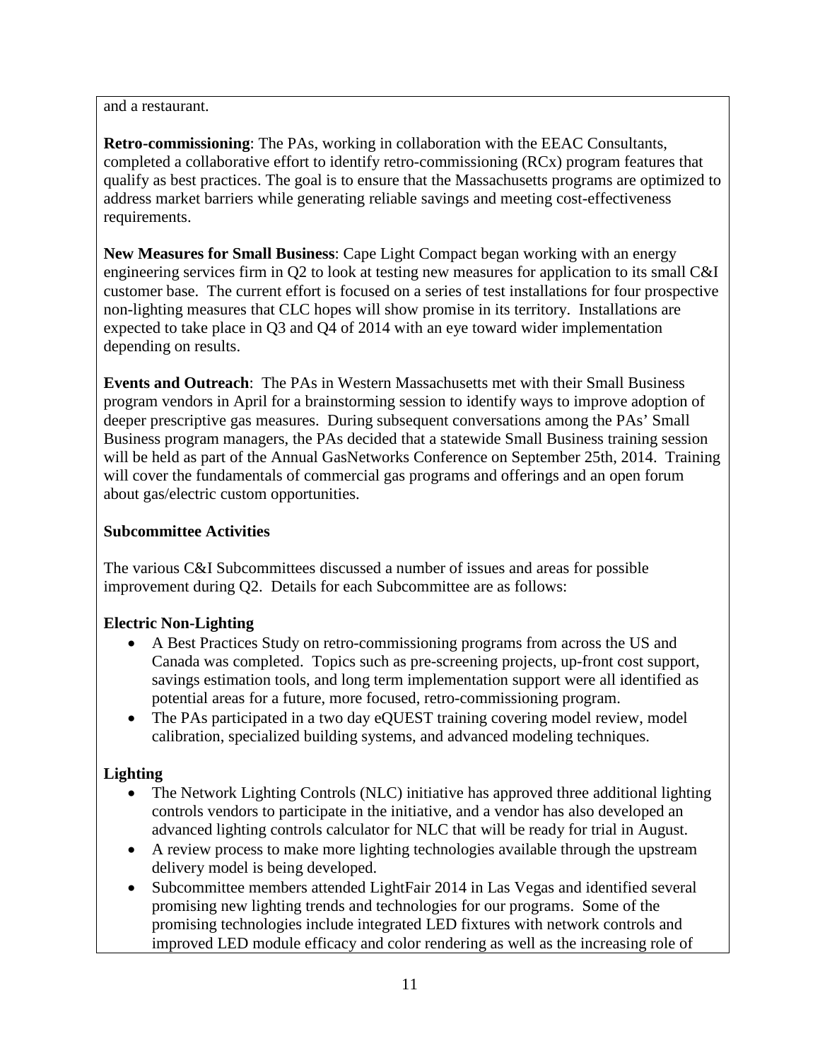and a restaurant.

**Retro-commissioning**: The PAs, working in collaboration with the EEAC Consultants, completed a collaborative effort to identify retro-commissioning (RCx) program features that qualify as best practices. The goal is to ensure that the Massachusetts programs are optimized to address market barriers while generating reliable savings and meeting cost-effectiveness requirements.

**New Measures for Small Business**: Cape Light Compact began working with an energy engineering services firm in Q2 to look at testing new measures for application to its small C&I customer base. The current effort is focused on a series of test installations for four prospective non-lighting measures that CLC hopes will show promise in its territory. Installations are expected to take place in Q3 and Q4 of 2014 with an eye toward wider implementation depending on results.

**Events and Outreach**: The PAs in Western Massachusetts met with their Small Business program vendors in April for a brainstorming session to identify ways to improve adoption of deeper prescriptive gas measures. During subsequent conversations among the PAs' Small Business program managers, the PAs decided that a statewide Small Business training session will be held as part of the Annual GasNetworks Conference on September 25th, 2014. Training will cover the fundamentals of commercial gas programs and offerings and an open forum about gas/electric custom opportunities.

**Subcommittee Activities**

The various C&I Subcommittees discussed a number of issues and areas for possible improvement during Q2. Details for each Subcommittee are as follows:

**Electric Non-Lighting**

- A Best Practices Study on retro-commissioning programs from across the US and Canada was completed. Topics such as pre-screening projects, up-front cost support, savings estimation tools, and long term implementation support were all identified as potential areas for a future, more focused, retro-commissioning program.
- The PAs participated in a two day eQUEST training covering model review, model calibration, specialized building systems, and advanced modeling techniques.

**Lighting**

- The Network Lighting Controls (NLC) initiative has approved three additional lighting controls vendors to participate in the initiative, and a vendor has also developed an advanced lighting controls calculator for NLC that will be ready for trial in August.
- A review process to make more lighting technologies available through the upstream delivery model is being developed.
- Subcommittee members attended LightFair 2014 in Las Vegas and identified several promising new lighting trends and technologies for our programs. Some of the promising technologies include integrated LED fixtures with network controls and improved LED module efficacy and color rendering as well as the increasing role of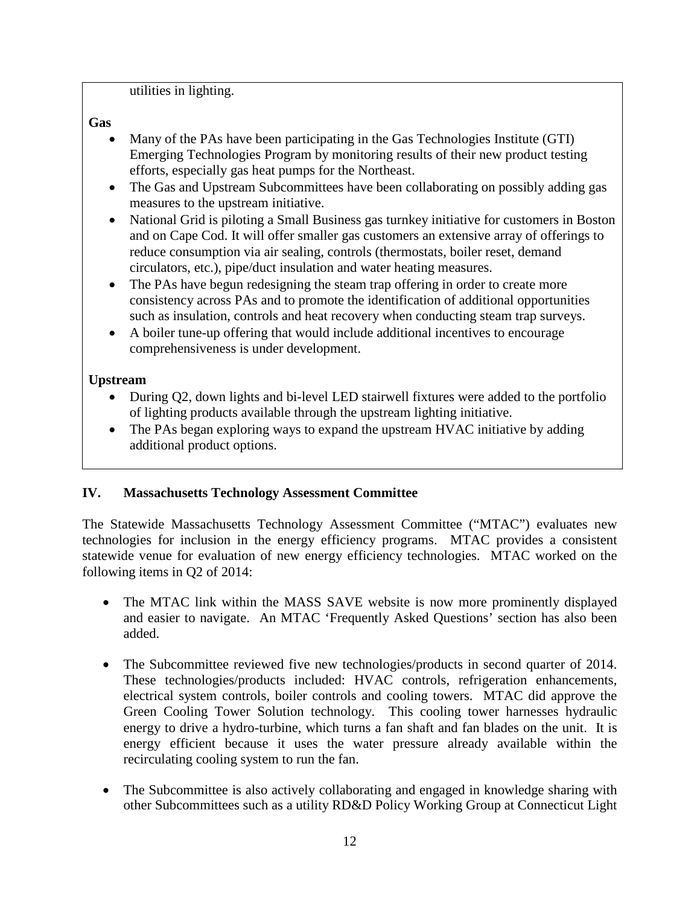utilities in lighting.

**Gas**

- Many of the PAs have been participating in the Gas Technologies Institute (GTI) Emerging Technologies Program by monitoring results of their new product testing efforts, especially gas heat pumps for the Northeast.
- The Gas and Upstream Subcommittees have been collaborating on possibly adding gas measures to the upstream initiative.
- National Grid is piloting a Small Business gas turnkey initiative for customers in Boston and on Cape Cod. It will offer smaller gas customers an extensive array of offerings to reduce consumption via air sealing, controls (thermostats, boiler reset, demand circulators, etc.), pipe/duct insulation and water heating measures.
- The PAs have begun redesigning the steam trap offering in order to create more consistency across PAs and to promote the identification of additional opportunities such as insulation, controls and heat recovery when conducting steam trap surveys.
- A boiler tune-up offering that would include additional incentives to encourage comprehensiveness is under development.

**Upstream**

- During Q2, down lights and bi-level LED stairwell fixtures were added to the portfolio of lighting products available through the upstream lighting initiative.
- The PAs began exploring ways to expand the upstream HVAC initiative by adding additional product options.

## IV. Massachusetts Technology Assessment Committee

The Statewide Massachusetts Technology Assessment Committee ("MTAC") evaluates new technologies for inclusion in the energy efficiency programs. MTAC provides a consistent statewide venue for evaluation of new energy efficiency technologies. MTAC worked on the following items in Q2 of 2014:

- The MTAC link within the MASS SAVE website is now more prominently displayed and easier to navigate. An MTAC 'Frequently Asked Questions' section has also been added.

- The Subcommittee reviewed five new technologies/products in second quarter of 2014. These technologies/products included: HVAC controls, refrigeration enhancements, electrical system controls, boiler controls and cooling towers. MTAC did approve the Green Cooling Tower Solution technology. This cooling tower harnesses hydraulic energy to drive a hydro-turbine, which turns a fan shaft and fan blades on the unit. It is energy efficient because it uses the water pressure already available within the recirculating cooling system to run the fan.

- The Subcommittee is also actively collaborating and engaged in knowledge sharing with other Subcommittees such as a utility RD&D Policy Working Group at Connecticut Light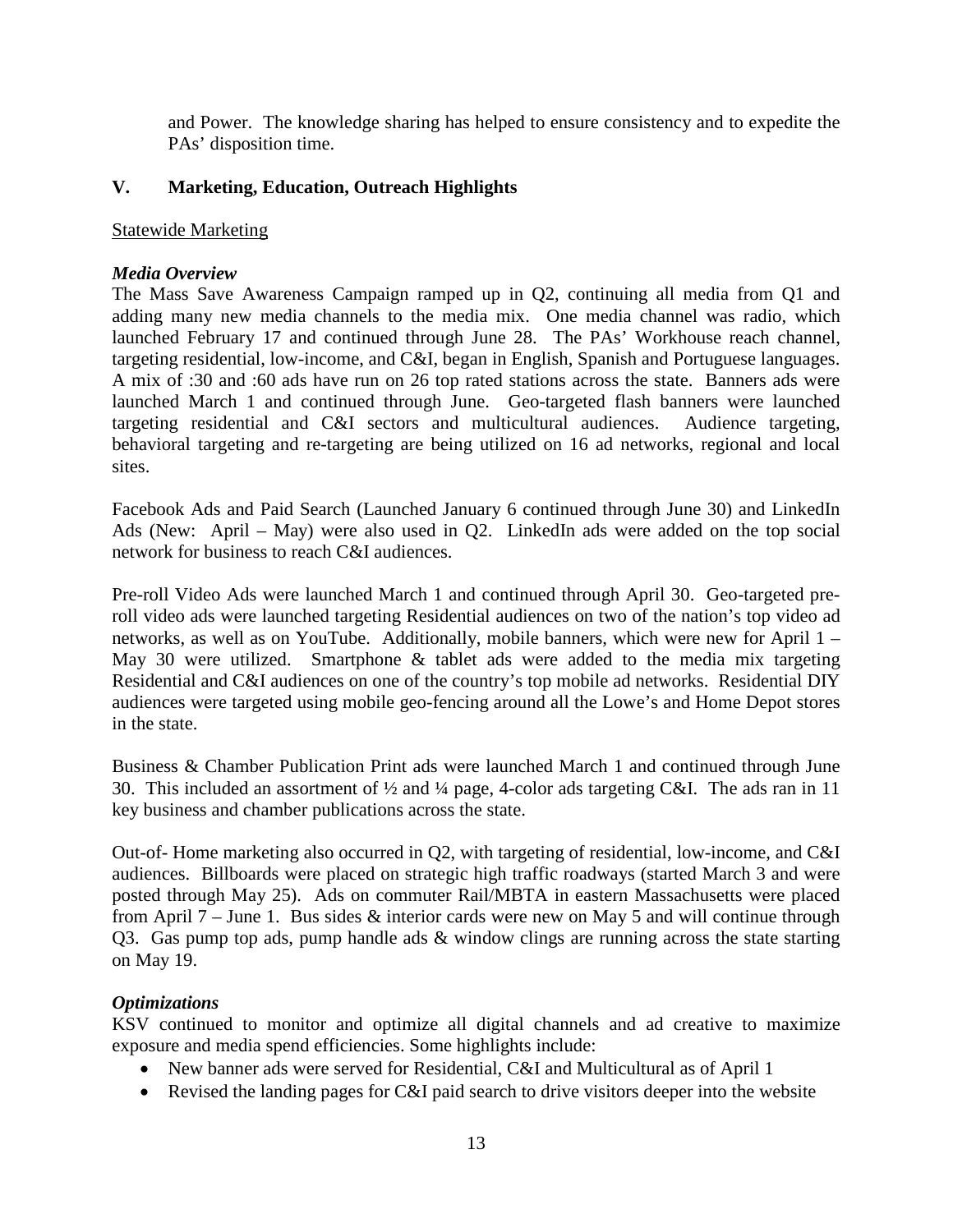and Power. The knowledge sharing has helped to ensure consistency and to expedite the PAs' disposition time.

## V. Marketing, Education, Outreach Highlights

Statewide Marketing

***Media Overview***

The Mass Save Awareness Campaign ramped up in Q2, continuing all media from Q1 and adding many new media channels to the media mix. One media channel was radio, which launched February 17 and continued through June 28. The PAs' Workhouse reach channel, targeting residential, low-income, and C&I, began in English, Spanish and Portuguese languages. A mix of :30 and :60 ads have run on 26 top rated stations across the state. Banners ads were launched March 1 and continued through June. Geo-targeted flash banners were launched targeting residential and C&I sectors and multicultural audiences. Audience targeting, behavioral targeting and re-targeting are being utilized on 16 ad networks, regional and local sites.

Facebook Ads and Paid Search (Launched January 6 continued through June 30) and LinkedIn Ads (New: April – May) were also used in Q2. LinkedIn ads were added on the top social network for business to reach C&I audiences.

Pre-roll Video Ads were launched March 1 and continued through April 30. Geo-targeted pre-roll video ads were launched targeting Residential audiences on two of the nation's top video ad networks, as well as on YouTube. Additionally, mobile banners, which were new for April 1 – May 30 were utilized. Smartphone & tablet ads were added to the media mix targeting Residential and C&I audiences on one of the country's top mobile ad networks. Residential DIY audiences were targeted using mobile geo-fencing around all the Lowe's and Home Depot stores in the state.

Business & Chamber Publication Print ads were launched March 1 and continued through June 30. This included an assortment of ½ and ¼ page, 4-color ads targeting C&I. The ads ran in 11 key business and chamber publications across the state.

Out-of- Home marketing also occurred in Q2, with targeting of residential, low-income, and C&I audiences. Billboards were placed on strategic high traffic roadways (started March 3 and were posted through May 25). Ads on commuter Rail/MBTA in eastern Massachusetts were placed from April 7 – June 1. Bus sides & interior cards were new on May 5 and will continue through Q3. Gas pump top ads, pump handle ads & window clings are running across the state starting on May 19.

***Optimizations***

KSV continued to monitor and optimize all digital channels and ad creative to maximize exposure and media spend efficiencies. Some highlights include:

- New banner ads were served for Residential, C&I and Multicultural as of April 1
- Revised the landing pages for C&I paid search to drive visitors deeper into the website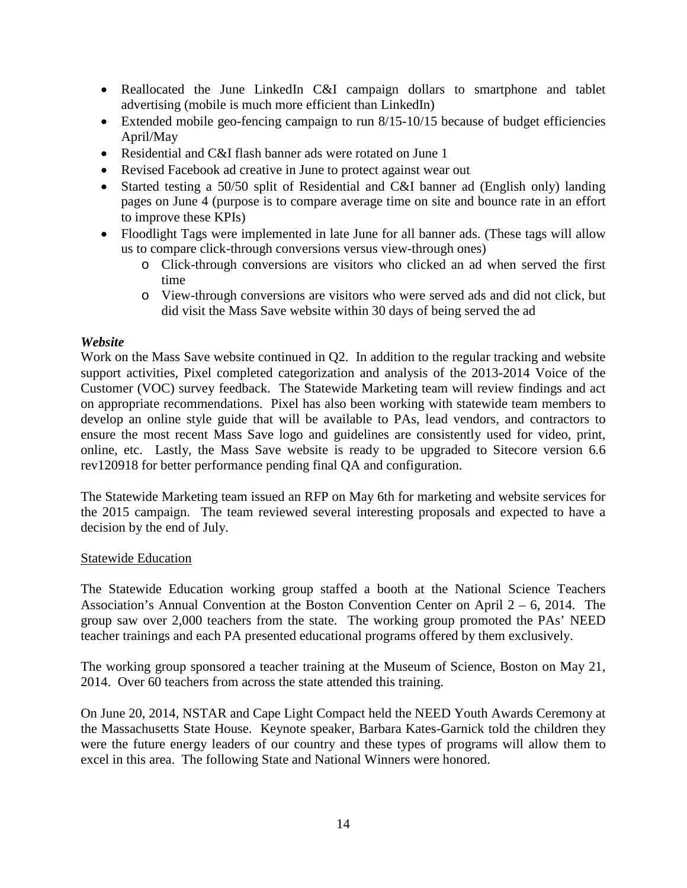- Reallocated the June LinkedIn C&I campaign dollars to smartphone and tablet advertising (mobile is much more efficient than LinkedIn)
- Extended mobile geo-fencing campaign to run 8/15-10/15 because of budget efficiencies April/May
- Residential and C&I flash banner ads were rotated on June 1
- Revised Facebook ad creative in June to protect against wear out
- Started testing a 50/50 split of Residential and C&I banner ad (English only) landing pages on June 4 (purpose is to compare average time on site and bounce rate in an effort to improve these KPIs)
- Floodlight Tags were implemented in late June for all banner ads. (These tags will allow us to compare click-through conversions versus view-through ones)
  - Click-through conversions are visitors who clicked an ad when served the first time
  - View-through conversions are visitors who were served ads and did not click, but did visit the Mass Save website within 30 days of being served the ad

***Website***

Work on the Mass Save website continued in Q2. In addition to the regular tracking and website support activities, Pixel completed categorization and analysis of the 2013-2014 Voice of the Customer (VOC) survey feedback. The Statewide Marketing team will review findings and act on appropriate recommendations. Pixel has also been working with statewide team members to develop an online style guide that will be available to PAs, lead vendors, and contractors to ensure the most recent Mass Save logo and guidelines are consistently used for video, print, online, etc. Lastly, the Mass Save website is ready to be upgraded to Sitecore version 6.6 rev120918 for better performance pending final QA and configuration.

The Statewide Marketing team issued an RFP on May 6th for marketing and website services for the 2015 campaign. The team reviewed several interesting proposals and expected to have a decision by the end of July.

<u>Statewide Education</u>

The Statewide Education working group staffed a booth at the National Science Teachers Association's Annual Convention at the Boston Convention Center on April 2 – 6, 2014. The group saw over 2,000 teachers from the state. The working group promoted the PAs' NEED teacher trainings and each PA presented educational programs offered by them exclusively.

The working group sponsored a teacher training at the Museum of Science, Boston on May 21, 2014. Over 60 teachers from across the state attended this training.

On June 20, 2014, NSTAR and Cape Light Compact held the NEED Youth Awards Ceremony at the Massachusetts State House. Keynote speaker, Barbara Kates-Garnick told the children they were the future energy leaders of our country and these types of programs will allow them to excel in this area. The following State and National Winners were honored.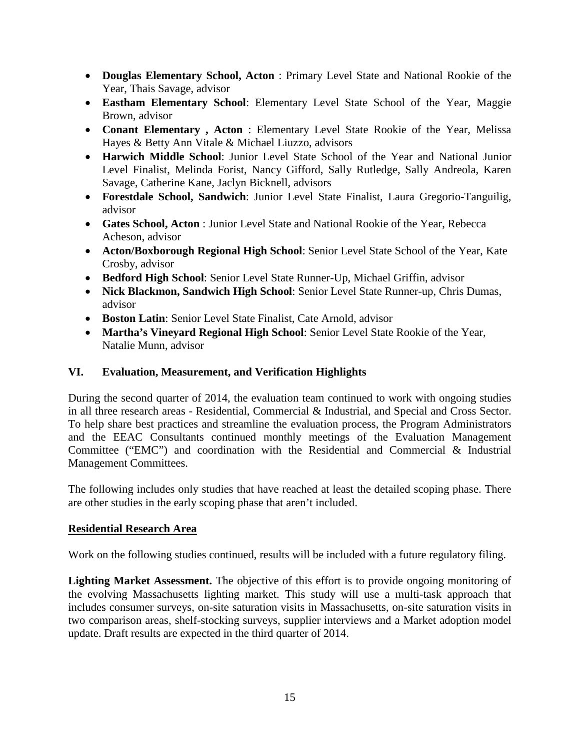- **Douglas Elementary School, Acton** : Primary Level State and National Rookie of the Year, Thais Savage, advisor
- **Eastham Elementary School**: Elementary Level State School of the Year, Maggie Brown, advisor
- **Conant Elementary , Acton** : Elementary Level State Rookie of the Year, Melissa Hayes & Betty Ann Vitale & Michael Liuzzo, advisors
- **Harwich Middle School**: Junior Level State School of the Year and National Junior Level Finalist, Melinda Forist, Nancy Gifford, Sally Rutledge, Sally Andreola, Karen Savage, Catherine Kane, Jaclyn Bicknell, advisors
- **Forestdale School, Sandwich**: Junior Level State Finalist, Laura Gregorio-Tanguilig, advisor
- **Gates School, Acton** : Junior Level State and National Rookie of the Year, Rebecca Acheson, advisor
- **Acton/Boxborough Regional High School**: Senior Level State School of the Year, Kate Crosby, advisor
- **Bedford High School**: Senior Level State Runner-Up, Michael Griffin, advisor
- **Nick Blackmon, Sandwich High School**: Senior Level State Runner-up, Chris Dumas, advisor
- **Boston Latin**: Senior Level State Finalist, Cate Arnold, advisor
- **Martha's Vineyard Regional High School**: Senior Level State Rookie of the Year, Natalie Munn, advisor

## VI. Evaluation, Measurement, and Verification Highlights

During the second quarter of 2014, the evaluation team continued to work with ongoing studies in all three research areas - Residential, Commercial & Industrial, and Special and Cross Sector. To help share best practices and streamline the evaluation process, the Program Administrators and the EEAC Consultants continued monthly meetings of the Evaluation Management Committee ("EMC") and coordination with the Residential and Commercial & Industrial Management Committees.

The following includes only studies that have reached at least the detailed scoping phase. There are other studies in the early scoping phase that aren't included.

### Residential Research Area

Work on the following studies continued, results will be included with a future regulatory filing.

**Lighting Market Assessment.** The objective of this effort is to provide ongoing monitoring of the evolving Massachusetts lighting market. This study will use a multi-task approach that includes consumer surveys, on-site saturation visits in Massachusetts, on-site saturation visits in two comparison areas, shelf-stocking surveys, supplier interviews and a Market adoption model update. Draft results are expected in the third quarter of 2014.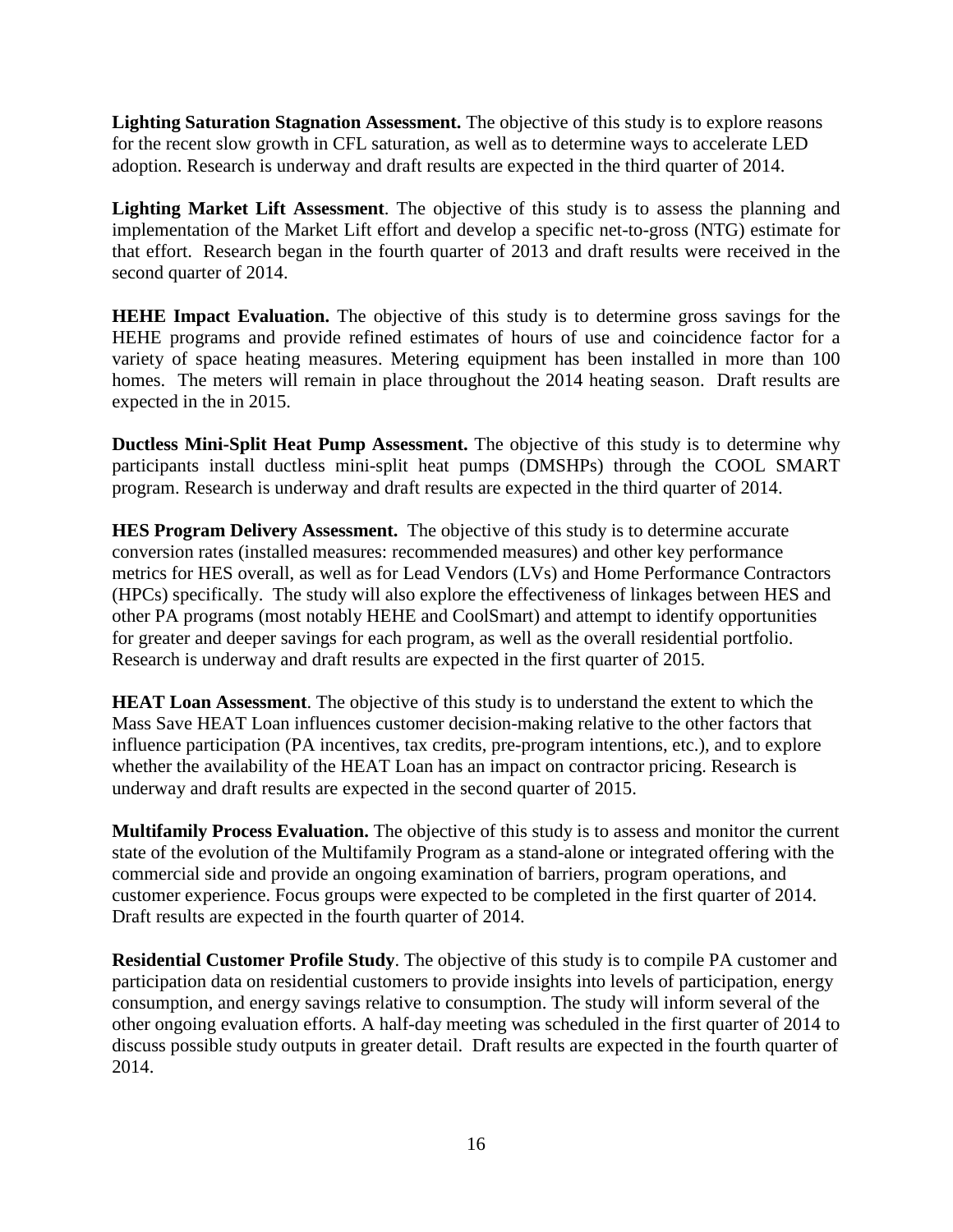**Lighting Saturation Stagnation Assessment.** The objective of this study is to explore reasons for the recent slow growth in CFL saturation, as well as to determine ways to accelerate LED adoption. Research is underway and draft results are expected in the third quarter of 2014.

**Lighting Market Lift Assessment**. The objective of this study is to assess the planning and implementation of the Market Lift effort and develop a specific net-to-gross (NTG) estimate for that effort. Research began in the fourth quarter of 2013 and draft results were received in the second quarter of 2014.

**HEHE Impact Evaluation.** The objective of this study is to determine gross savings for the HEHE programs and provide refined estimates of hours of use and coincidence factor for a variety of space heating measures. Metering equipment has been installed in more than 100 homes. The meters will remain in place throughout the 2014 heating season. Draft results are expected in the in 2015.

**Ductless Mini-Split Heat Pump Assessment.** The objective of this study is to determine why participants install ductless mini-split heat pumps (DMSHPs) through the COOL SMART program. Research is underway and draft results are expected in the third quarter of 2014.

**HES Program Delivery Assessment.** The objective of this study is to determine accurate conversion rates (installed measures: recommended measures) and other key performance metrics for HES overall, as well as for Lead Vendors (LVs) and Home Performance Contractors (HPCs) specifically. The study will also explore the effectiveness of linkages between HES and other PA programs (most notably HEHE and CoolSmart) and attempt to identify opportunities for greater and deeper savings for each program, as well as the overall residential portfolio. Research is underway and draft results are expected in the first quarter of 2015.

**HEAT Loan Assessment**. The objective of this study is to understand the extent to which the Mass Save HEAT Loan influences customer decision-making relative to the other factors that influence participation (PA incentives, tax credits, pre-program intentions, etc.), and to explore whether the availability of the HEAT Loan has an impact on contractor pricing. Research is underway and draft results are expected in the second quarter of 2015.

**Multifamily Process Evaluation.** The objective of this study is to assess and monitor the current state of the evolution of the Multifamily Program as a stand-alone or integrated offering with the commercial side and provide an ongoing examination of barriers, program operations, and customer experience. Focus groups were expected to be completed in the first quarter of 2014. Draft results are expected in the fourth quarter of 2014.

**Residential Customer Profile Study**. The objective of this study is to compile PA customer and participation data on residential customers to provide insights into levels of participation, energy consumption, and energy savings relative to consumption. The study will inform several of the other ongoing evaluation efforts. A half-day meeting was scheduled in the first quarter of 2014 to discuss possible study outputs in greater detail. Draft results are expected in the fourth quarter of 2014.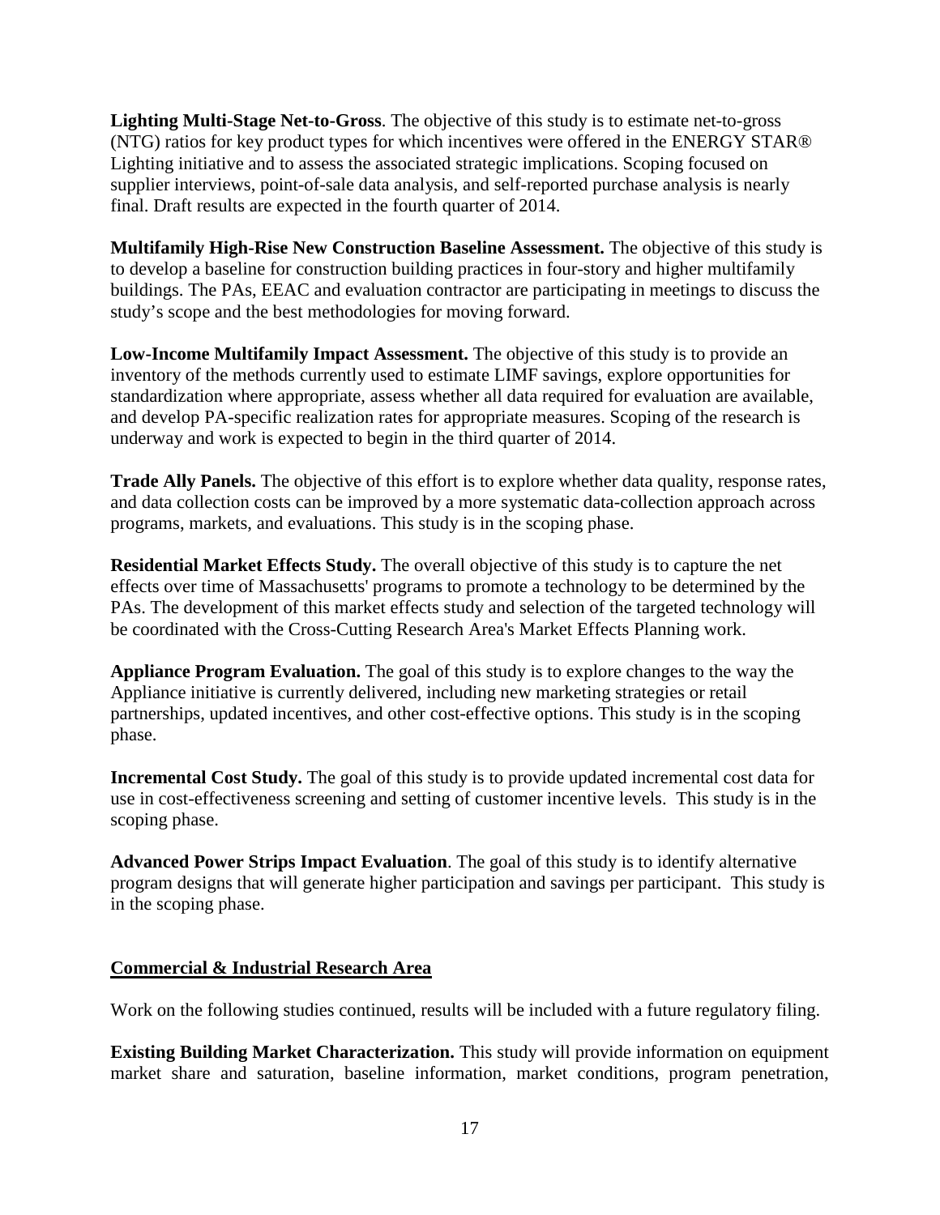**Lighting Multi-Stage Net-to-Gross**. The objective of this study is to estimate net-to-gross (NTG) ratios for key product types for which incentives were offered in the ENERGY STAR® Lighting initiative and to assess the associated strategic implications. Scoping focused on supplier interviews, point-of-sale data analysis, and self-reported purchase analysis is nearly final. Draft results are expected in the fourth quarter of 2014.

**Multifamily High-Rise New Construction Baseline Assessment.** The objective of this study is to develop a baseline for construction building practices in four-story and higher multifamily buildings. The PAs, EEAC and evaluation contractor are participating in meetings to discuss the study's scope and the best methodologies for moving forward.

**Low-Income Multifamily Impact Assessment.** The objective of this study is to provide an inventory of the methods currently used to estimate LIMF savings, explore opportunities for standardization where appropriate, assess whether all data required for evaluation are available, and develop PA-specific realization rates for appropriate measures. Scoping of the research is underway and work is expected to begin in the third quarter of 2014.

**Trade Ally Panels.** The objective of this effort is to explore whether data quality, response rates, and data collection costs can be improved by a more systematic data-collection approach across programs, markets, and evaluations. This study is in the scoping phase.

**Residential Market Effects Study.** The overall objective of this study is to capture the net effects over time of Massachusetts' programs to promote a technology to be determined by the PAs. The development of this market effects study and selection of the targeted technology will be coordinated with the Cross-Cutting Research Area's Market Effects Planning work.

**Appliance Program Evaluation.** The goal of this study is to explore changes to the way the Appliance initiative is currently delivered, including new marketing strategies or retail partnerships, updated incentives, and other cost-effective options. This study is in the scoping phase.

**Incremental Cost Study.** The goal of this study is to provide updated incremental cost data for use in cost-effectiveness screening and setting of customer incentive levels. This study is in the scoping phase.

**Advanced Power Strips Impact Evaluation**. The goal of this study is to identify alternative program designs that will generate higher participation and savings per participant. This study is in the scoping phase.

## Commercial & Industrial Research Area

Work on the following studies continued, results will be included with a future regulatory filing.

**Existing Building Market Characterization.** This study will provide information on equipment market share and saturation, baseline information, market conditions, program penetration,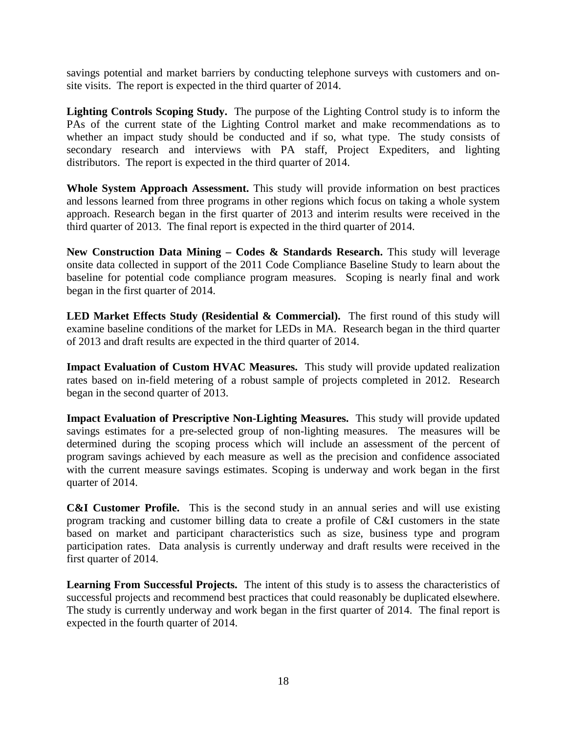savings potential and market barriers by conducting telephone surveys with customers and on-site visits. The report is expected in the third quarter of 2014.

**Lighting Controls Scoping Study.** The purpose of the Lighting Control study is to inform the PAs of the current state of the Lighting Control market and make recommendations as to whether an impact study should be conducted and if so, what type. The study consists of secondary research and interviews with PA staff, Project Expediters, and lighting distributors. The report is expected in the third quarter of 2014.

**Whole System Approach Assessment.** This study will provide information on best practices and lessons learned from three programs in other regions which focus on taking a whole system approach. Research began in the first quarter of 2013 and interim results were received in the third quarter of 2013. The final report is expected in the third quarter of 2014.

**New Construction Data Mining – Codes & Standards Research.** This study will leverage onsite data collected in support of the 2011 Code Compliance Baseline Study to learn about the baseline for potential code compliance program measures. Scoping is nearly final and work began in the first quarter of 2014.

**LED Market Effects Study (Residential & Commercial).** The first round of this study will examine baseline conditions of the market for LEDs in MA. Research began in the third quarter of 2013 and draft results are expected in the third quarter of 2014.

**Impact Evaluation of Custom HVAC Measures.** This study will provide updated realization rates based on in-field metering of a robust sample of projects completed in 2012. Research began in the second quarter of 2013.

**Impact Evaluation of Prescriptive Non-Lighting Measures.** This study will provide updated savings estimates for a pre-selected group of non-lighting measures. The measures will be determined during the scoping process which will include an assessment of the percent of program savings achieved by each measure as well as the precision and confidence associated with the current measure savings estimates. Scoping is underway and work began in the first quarter of 2014.

**C&I Customer Profile.** This is the second study in an annual series and will use existing program tracking and customer billing data to create a profile of C&I customers in the state based on market and participant characteristics such as size, business type and program participation rates. Data analysis is currently underway and draft results were received in the first quarter of 2014.

**Learning From Successful Projects.** The intent of this study is to assess the characteristics of successful projects and recommend best practices that could reasonably be duplicated elsewhere. The study is currently underway and work began in the first quarter of 2014. The final report is expected in the fourth quarter of 2014.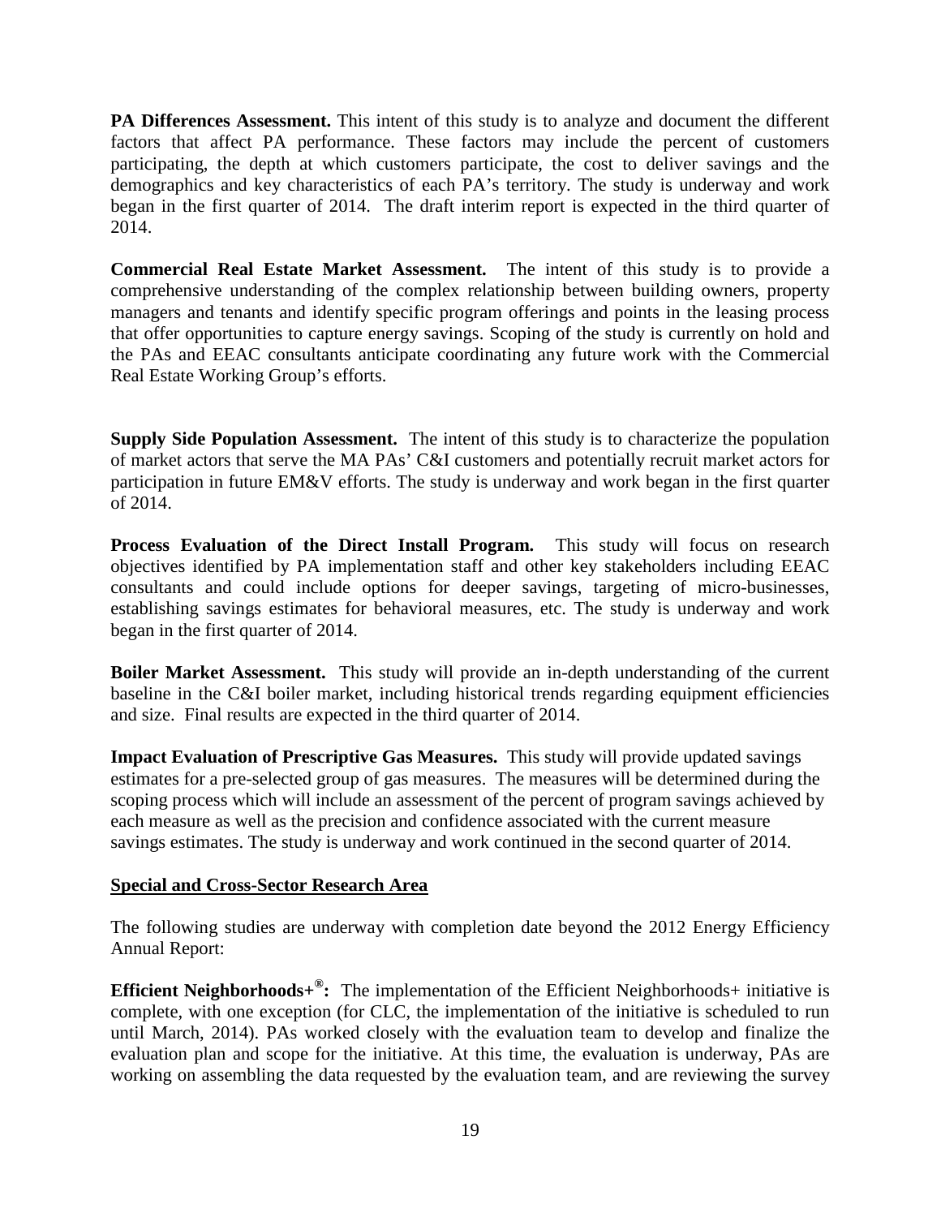**PA Differences Assessment.** This intent of this study is to analyze and document the different factors that affect PA performance. These factors may include the percent of customers participating, the depth at which customers participate, the cost to deliver savings and the demographics and key characteristics of each PA's territory. The study is underway and work began in the first quarter of 2014. The draft interim report is expected in the third quarter of 2014.

**Commercial Real Estate Market Assessment.** The intent of this study is to provide a comprehensive understanding of the complex relationship between building owners, property managers and tenants and identify specific program offerings and points in the leasing process that offer opportunities to capture energy savings. Scoping of the study is currently on hold and the PAs and EEAC consultants anticipate coordinating any future work with the Commercial Real Estate Working Group's efforts.

**Supply Side Population Assessment.** The intent of this study is to characterize the population of market actors that serve the MA PAs' C&I customers and potentially recruit market actors for participation in future EM&V efforts. The study is underway and work began in the first quarter of 2014.

**Process Evaluation of the Direct Install Program.** This study will focus on research objectives identified by PA implementation staff and other key stakeholders including EEAC consultants and could include options for deeper savings, targeting of micro-businesses, establishing savings estimates for behavioral measures, etc. The study is underway and work began in the first quarter of 2014.

**Boiler Market Assessment.** This study will provide an in-depth understanding of the current baseline in the C&I boiler market, including historical trends regarding equipment efficiencies and size. Final results are expected in the third quarter of 2014.

**Impact Evaluation of Prescriptive Gas Measures.** This study will provide updated savings estimates for a pre-selected group of gas measures. The measures will be determined during the scoping process which will include an assessment of the percent of program savings achieved by each measure as well as the precision and confidence associated with the current measure savings estimates. The study is underway and work continued in the second quarter of 2014.

**Special and Cross-Sector Research Area**

The following studies are underway with completion date beyond the 2012 Energy Efficiency Annual Report:

**Efficient Neighborhoods+®:** The implementation of the Efficient Neighborhoods+ initiative is complete, with one exception (for CLC, the implementation of the initiative is scheduled to run until March, 2014). PAs worked closely with the evaluation team to develop and finalize the evaluation plan and scope for the initiative. At this time, the evaluation is underway, PAs are working on assembling the data requested by the evaluation team, and are reviewing the survey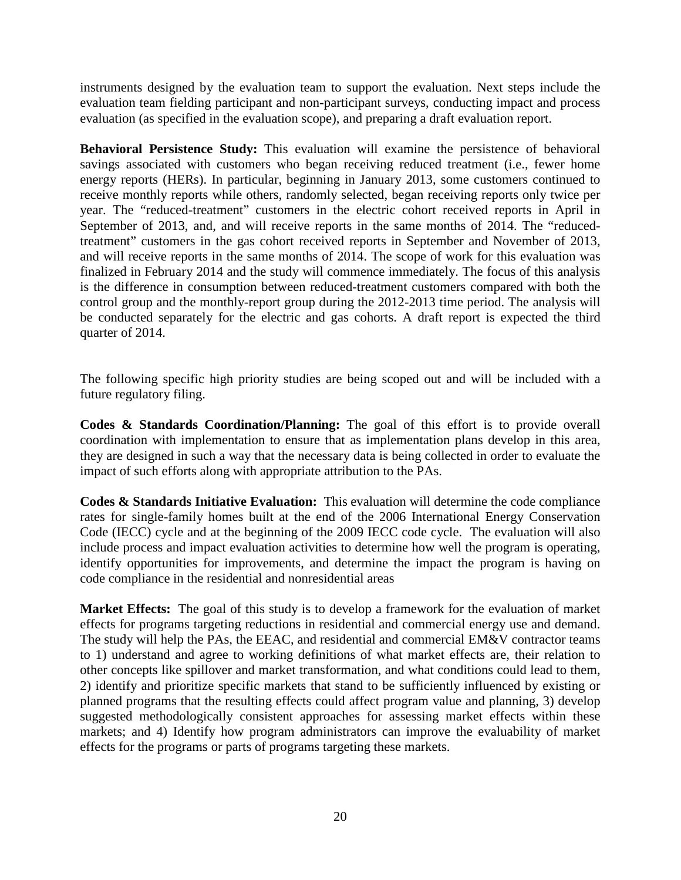instruments designed by the evaluation team to support the evaluation. Next steps include the evaluation team fielding participant and non-participant surveys, conducting impact and process evaluation (as specified in the evaluation scope), and preparing a draft evaluation report.

**Behavioral Persistence Study:** This evaluation will examine the persistence of behavioral savings associated with customers who began receiving reduced treatment (i.e., fewer home energy reports (HERs). In particular, beginning in January 2013, some customers continued to receive monthly reports while others, randomly selected, began receiving reports only twice per year. The "reduced-treatment" customers in the electric cohort received reports in April in September of 2013, and, and will receive reports in the same months of 2014. The "reduced-treatment" customers in the gas cohort received reports in September and November of 2013, and will receive reports in the same months of 2014. The scope of work for this evaluation was finalized in February 2014 and the study will commence immediately. The focus of this analysis is the difference in consumption between reduced-treatment customers compared with both the control group and the monthly-report group during the 2012-2013 time period. The analysis will be conducted separately for the electric and gas cohorts. A draft report is expected the third quarter of 2014.

The following specific high priority studies are being scoped out and will be included with a future regulatory filing.

**Codes & Standards Coordination/Planning:** The goal of this effort is to provide overall coordination with implementation to ensure that as implementation plans develop in this area, they are designed in such a way that the necessary data is being collected in order to evaluate the impact of such efforts along with appropriate attribution to the PAs.

**Codes & Standards Initiative Evaluation:** This evaluation will determine the code compliance rates for single-family homes built at the end of the 2006 International Energy Conservation Code (IECC) cycle and at the beginning of the 2009 IECC code cycle. The evaluation will also include process and impact evaluation activities to determine how well the program is operating, identify opportunities for improvements, and determine the impact the program is having on code compliance in the residential and nonresidential areas

**Market Effects:** The goal of this study is to develop a framework for the evaluation of market effects for programs targeting reductions in residential and commercial energy use and demand. The study will help the PAs, the EEAC, and residential and commercial EM&V contractor teams to 1) understand and agree to working definitions of what market effects are, their relation to other concepts like spillover and market transformation, and what conditions could lead to them, 2) identify and prioritize specific markets that stand to be sufficiently influenced by existing or planned programs that the resulting effects could affect program value and planning, 3) develop suggested methodologically consistent approaches for assessing market effects within these markets; and 4) Identify how program administrators can improve the evaluability of market effects for the programs or parts of programs targeting these markets.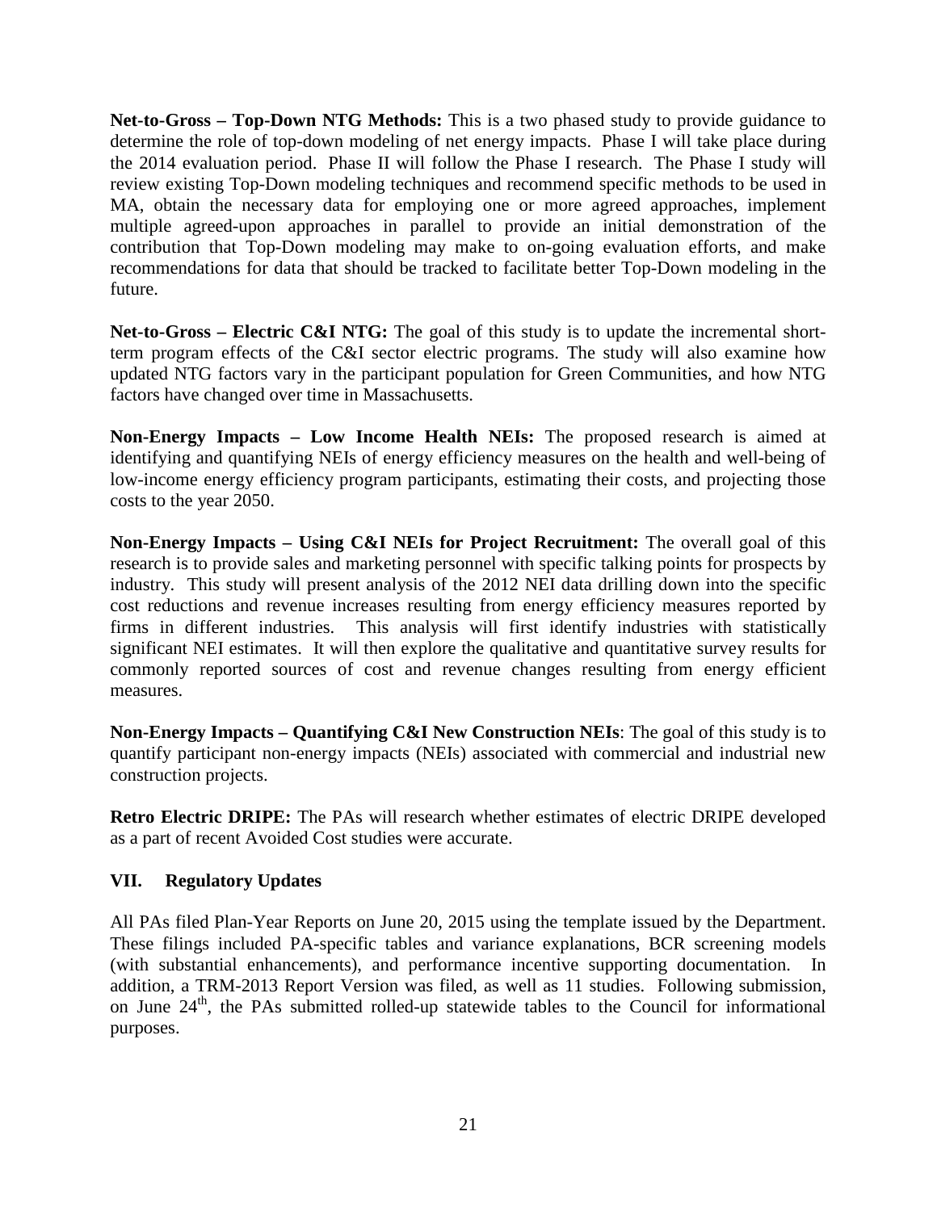**Net-to-Gross – Top-Down NTG Methods:** This is a two phased study to provide guidance to determine the role of top-down modeling of net energy impacts. Phase I will take place during the 2014 evaluation period. Phase II will follow the Phase I research. The Phase I study will review existing Top-Down modeling techniques and recommend specific methods to be used in MA, obtain the necessary data for employing one or more agreed approaches, implement multiple agreed-upon approaches in parallel to provide an initial demonstration of the contribution that Top-Down modeling may make to on-going evaluation efforts, and make recommendations for data that should be tracked to facilitate better Top-Down modeling in the future.

**Net-to-Gross – Electric C&I NTG:** The goal of this study is to update the incremental short-term program effects of the C&I sector electric programs. The study will also examine how updated NTG factors vary in the participant population for Green Communities, and how NTG factors have changed over time in Massachusetts.

**Non-Energy Impacts – Low Income Health NEIs:** The proposed research is aimed at identifying and quantifying NEIs of energy efficiency measures on the health and well-being of low-income energy efficiency program participants, estimating their costs, and projecting those costs to the year 2050.

**Non-Energy Impacts – Using C&I NEIs for Project Recruitment:** The overall goal of this research is to provide sales and marketing personnel with specific talking points for prospects by industry. This study will present analysis of the 2012 NEI data drilling down into the specific cost reductions and revenue increases resulting from energy efficiency measures reported by firms in different industries. This analysis will first identify industries with statistically significant NEI estimates. It will then explore the qualitative and quantitative survey results for commonly reported sources of cost and revenue changes resulting from energy efficient measures.

**Non-Energy Impacts – Quantifying C&I New Construction NEIs**: The goal of this study is to quantify participant non-energy impacts (NEIs) associated with commercial and industrial new construction projects.

**Retro Electric DRIPE:** The PAs will research whether estimates of electric DRIPE developed as a part of recent Avoided Cost studies were accurate.

## VII. Regulatory Updates

All PAs filed Plan-Year Reports on June 20, 2015 using the template issued by the Department. These filings included PA-specific tables and variance explanations, BCR screening models (with substantial enhancements), and performance incentive supporting documentation. In addition, a TRM-2013 Report Version was filed, as well as 11 studies. Following submission, on June 24th, the PAs submitted rolled-up statewide tables to the Council for informational purposes.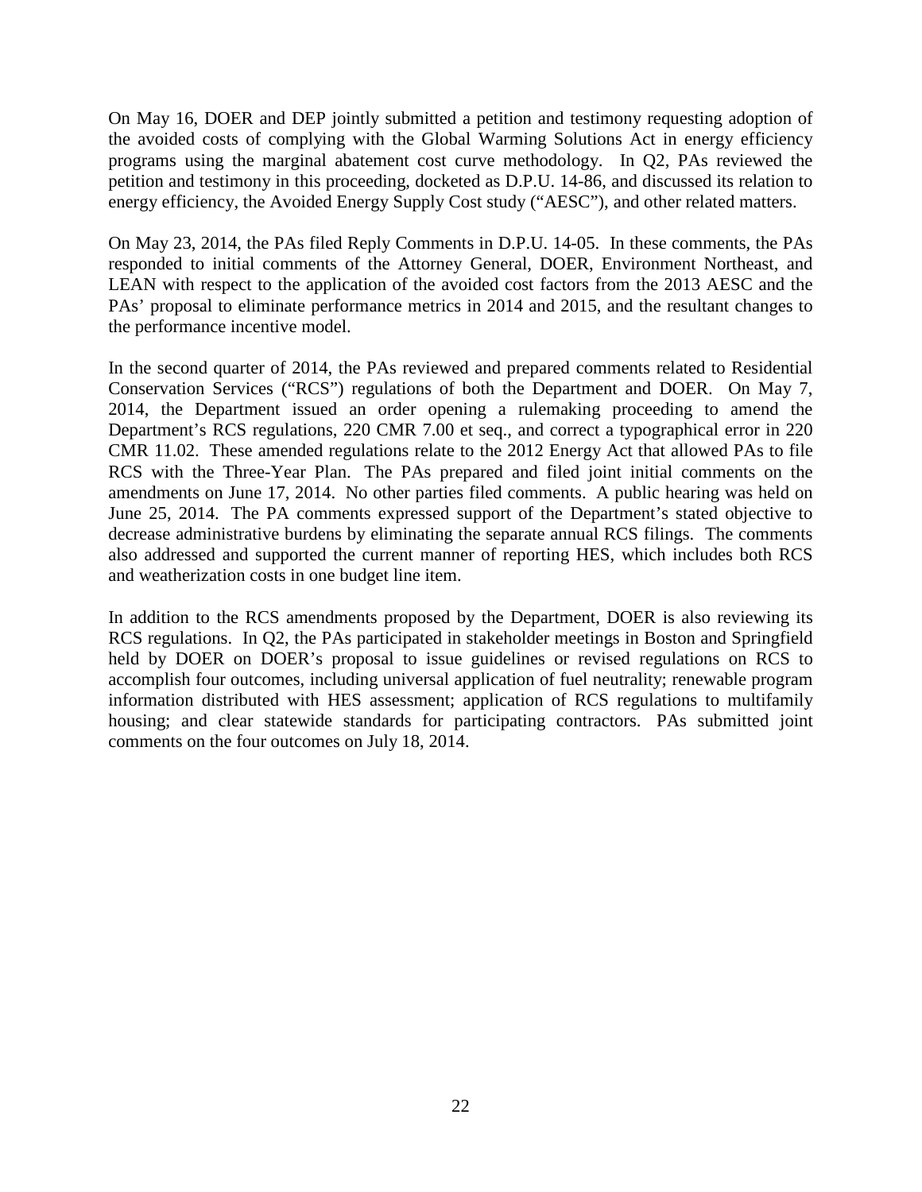On May 16, DOER and DEP jointly submitted a petition and testimony requesting adoption of the avoided costs of complying with the Global Warming Solutions Act in energy efficiency programs using the marginal abatement cost curve methodology. In Q2, PAs reviewed the petition and testimony in this proceeding, docketed as D.P.U. 14-86, and discussed its relation to energy efficiency, the Avoided Energy Supply Cost study ("AESC"), and other related matters.

On May 23, 2014, the PAs filed Reply Comments in D.P.U. 14-05. In these comments, the PAs responded to initial comments of the Attorney General, DOER, Environment Northeast, and LEAN with respect to the application of the avoided cost factors from the 2013 AESC and the PAs' proposal to eliminate performance metrics in 2014 and 2015, and the resultant changes to the performance incentive model.

In the second quarter of 2014, the PAs reviewed and prepared comments related to Residential Conservation Services ("RCS") regulations of both the Department and DOER. On May 7, 2014, the Department issued an order opening a rulemaking proceeding to amend the Department's RCS regulations, 220 CMR 7.00 et seq., and correct a typographical error in 220 CMR 11.02. These amended regulations relate to the 2012 Energy Act that allowed PAs to file RCS with the Three-Year Plan. The PAs prepared and filed joint initial comments on the amendments on June 17, 2014. No other parties filed comments. A public hearing was held on June 25, 2014. The PA comments expressed support of the Department's stated objective to decrease administrative burdens by eliminating the separate annual RCS filings. The comments also addressed and supported the current manner of reporting HES, which includes both RCS and weatherization costs in one budget line item.

In addition to the RCS amendments proposed by the Department, DOER is also reviewing its RCS regulations. In Q2, the PAs participated in stakeholder meetings in Boston and Springfield held by DOER on DOER's proposal to issue guidelines or revised regulations on RCS to accomplish four outcomes, including universal application of fuel neutrality; renewable program information distributed with HES assessment; application of RCS regulations to multifamily housing; and clear statewide standards for participating contractors. PAs submitted joint comments on the four outcomes on July 18, 2014.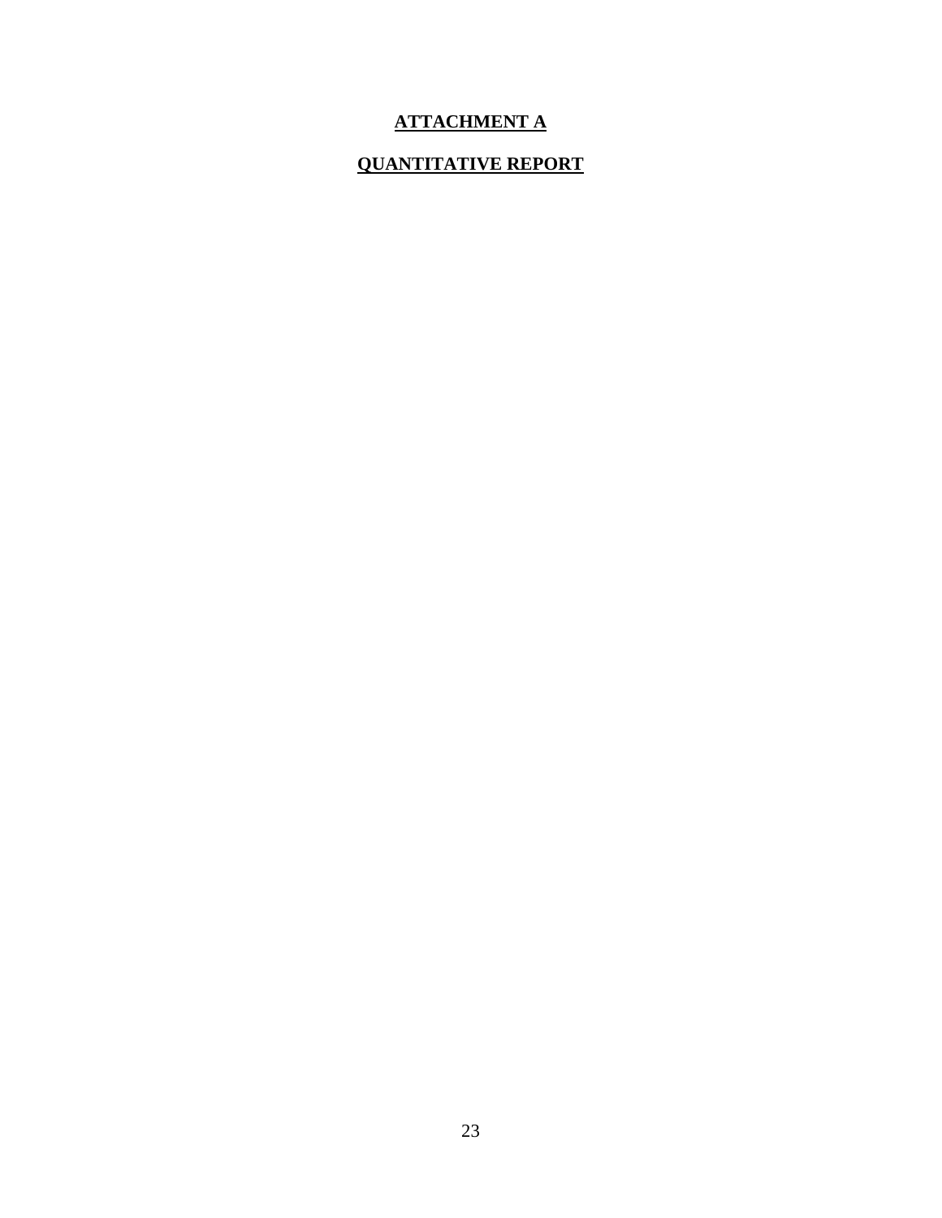# ATTACHMENT A

## QUANTITATIVE REPORT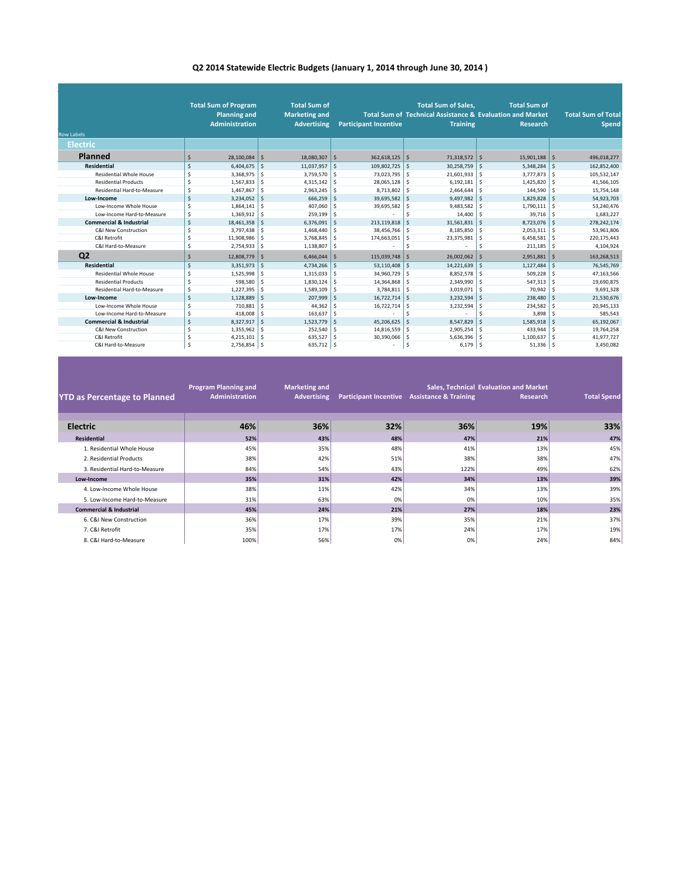# Q2 2014 Statewide Electric Budgets (January 1, 2014 through June 30, 2014 )

| Row Labels | Total Sum of Program Planning and Administration | Total Sum of Marketing and Advertising | Total Sum of Participant Incentive | Total Sum of Sales, Technical Assistance & Training | Total Sum of Evaluation and Market Research | Total Sum of Total Spend |
|---|---|---|---|---|---|---|
| **Electric** | | | | | | |
| **Planned** | $ 28,100,084 | $ 18,080,307 | $ 362,618,125 | $ 71,318,572 | $ 15,901,188 | $ 496,018,277 |
| **Residential** | $ 6,404,675 | $ 11,037,957 | $ 109,802,725 | $ 30,258,759 | $ 5,348,284 | $ 162,852,400 |
| Residential Whole House | $ 3,368,975 | $ 3,759,570 | $ 73,023,795 | $ 21,601,933 | $ 3,777,873 | $ 105,532,147 |
| Residential Products | $ 1,567,833 | $ 4,315,142 | $ 28,065,128 | $ 6,192,181 | $ 1,425,820 | $ 41,566,105 |
| Residential Hard-to-Measure | $ 1,467,867 | $ 2,963,245 | $ 8,713,802 | $ 2,464,644 | $ 144,590 | $ 15,754,148 |
| **Low-Income** | $ 3,234,052 | $ 666,259 | $ 39,695,582 | $ 9,497,982 | $ 1,829,828 | $ 54,923,703 |
| Low-Income Whole House | $ 1,864,141 | $ 407,060 | $ 39,695,582 | $ 9,483,582 | $ 1,790,111 | $ 53,240,476 |
| Low-Income Hard-to-Measure | $ 1,369,912 | $ 259,199 | $ - | $ 14,400 | $ 39,716 | $ 1,683,227 |
| **Commercial & Industrial** | $ 18,461,358 | $ 6,376,091 | $ 213,119,818 | $ 31,561,831 | $ 8,723,076 | $ 278,242,174 |
| C&I New Construction | $ 3,797,438 | $ 1,468,440 | $ 38,456,766 | $ 8,185,850 | $ 2,053,311 | $ 53,961,806 |
| C&I Retrofit | $ 11,908,986 | $ 3,768,845 | $ 174,663,051 | $ 23,375,981 | $ 6,458,581 | $ 220,175,443 |
| C&I Hard-to-Measure | $ 2,754,933 | $ 1,138,807 | $ - | $ - | $ 211,185 | $ 4,104,924 |
| **Q2** | $ 12,808,779 | $ 6,466,044 | $ 115,039,748 | $ 26,002,062 | $ 2,951,881 | $ 163,268,513 |
| **Residential** | $ 3,351,973 | $ 4,734,266 | $ 53,110,408 | $ 14,221,639 | $ 1,127,484 | $ 76,545,769 |
| Residential Whole House | $ 1,525,998 | $ 1,315,033 | $ 34,960,729 | $ 8,852,578 | $ 509,228 | $ 47,163,566 |
| Residential Products | $ 598,580 | $ 1,830,124 | $ 14,364,868 | $ 2,349,990 | $ 547,313 | $ 19,690,875 |
| Residential Hard-to-Measure | $ 1,227,395 | $ 1,589,109 | $ 3,784,811 | $ 3,019,071 | $ 70,942 | $ 9,691,328 |
| **Low-Income** | $ 1,128,889 | $ 207,999 | $ 16,722,714 | $ 3,232,594 | $ 238,480 | $ 21,530,676 |
| Low-Income Whole House | $ 710,881 | $ 44,362 | $ 16,722,714 | $ 3,232,594 | $ 234,582 | $ 20,945,133 |
| Low-Income Hard-to-Measure | $ 418,008 | $ 163,637 | $ - | $ - | $ 3,898 | $ 585,543 |
| **Commercial & Industrial** | $ 8,327,917 | $ 1,523,779 | $ 45,206,625 | $ 8,547,829 | $ 1,585,918 | $ 65,192,067 |
| C&I New Construction | $ 1,355,962 | $ 252,540 | $ 14,816,559 | $ 2,905,254 | $ 433,944 | $ 19,764,258 |
| C&I Retrofit | $ 4,215,101 | $ 635,527 | $ 30,390,066 | $ 5,636,396 | $ 1,100,637 | $ 41,977,727 |
| C&I Hard-to-Measure | $ 2,756,854 | $ 635,712 | $ - | $ 6,179 | $ 51,336 | $ 3,450,082 |

| YTD as Percentage to Planned | Program Planning and Administration | Marketing and Advertising | Participant Incentive | Sales, Technical Assistance & Training | Evaluation and Market Research | Total Spend |
|---|---|---|---|---|---|---|
| **Electric** | **46%** | **36%** | **32%** | **36%** | **19%** | **33%** |
| **Residential** | **52%** | **43%** | **48%** | **47%** | **21%** | **47%** |
| 1. Residential Whole House | 45% | 35% | 48% | 41% | 13% | 45% |
| 2. Residential Products | 38% | 42% | 51% | 38% | 38% | 47% |
| 3. Residential Hard-to-Measure | 84% | 54% | 43% | 122% | 49% | 62% |
| **Low-Income** | **35%** | **31%** | **42%** | **34%** | **13%** | **39%** |
| 4. Low-Income Whole House | 38% | 11% | 42% | 34% | 13% | 39% |
| 5. Low-Income Hard-to-Measure | 31% | 63% | 0% | 0% | 10% | 35% |
| **Commercial & Industrial** | **45%** | **24%** | **21%** | **27%** | **18%** | **23%** |
| 6. C&I New Construction | 36% | 17% | 39% | 35% | 21% | 37% |
| 7. C&I Retrofit | 35% | 17% | 17% | 24% | 17% | 19% |
| 8. C&I Hard-to-Measure | 100% | 56% | 0% | 0% | 24% | 84% |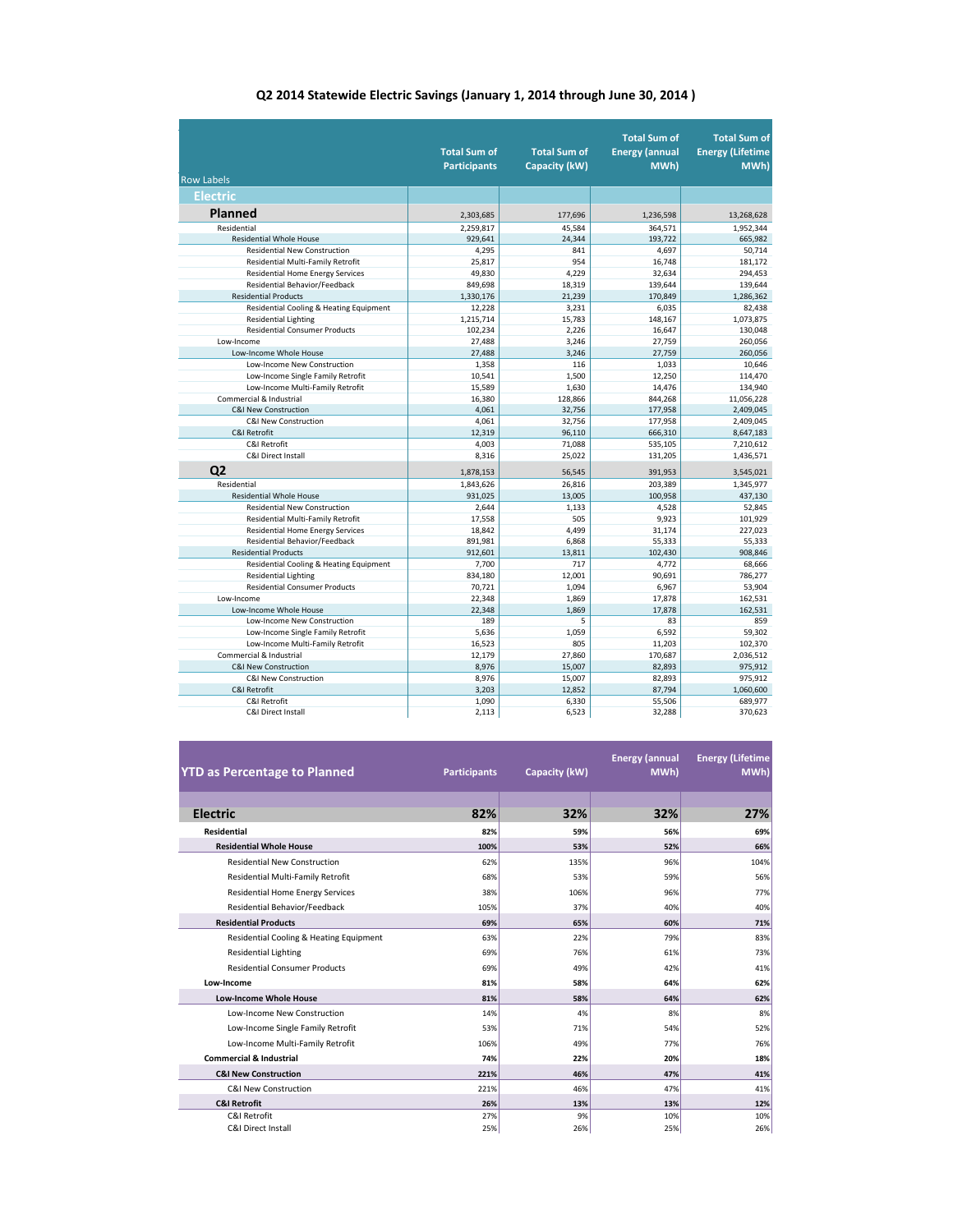# Q2 2014 Statewide Electric Savings (January 1, 2014 through June 30, 2014 )

| Row Labels | Total Sum of Participants | Total Sum of Capacity (kW) | Total Sum of Energy (annual MWh) | Total Sum of Energy (Lifetime MWh) |
|---|---|---|---|---|
| **Electric** | | | | |
| **Planned** | 2,303,685 | 177,696 | 1,236,598 | 13,268,628 |
| Residential | 2,259,817 | 45,584 | 364,571 | 1,952,344 |
| Residential Whole House | 929,641 | 24,344 | 193,722 | 665,982 |
| Residential New Construction | 4,295 | 841 | 4,697 | 50,714 |
| Residential Multi-Family Retrofit | 25,817 | 954 | 16,748 | 181,172 |
| Residential Home Energy Services | 49,830 | 4,229 | 32,634 | 294,453 |
| Residential Behavior/Feedback | 849,698 | 18,319 | 139,644 | 139,644 |
| Residential Products | 1,330,176 | 21,239 | 170,849 | 1,286,362 |
| Residential Cooling & Heating Equipment | 12,228 | 3,231 | 6,035 | 82,438 |
| Residential Lighting | 1,215,714 | 15,783 | 148,167 | 1,073,875 |
| Residential Consumer Products | 102,234 | 2,226 | 16,647 | 130,048 |
| Low-Income | 27,488 | 3,246 | 27,759 | 260,056 |
| Low-Income Whole House | 27,488 | 3,246 | 27,759 | 260,056 |
| Low-Income New Construction | 1,358 | 116 | 1,033 | 10,646 |
| Low-Income Single Family Retrofit | 10,541 | 1,500 | 12,250 | 114,470 |
| Low-Income Multi-Family Retrofit | 15,589 | 1,630 | 14,476 | 134,940 |
| Commercial & Industrial | 16,380 | 128,866 | 844,268 | 11,056,228 |
| C&I New Construction | 4,061 | 32,756 | 177,958 | 2,409,045 |
| C&I New Construction | 4,061 | 32,756 | 177,958 | 2,409,045 |
| C&I Retrofit | 12,319 | 96,110 | 666,310 | 8,647,183 |
| C&I Retrofit | 4,003 | 71,088 | 535,105 | 7,210,612 |
| C&I Direct Install | 8,316 | 25,022 | 131,205 | 1,436,571 |
| **Q2** | 1,878,153 | 56,545 | 391,953 | 3,545,021 |
| Residential | 1,843,626 | 26,816 | 203,389 | 1,345,977 |
| Residential Whole House | 931,025 | 13,005 | 100,958 | 437,130 |
| Residential New Construction | 2,644 | 1,133 | 4,528 | 52,845 |
| Residential Multi-Family Retrofit | 17,558 | 505 | 9,923 | 101,929 |
| Residential Home Energy Services | 18,842 | 4,499 | 31,174 | 227,023 |
| Residential Behavior/Feedback | 891,981 | 6,868 | 55,333 | 55,333 |
| Residential Products | 912,601 | 13,811 | 102,430 | 908,846 |
| Residential Cooling & Heating Equipment | 7,700 | 717 | 4,772 | 68,666 |
| Residential Lighting | 834,180 | 12,001 | 90,691 | 786,277 |
| Residential Consumer Products | 70,721 | 1,094 | 6,967 | 53,904 |
| Low-Income | 22,348 | 1,869 | 17,878 | 162,531 |
| Low-Income Whole House | 22,348 | 1,869 | 17,878 | 162,531 |
| Low-Income New Construction | 189 | 5 | 83 | 859 |
| Low-Income Single Family Retrofit | 5,636 | 1,059 | 6,592 | 59,302 |
| Low-Income Multi-Family Retrofit | 16,523 | 805 | 11,203 | 102,370 |
| Commercial & Industrial | 12,179 | 27,860 | 170,687 | 2,036,512 |
| C&I New Construction | 8,976 | 15,007 | 82,893 | 975,912 |
| C&I New Construction | 8,976 | 15,007 | 82,893 | 975,912 |
| C&I Retrofit | 3,203 | 12,852 | 87,794 | 1,060,600 |
| C&I Retrofit | 1,090 | 6,330 | 55,506 | 689,977 |
| C&I Direct Install | 2,113 | 6,523 | 32,288 | 370,623 |

| YTD as Percentage to Planned | Participants | Capacity (kW) | Energy (annual MWh) | Energy (Lifetime MWh) |
|---|---|---|---|---|
| **Electric** | **82%** | **32%** | **32%** | **27%** |
| **Residential** | **82%** | **59%** | **56%** | **69%** |
| **Residential Whole House** | **100%** | **53%** | **52%** | **66%** |
| Residential New Construction | 62% | 135% | 96% | 104% |
| Residential Multi-Family Retrofit | 68% | 53% | 59% | 56% |
| Residential Home Energy Services | 38% | 106% | 96% | 77% |
| Residential Behavior/Feedback | 105% | 37% | 40% | 40% |
| **Residential Products** | **69%** | **65%** | **60%** | **71%** |
| Residential Cooling & Heating Equipment | 63% | 22% | 79% | 83% |
| Residential Lighting | 69% | 76% | 61% | 73% |
| Residential Consumer Products | 69% | 49% | 42% | 41% |
| **Low-Income** | **81%** | **58%** | **64%** | **62%** |
| **Low-Income Whole House** | **81%** | **58%** | **64%** | **62%** |
| Low-Income New Construction | 14% | 4% | 8% | 8% |
| Low-Income Single Family Retrofit | 53% | 71% | 54% | 52% |
| Low-Income Multi-Family Retrofit | 106% | 49% | 77% | 76% |
| **Commercial & Industrial** | **74%** | **22%** | **20%** | **18%** |
| **C&I New Construction** | **221%** | **46%** | **47%** | **41%** |
| C&I New Construction | 221% | 46% | 47% | 41% |
| **C&I Retrofit** | **26%** | **13%** | **13%** | **12%** |
| C&I Retrofit | 27% | 9% | 10% | 10% |
| C&I Direct Install | 25% | 26% | 25% | 26% |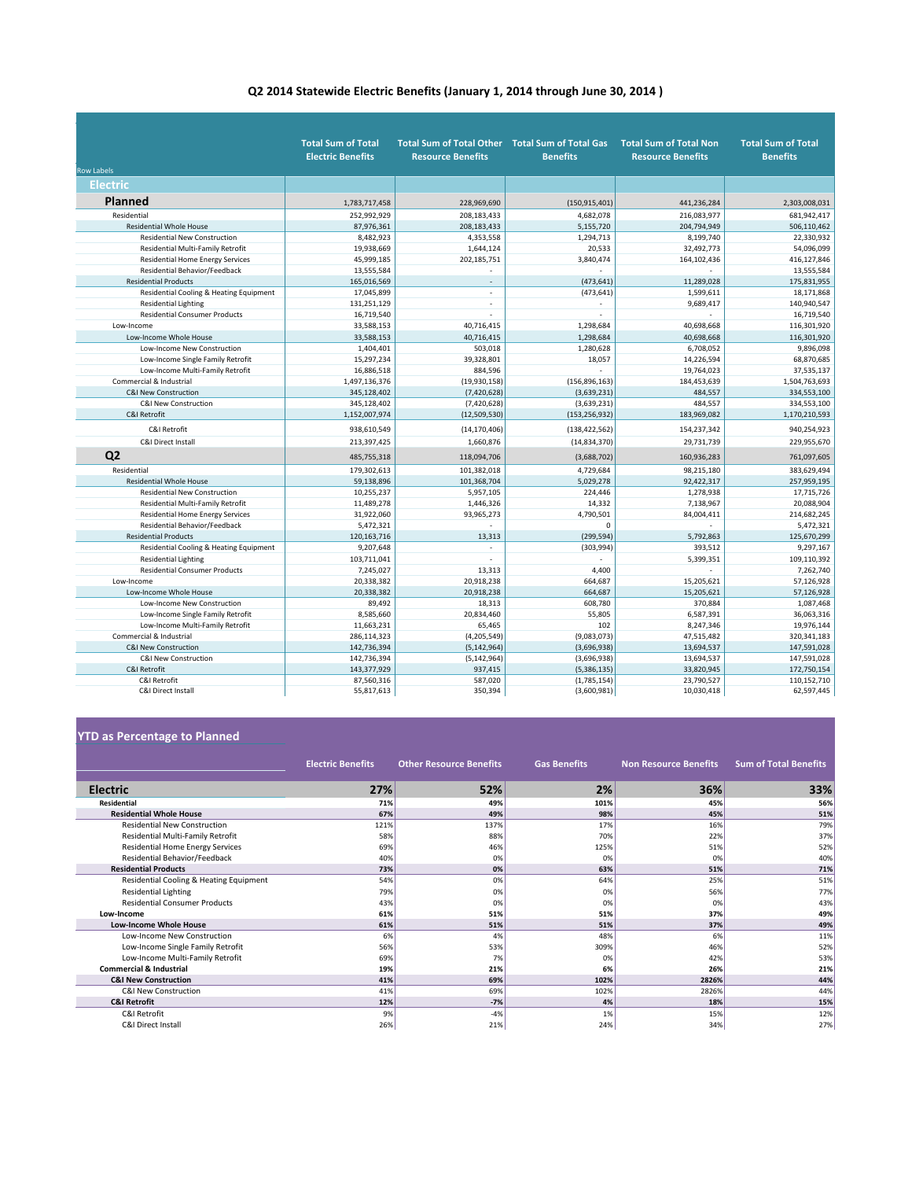## Q2 2014 Statewide Electric Benefits (January 1, 2014 through June 30, 2014 )

| Row Labels | Total Sum of Total Electric Benefits | Total Sum of Total Other Resource Benefits | Total Sum of Total Gas Benefits | Total Sum of Total Non Resource Benefits | Total Sum of Total Benefits |
|---|---|---|---|---|---|
| **Electric** | | | | | |
| **Planned** | 1,783,717,458 | 228,969,690 | (150,915,401) | 441,236,284 | 2,303,008,031 |
| Residential | 252,992,929 | 208,183,433 | 4,682,078 | 216,083,977 | 681,942,417 |
| Residential Whole House | 87,976,361 | 208,183,433 | 5,155,720 | 204,794,949 | 506,110,462 |
| Residential New Construction | 8,482,923 | 4,353,558 | 1,294,713 | 8,199,740 | 22,330,932 |
| Residential Multi-Family Retrofit | 19,938,669 | 1,644,124 | 20,533 | 32,492,773 | 54,096,099 |
| Residential Home Energy Services | 45,999,185 | 202,185,751 | 3,840,474 | 164,102,436 | 416,127,846 |
| Residential Behavior/Feedback | 13,555,584 | - | - | - | 13,555,584 |
| Residential Products | 165,016,569 | - | (473,641) | 11,289,028 | 175,831,955 |
| Residential Cooling & Heating Equipment | 17,045,899 | - | (473,641) | 1,599,611 | 18,171,868 |
| Residential Lighting | 131,251,129 | - | - | 9,689,417 | 140,940,547 |
| Residential Consumer Products | 16,719,540 | - | - | - | 16,719,540 |
| Low-Income | 33,588,153 | 40,716,415 | 1,298,684 | 40,698,668 | 116,301,920 |
| Low-Income Whole House | 33,588,153 | 40,716,415 | 1,298,684 | 40,698,668 | 116,301,920 |
| Low-Income New Construction | 1,404,401 | 503,018 | 1,280,628 | 6,708,052 | 9,896,098 |
| Low-Income Single Family Retrofit | 15,297,234 | 39,328,801 | 18,057 | 14,226,594 | 68,870,685 |
| Low-Income Multi-Family Retrofit | 16,886,518 | 884,596 | - | 19,764,023 | 37,535,137 |
| Commercial & Industrial | 1,497,136,376 | (19,930,158) | (156,896,163) | 184,453,639 | 1,504,763,693 |
| C&I New Construction | 345,128,402 | (7,420,628) | (3,639,231) | 484,557 | 334,553,100 |
| C&I New Construction | 345,128,402 | (7,420,628) | (3,639,231) | 484,557 | 334,553,100 |
| C&I Retrofit | 1,152,007,974 | (12,509,530) | (153,256,932) | 183,969,082 | 1,170,210,593 |
| C&I Retrofit | 938,610,549 | (14,170,406) | (138,422,562) | 154,237,342 | 940,254,923 |
| C&I Direct Install | 213,397,425 | 1,660,876 | (14,834,370) | 29,731,739 | 229,955,670 |
| **Q2** | 485,755,318 | 118,094,706 | (3,688,702) | 160,936,283 | 761,097,605 |
| Residential | 179,302,613 | 101,382,018 | 4,729,684 | 98,215,180 | 383,629,494 |
| Residential Whole House | 59,138,896 | 101,368,704 | 5,029,278 | 92,422,317 | 257,959,195 |
| Residential New Construction | 10,255,237 | 5,957,105 | 224,446 | 1,278,938 | 17,715,726 |
| Residential Multi-Family Retrofit | 11,489,278 | 1,446,326 | 14,332 | 7,138,967 | 20,088,904 |
| Residential Home Energy Services | 31,922,060 | 93,965,273 | 4,790,501 | 84,004,411 | 214,682,245 |
| Residential Behavior/Feedback | 5,472,321 | - | 0 | - | 5,472,321 |
| Residential Products | 120,163,716 | 13,313 | (299,594) | 5,792,863 | 125,670,299 |
| Residential Cooling & Heating Equipment | 9,207,648 | - | (303,994) | 393,512 | 9,297,167 |
| Residential Lighting | 103,711,041 | - | - | 5,399,351 | 109,110,392 |
| Residential Consumer Products | 7,245,027 | 13,313 | 4,400 | - | 7,262,740 |
| Low-Income | 20,338,382 | 20,918,238 | 664,687 | 15,205,621 | 57,126,928 |
| Low-Income Whole House | 20,338,382 | 20,918,238 | 664,687 | 15,205,621 | 57,126,928 |
| Low-Income New Construction | 89,492 | 18,313 | 608,780 | 370,884 | 1,087,468 |
| Low-Income Single Family Retrofit | 8,585,660 | 20,834,460 | 55,805 | 6,587,391 | 36,063,316 |
| Low-Income Multi-Family Retrofit | 11,663,231 | 65,465 | 102 | 8,247,346 | 19,976,144 |
| Commercial & Industrial | 286,114,323 | (4,205,549) | (9,083,073) | 47,515,482 | 320,341,183 |
| C&I New Construction | 142,736,394 | (5,142,964) | (3,696,938) | 13,694,537 | 147,591,028 |
| C&I New Construction | 142,736,394 | (5,142,964) | (3,696,938) | 13,694,537 | 147,591,028 |
| C&I Retrofit | 143,377,929 | 937,415 | (5,386,135) | 33,820,945 | 172,750,154 |
| C&I Retrofit | 87,560,316 | 587,020 | (1,785,154) | 23,790,527 | 110,152,710 |
| C&I Direct Install | 55,817,613 | 350,394 | (3,600,981) | 10,030,418 | 62,597,445 |

## YTD as Percentage to Planned

| | Electric Benefits | Other Resource Benefits | Gas Benefits | Non Resource Benefits | Sum of Total Benefits |
|---|---|---|---|---|---|
| **Electric** | **27%** | **52%** | **2%** | **36%** | **33%** |
| **Residential** | **71%** | **49%** | **101%** | **45%** | **56%** |
| **Residential Whole House** | **67%** | **49%** | **98%** | **45%** | **51%** |
| Residential New Construction | 121% | 137% | 17% | 16% | 79% |
| Residential Multi-Family Retrofit | 58% | 88% | 70% | 22% | 37% |
| Residential Home Energy Services | 69% | 46% | 125% | 51% | 52% |
| Residential Behavior/Feedback | 40% | 0% | 0% | 0% | 40% |
| **Residential Products** | **73%** | **0%** | **63%** | **51%** | **71%** |
| Residential Cooling & Heating Equipment | 54% | 0% | 64% | 25% | 51% |
| Residential Lighting | 79% | 0% | 0% | 56% | 77% |
| Residential Consumer Products | 43% | 0% | 0% | 0% | 43% |
| **Low-Income** | **61%** | **51%** | **51%** | **37%** | **49%** |
| **Low-Income Whole House** | **61%** | **51%** | **51%** | **37%** | **49%** |
| Low-Income New Construction | 6% | 4% | 48% | 6% | 11% |
| Low-Income Single Family Retrofit | 56% | 53% | 309% | 46% | 52% |
| Low-Income Multi-Family Retrofit | 69% | 7% | 0% | 42% | 53% |
| **Commercial & Industrial** | **19%** | **21%** | **6%** | **26%** | **21%** |
| **C&I New Construction** | **41%** | **69%** | **102%** | **2826%** | **44%** |
| C&I New Construction | 41% | 69% | 102% | 2826% | 44% |
| **C&I Retrofit** | **12%** | **-7%** | **4%** | **18%** | **15%** |
| C&I Retrofit | 9% | -4% | 1% | 15% | 12% |
| C&I Direct Install | 26% | 21% | 24% | 34% | 27% |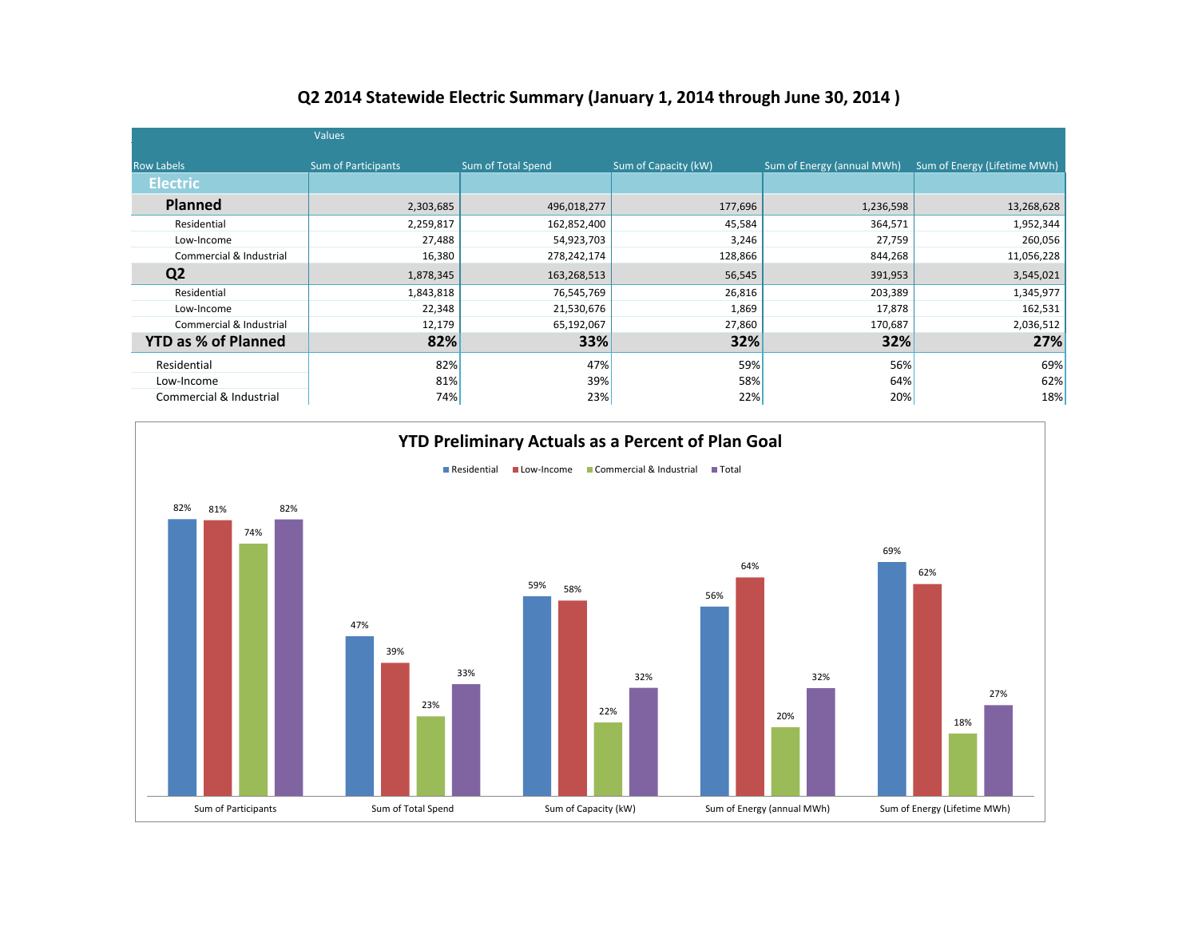# Q2 2014 Statewide Electric Summary (January 1, 2014 through June 30, 2014 )

| Row Labels | Sum of Participants | Sum of Total Spend | Sum of Capacity (kW) | Sum of Energy (annual MWh) | Sum of Energy (Lifetime MWh) |
|---|---|---|---|---|---|
| **Electric** | | | | | |
| **Planned** | 2,303,685 | 496,018,277 | 177,696 | 1,236,598 | 13,268,628 |
| Residential | 2,259,817 | 162,852,400 | 45,584 | 364,571 | 1,952,344 |
| Low-Income | 27,488 | 54,923,703 | 3,246 | 27,759 | 260,056 |
| Commercial & Industrial | 16,380 | 278,242,174 | 128,866 | 844,268 | 11,056,228 |
| **Q2** | 1,878,345 | 163,268,513 | 56,545 | 391,953 | 3,545,021 |
| Residential | 1,843,818 | 76,545,769 | 26,816 | 203,389 | 1,345,977 |
| Low-Income | 22,348 | 21,530,676 | 1,869 | 17,878 | 162,531 |
| Commercial & Industrial | 12,179 | 65,192,067 | 27,860 | 170,687 | 2,036,512 |
| **YTD as % of Planned** | **82%** | **33%** | **32%** | **32%** | **27%** |
| Residential | 82% | 47% | 59% | 56% | 69% |
| Low-Income | 81% | 39% | 58% | 64% | 62% |
| Commercial & Industrial | 74% | 23% | 22% | 20% | 18% |

## YTD Preliminary Actuals as a Percent of Plan Goal

| | Residential | Low-Income | Commercial & Industrial | Total |
|---|---|---|---|---|
| Sum of Participants | 82% | 81% | 74% | 82% |
| Sum of Total Spend | 47% | 39% | 23% | 33% |
| Sum of Capacity (kW) | 59% | 58% | 22% | 32% |
| Sum of Energy (annual MWh) | 56% | 64% | 20% | 32% |
| Sum of Energy (Lifetime MWh) | 69% | 62% | 18% | 27% |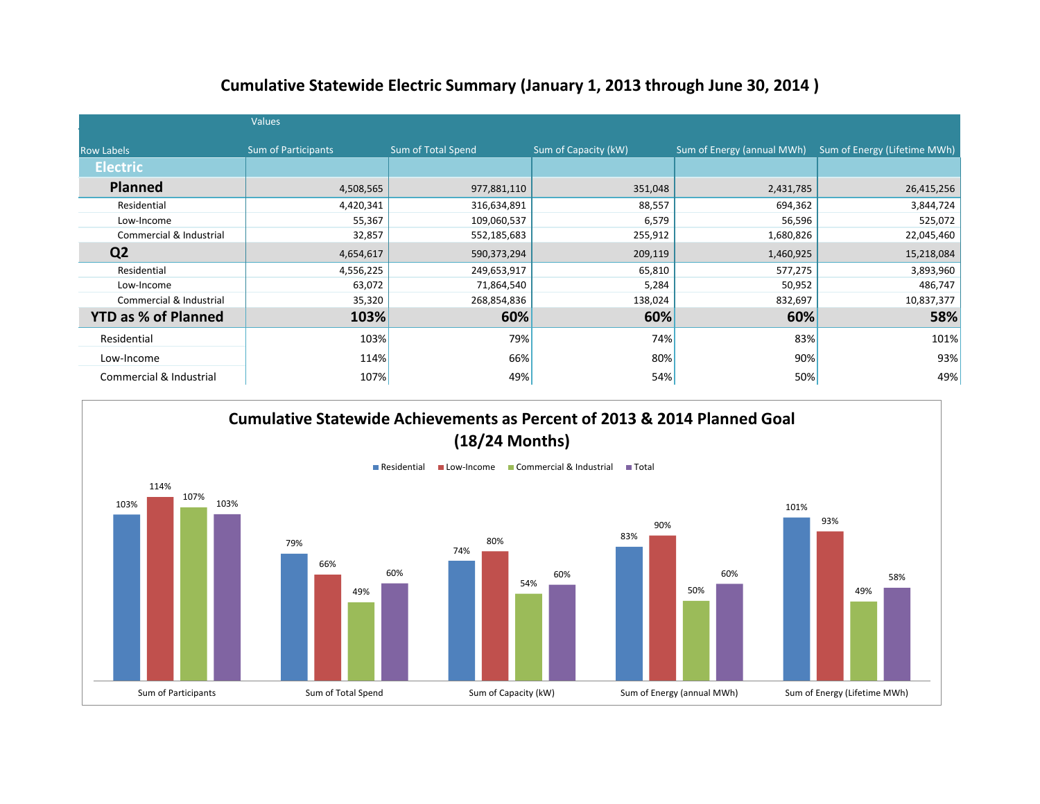# Cumulative Statewide Electric Summary (January 1, 2013 through June 30, 2014 )

| Row Labels | Sum of Participants | Sum of Total Spend | Sum of Capacity (kW) | Sum of Energy (annual MWh) | Sum of Energy (Lifetime MWh) |
|---|---|---|---|---|---|
| **Electric** | | | | | |
| **Planned** | 4,508,565 | 977,881,110 | 351,048 | 2,431,785 | 26,415,256 |
| Residential | 4,420,341 | 316,634,891 | 88,557 | 694,362 | 3,844,724 |
| Low-Income | 55,367 | 109,060,537 | 6,579 | 56,596 | 525,072 |
| Commercial & Industrial | 32,857 | 552,185,683 | 255,912 | 1,680,826 | 22,045,460 |
| **Q2** | 4,654,617 | 590,373,294 | 209,119 | 1,460,925 | 15,218,084 |
| Residential | 4,556,225 | 249,653,917 | 65,810 | 577,275 | 3,893,960 |
| Low-Income | 63,072 | 71,864,540 | 5,284 | 50,952 | 486,747 |
| Commercial & Industrial | 35,320 | 268,854,836 | 138,024 | 832,697 | 10,837,377 |
| **YTD as % of Planned** | **103%** | **60%** | **60%** | **60%** | **58%** |
| Residential | 103% | 79% | 74% | 83% | 101% |
| Low-Income | 114% | 66% | 80% | 90% | 93% |
| Commercial & Industrial | 107% | 49% | 54% | 50% | 49% |

## Cumulative Statewide Achievements as Percent of 2013 & 2014 Planned Goal (18/24 Months)

| | Residential | Low-Income | Commercial & Industrial | Total |
|---|---|---|---|---|
| Sum of Participants | 103% | 114% | 107% | 103% |
| Sum of Total Spend | 79% | 66% | 49% | 60% |
| Sum of Capacity (kW) | 74% | 80% | 54% | 60% |
| Sum of Energy (annual MWh) | 83% | 90% | 50% | 60% |
| Sum of Energy (Lifetime MWh) | 101% | 93% | 49% | 58% |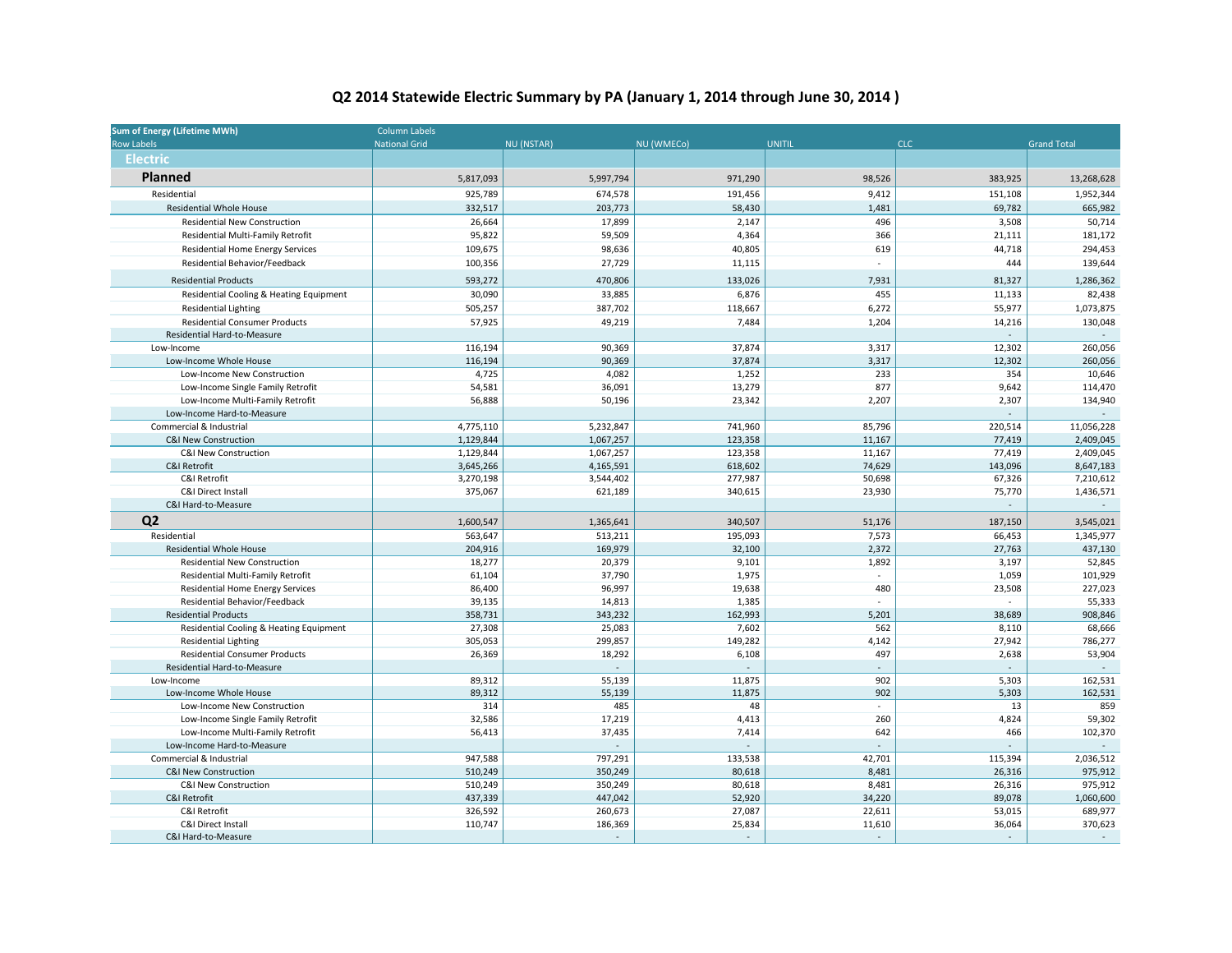# Q2 2014 Statewide Electric Summary by PA (January 1, 2014 through June 30, 2014 )

| Sum of Energy (Lifetime MWh) | Column Labels | | | | | |
|---|---|---|---|---|---|---|
| Row Labels | National Grid | NU (NSTAR) | NU (WMECo) | UNITIL | CLC | Grand Total |
| **Electric** | | | | | | |
| **Planned** | 5,817,093 | 5,997,794 | 971,290 | 98,526 | 383,925 | 13,268,628 |
| Residential | 925,789 | 674,578 | 191,456 | 9,412 | 151,108 | 1,952,344 |
| Residential Whole House | 332,517 | 203,773 | 58,430 | 1,481 | 69,782 | 665,982 |
| Residential New Construction | 26,664 | 17,899 | 2,147 | 496 | 3,508 | 50,714 |
| Residential Multi-Family Retrofit | 95,822 | 59,509 | 4,364 | 366 | 21,111 | 181,172 |
| Residential Home Energy Services | 109,675 | 98,636 | 40,805 | 619 | 44,718 | 294,453 |
| Residential Behavior/Feedback | 100,356 | 27,729 | 11,115 | - | 444 | 139,644 |
| Residential Products | 593,272 | 470,806 | 133,026 | 7,931 | 81,327 | 1,286,362 |
| Residential Cooling & Heating Equipment | 30,090 | 33,885 | 6,876 | 455 | 11,133 | 82,438 |
| Residential Lighting | 505,257 | 387,702 | 118,667 | 6,272 | 55,977 | 1,073,875 |
| Residential Consumer Products | 57,925 | 49,219 | 7,484 | 1,204 | 14,216 | 130,048 |
| Residential Hard-to-Measure | | | | | - | - |
| Low-Income | 116,194 | 90,369 | 37,874 | 3,317 | 12,302 | 260,056 |
| Low-Income Whole House | 116,194 | 90,369 | 37,874 | 3,317 | 12,302 | 260,056 |
| Low-Income New Construction | 4,725 | 4,082 | 1,252 | 233 | 354 | 10,646 |
| Low-Income Single Family Retrofit | 54,581 | 36,091 | 13,279 | 877 | 9,642 | 114,470 |
| Low-Income Multi-Family Retrofit | 56,888 | 50,196 | 23,342 | 2,207 | 2,307 | 134,940 |
| Low-Income Hard-to-Measure | | | | | - | - |
| Commercial & Industrial | 4,775,110 | 5,232,847 | 741,960 | 85,796 | 220,514 | 11,056,228 |
| C&I New Construction | 1,129,844 | 1,067,257 | 123,358 | 11,167 | 77,419 | 2,409,045 |
| C&I New Construction | 1,129,844 | 1,067,257 | 123,358 | 11,167 | 77,419 | 2,409,045 |
| C&I Retrofit | 3,645,266 | 4,165,591 | 618,602 | 74,629 | 143,096 | 8,647,183 |
| C&I Retrofit | 3,270,198 | 3,544,402 | 277,987 | 50,698 | 67,326 | 7,210,612 |
| C&I Direct Install | 375,067 | 621,189 | 340,615 | 23,930 | 75,770 | 1,436,571 |
| C&I Hard-to-Measure | | | | | - | - |
| **Q2** | 1,600,547 | 1,365,641 | 340,507 | 51,176 | 187,150 | 3,545,021 |
| Residential | 563,647 | 513,211 | 195,093 | 7,573 | 66,453 | 1,345,977 |
| Residential Whole House | 204,916 | 169,979 | 32,100 | 2,372 | 27,763 | 437,130 |
| Residential New Construction | 18,277 | 20,379 | 9,101 | 1,892 | 3,197 | 52,845 |
| Residential Multi-Family Retrofit | 61,104 | 37,790 | 1,975 | - | 1,059 | 101,929 |
| Residential Home Energy Services | 86,400 | 96,997 | 19,638 | 480 | 23,508 | 227,023 |
| Residential Behavior/Feedback | 39,135 | 14,813 | 1,385 | - | - | 55,333 |
| Residential Products | 358,731 | 343,232 | 162,993 | 5,201 | 38,689 | 908,846 |
| Residential Cooling & Heating Equipment | 27,308 | 25,083 | 7,602 | 562 | 8,110 | 68,666 |
| Residential Lighting | 305,053 | 299,857 | 149,282 | 4,142 | 27,942 | 786,277 |
| Residential Consumer Products | 26,369 | 18,292 | 6,108 | 497 | 2,638 | 53,904 |
| Residential Hard-to-Measure | | - | - | - | - | - |
| Low-Income | 89,312 | 55,139 | 11,875 | 902 | 5,303 | 162,531 |
| Low-Income Whole House | 89,312 | 55,139 | 11,875 | 902 | 5,303 | 162,531 |
| Low-Income New Construction | 314 | 485 | 48 | - | 13 | 859 |
| Low-Income Single Family Retrofit | 32,586 | 17,219 | 4,413 | 260 | 4,824 | 59,302 |
| Low-Income Multi-Family Retrofit | 56,413 | 37,435 | 7,414 | 642 | 466 | 102,370 |
| Low-Income Hard-to-Measure | | - | - | - | - | - |
| Commercial & Industrial | 947,588 | 797,291 | 133,538 | 42,701 | 115,394 | 2,036,512 |
| C&I New Construction | 510,249 | 350,249 | 80,618 | 8,481 | 26,316 | 975,912 |
| C&I New Construction | 510,249 | 350,249 | 80,618 | 8,481 | 26,316 | 975,912 |
| C&I Retrofit | 437,339 | 447,042 | 52,920 | 34,220 | 89,078 | 1,060,600 |
| C&I Retrofit | 326,592 | 260,673 | 27,087 | 22,611 | 53,015 | 689,977 |
| C&I Direct Install | 110,747 | 186,369 | 25,834 | 11,610 | 36,064 | 370,623 |
| C&I Hard-to-Measure | | - | - | - | - | - |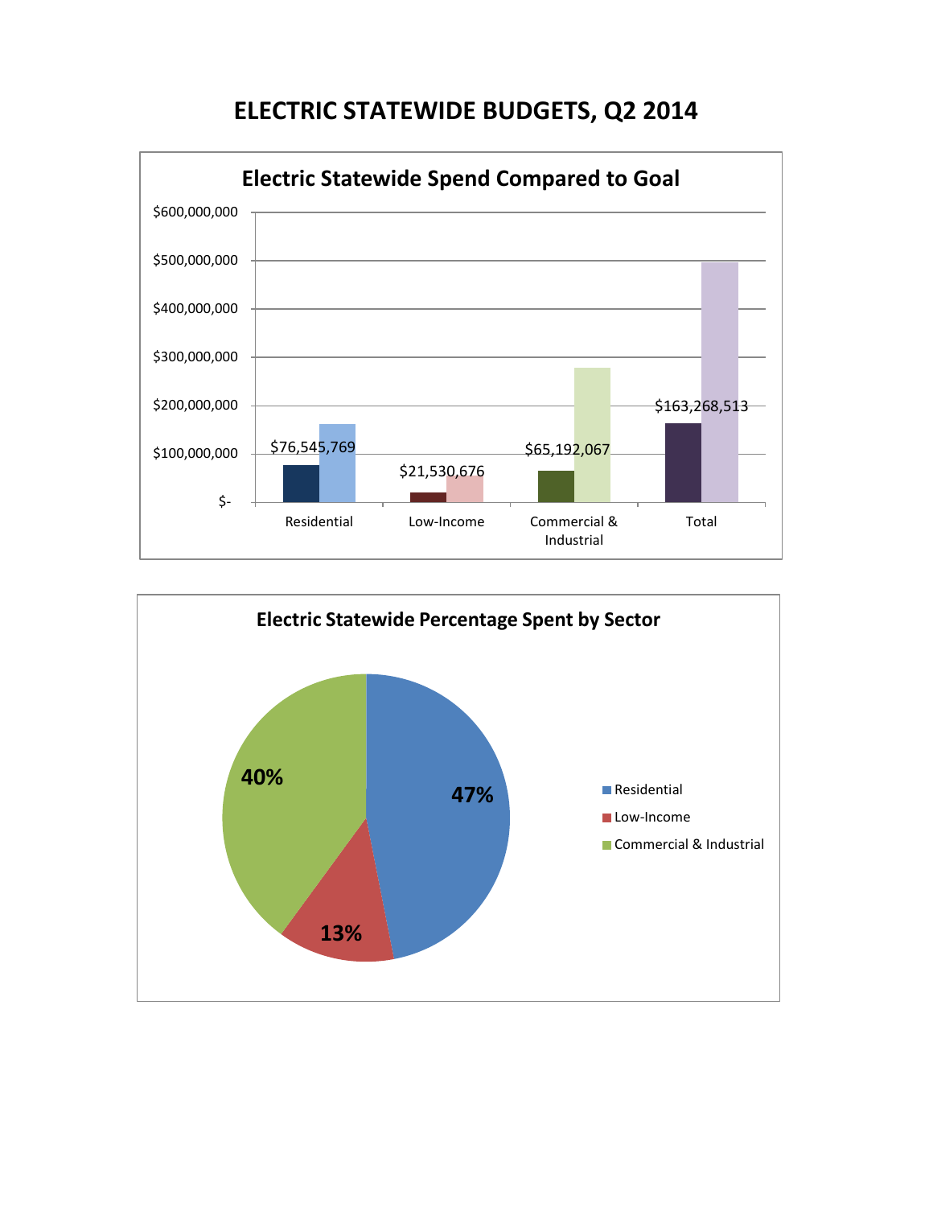# ELECTRIC STATEWIDE BUDGETS, Q2 2014

**Electric Statewide Spend Compared to Goal**

| | Spend |
|---|---|
| Residential | $76,545,769 |
| Low-Income | $21,530,676 |
| Commercial & Industrial | $65,192,067 |
| Total | $163,268,513 |

**Electric Statewide Percentage Spent by Sector**

| Sector | Percentage |
|---|---|
| Residential | 47% |
| Low-Income | 13% |
| Commercial & Industrial | 40% |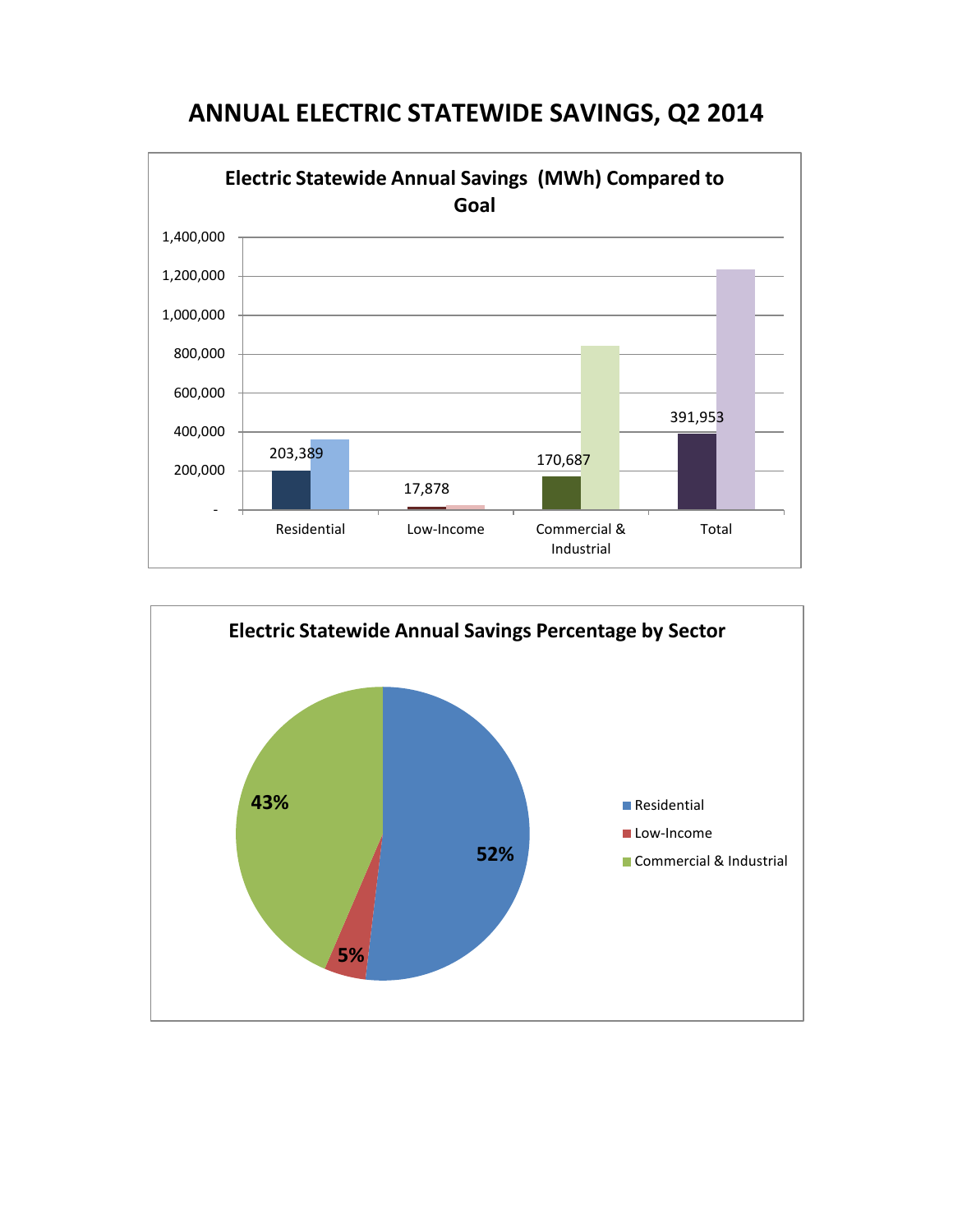# ANNUAL ELECTRIC STATEWIDE SAVINGS, Q2 2014

**Electric Statewide Annual Savings (MWh) Compared to Goal**

1,400,000
1,200,000
1,000,000
800,000
600,000
400,000
200,000
-

203,389 — Residential
17,878 — Low-Income
170,687 — Commercial & Industrial
391,953 — Total

**Electric Statewide Annual Savings Percentage by Sector**

52% — Residential
5% — Low-Income
43% — Commercial & Industrial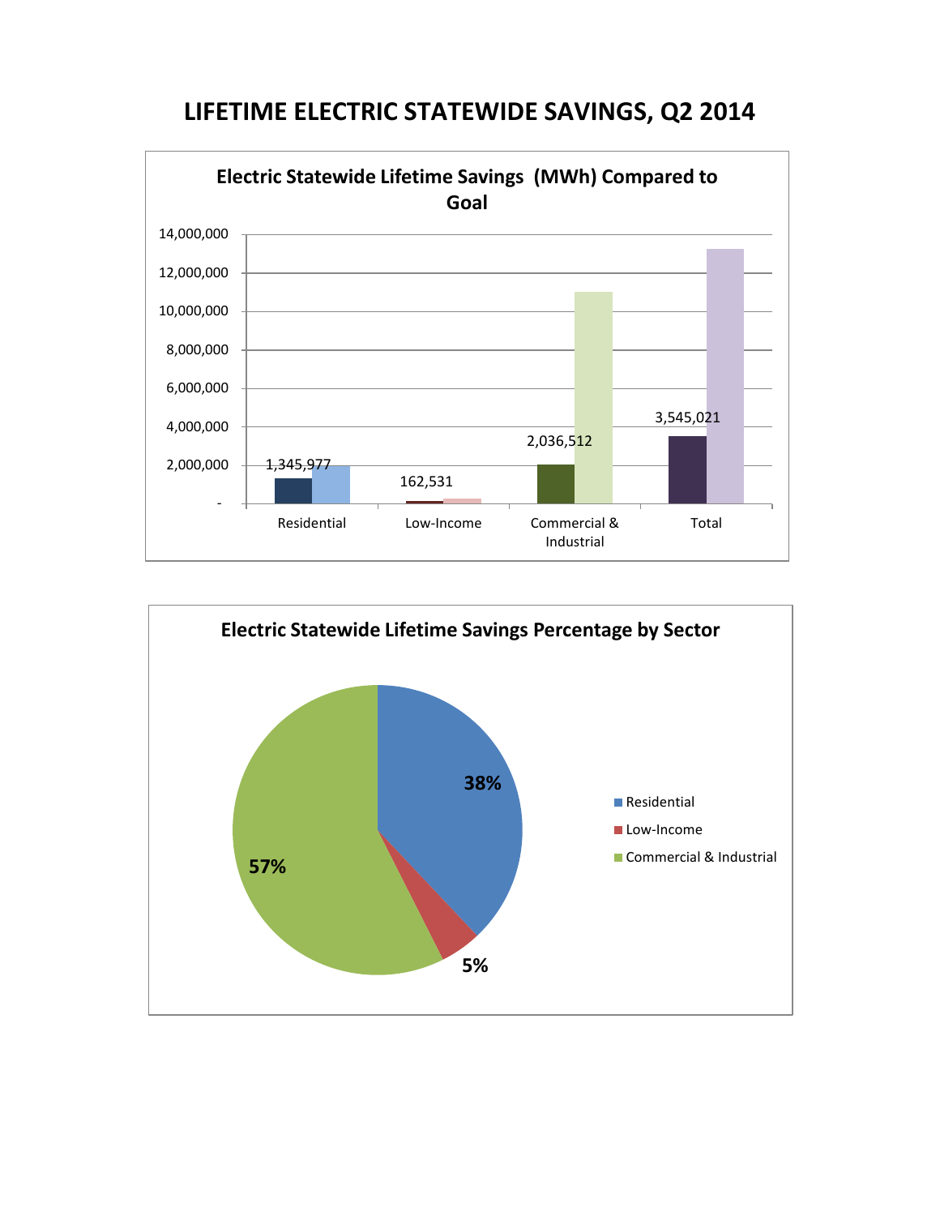# LIFETIME ELECTRIC STATEWIDE SAVINGS, Q2 2014

**Electric Statewide Lifetime Savings (MWh) Compared to Goal**

| | Residential | Low-Income | Commercial & Industrial | Total |
|---|---|---|---|---|
| Savings | 1,345,977 | 162,531 | 2,036,512 | 3,545,021 |

**Electric Statewide Lifetime Savings Percentage by Sector**

| Sector | Percentage |
|---|---|
| Residential | 38% |
| Low-Income | 5% |
| Commercial & Industrial | 57% |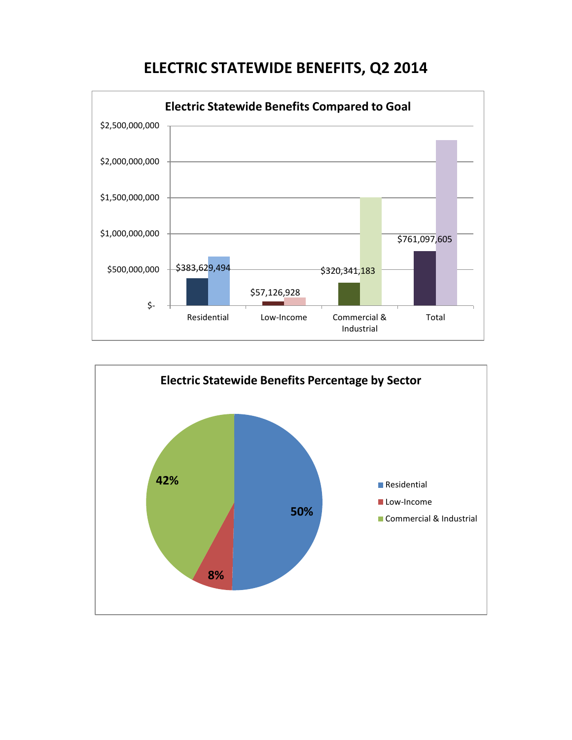# ELECTRIC STATEWIDE BENEFITS, Q2 2014

**Electric Statewide Benefits Compared to Goal**

| | Benefits |
|---|---|
| Residential | $383,629,494 |
| Low-Income | $57,126,928 |
| Commercial & Industrial | $320,341,183 |
| Total | $761,097,605 |

**Electric Statewide Benefits Percentage by Sector**

| Sector | Percentage |
|---|---|
| Residential | 50% |
| Low-Income | 8% |
| Commercial & Industrial | 42% |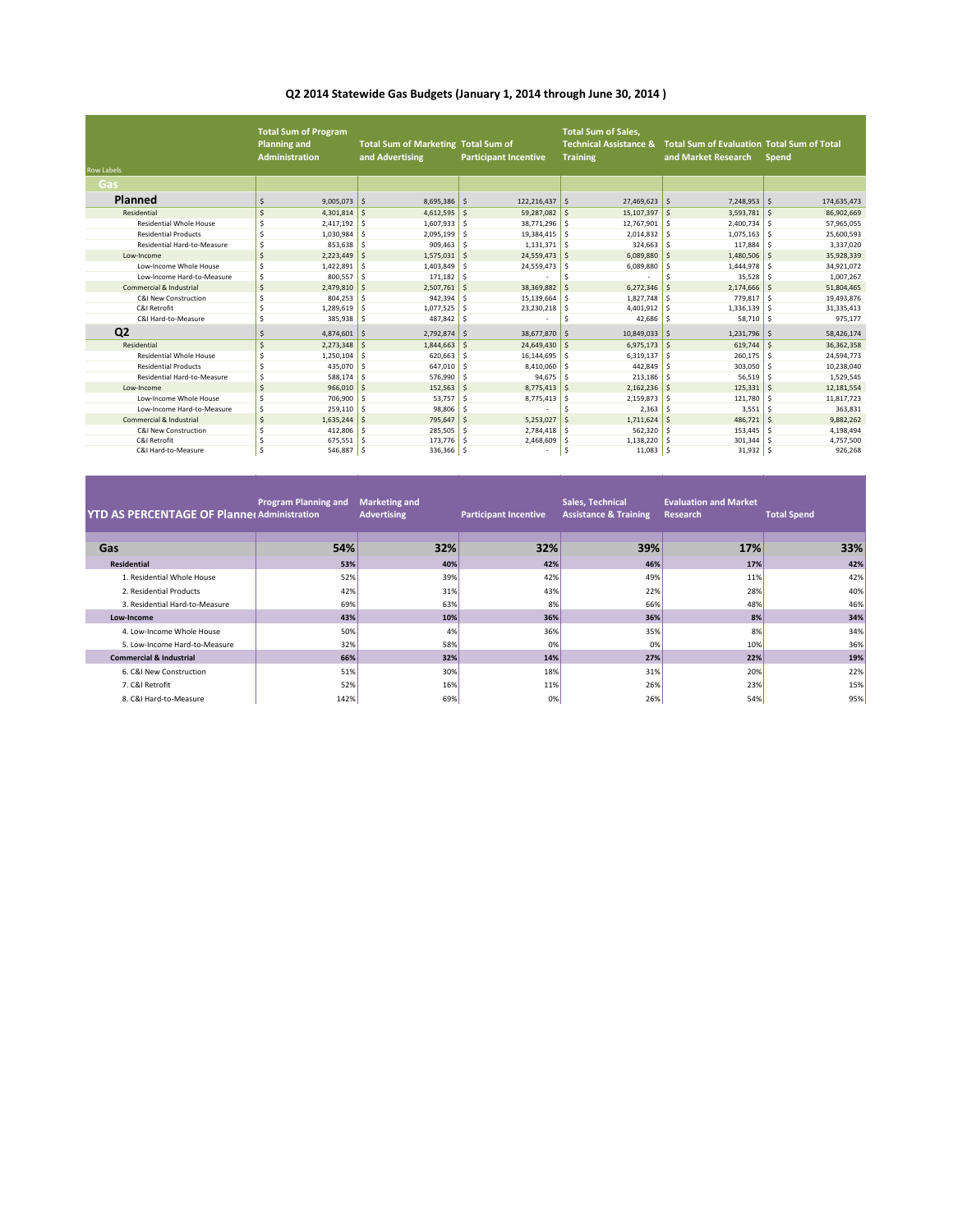# Q2 2014 Statewide Gas Budgets (January 1, 2014 through June 30, 2014 )

| Row Labels | Total Sum of Program Planning and Administration | Total Sum of Marketing and Advertising | Total Sum of Participant Incentive | Total Sum of Sales, Technical Assistance & Training | Total Sum of Evaluation and Market Research | Total Sum of Total Spend |
|---|---|---|---|---|---|---|
| **Gas** | | | | | | |
| **Planned** | $ 9,005,073 | $ 8,695,386 | $ 122,216,437 | $ 27,469,623 | $ 7,248,953 | $ 174,635,473 |
| Residential | $ 4,301,814 | $ 4,612,595 | $ 59,287,082 | $ 15,107,397 | $ 3,593,781 | $ 86,902,669 |
| Residential Whole House | $ 2,417,192 | $ 1,607,933 | $ 38,771,296 | $ 12,767,901 | $ 2,400,734 | $ 57,965,055 |
| Residential Products | $ 1,030,984 | $ 2,095,199 | $ 19,384,415 | $ 2,014,832 | $ 1,075,163 | $ 25,600,593 |
| Residential Hard-to-Measure | $ 853,638 | $ 909,463 | $ 1,131,371 | $ 324,663 | $ 117,884 | $ 3,337,020 |
| Low-Income | $ 2,223,449 | $ 1,575,031 | $ 24,559,473 | $ 6,089,880 | $ 1,480,506 | $ 35,928,339 |
| Low-Income Whole House | $ 1,422,891 | $ 1,403,849 | $ 24,559,473 | $ 6,089,880 | $ 1,444,978 | $ 34,921,072 |
| Low-Income Hard-to-Measure | $ 800,557 | $ 171,182 | $ - | $ - | $ 35,528 | $ 1,007,267 |
| Commercial & Industrial | $ 2,479,810 | $ 2,507,761 | $ 38,369,882 | $ 6,272,346 | $ 2,174,666 | $ 51,804,465 |
| C&I New Construction | $ 804,253 | $ 942,394 | $ 15,139,664 | $ 1,827,748 | $ 779,817 | $ 19,493,876 |
| C&I Retrofit | $ 1,289,619 | $ 1,077,525 | $ 23,230,218 | $ 4,401,912 | $ 1,336,139 | $ 31,335,413 |
| C&I Hard-to-Measure | $ 385,938 | $ 487,842 | $ - | $ 42,686 | $ 58,710 | $ 975,177 |
| **Q2** | $ 4,874,601 | $ 2,792,874 | $ 38,677,870 | $ 10,849,033 | $ 1,231,796 | $ 58,426,174 |
| Residential | $ 2,273,348 | $ 1,844,663 | $ 24,649,430 | $ 6,975,173 | $ 619,744 | $ 36,362,358 |
| Residential Whole House | $ 1,250,104 | $ 620,663 | $ 16,144,695 | $ 6,319,137 | $ 260,175 | $ 24,594,773 |
| Residential Products | $ 435,070 | $ 647,010 | $ 8,410,060 | $ 442,849 | $ 303,050 | $ 10,238,040 |
| Residential Hard-to-Measure | $ 588,174 | $ 576,990 | $ 94,675 | $ 213,186 | $ 56,519 | $ 1,529,545 |
| Low-Income | $ 966,010 | $ 152,563 | $ 8,775,413 | $ 2,162,236 | $ 125,331 | $ 12,181,554 |
| Low-Income Whole House | $ 706,900 | $ 53,757 | $ 8,775,413 | $ 2,159,873 | $ 121,780 | $ 11,817,723 |
| Low-Income Hard-to-Measure | $ 259,110 | $ 98,806 | $ - | $ 2,363 | $ 3,551 | $ 363,831 |
| Commercial & Industrial | $ 1,635,244 | $ 795,647 | $ 5,253,027 | $ 1,711,624 | $ 486,721 | $ 9,882,262 |
| C&I New Construction | $ 412,806 | $ 285,505 | $ 2,784,418 | $ 562,320 | $ 153,445 | $ 4,198,494 |
| C&I Retrofit | $ 675,551 | $ 173,776 | $ 2,468,609 | $ 1,138,220 | $ 301,344 | $ 4,757,500 |
| C&I Hard-to-Measure | $ 546,887 | $ 336,366 | $ - | $ 11,083 | $ 31,932 | $ 926,268 |

| YTD AS PERCENTAGE OF Planned | Program Planning and Administration | Marketing and Advertising | Participant Incentive | Sales, Technical Assistance & Training | Evaluation and Market Research | Total Spend |
|---|---|---|---|---|---|---|
| **Gas** | **54%** | **32%** | **32%** | **39%** | **17%** | **33%** |
| **Residential** | **53%** | **40%** | **42%** | **46%** | **17%** | **42%** |
| 1. Residential Whole House | 52% | 39% | 42% | 49% | 11% | 42% |
| 2. Residential Products | 42% | 31% | 43% | 22% | 28% | 40% |
| 3. Residential Hard-to-Measure | 69% | 63% | 8% | 66% | 48% | 46% |
| **Low-Income** | **43%** | **10%** | **36%** | **36%** | **8%** | **34%** |
| 4. Low-Income Whole House | 50% | 4% | 36% | 35% | 8% | 34% |
| 5. Low-Income Hard-to-Measure | 32% | 58% | 0% | 0% | 10% | 36% |
| **Commercial & Industrial** | **66%** | **32%** | **14%** | **27%** | **22%** | **19%** |
| 6. C&I New Construction | 51% | 30% | 18% | 31% | 20% | 22% |
| 7. C&I Retrofit | 52% | 16% | 11% | 26% | 23% | 15% |
| 8. C&I Hard-to-Measure | 142% | 69% | 0% | 26% | 54% | 95% |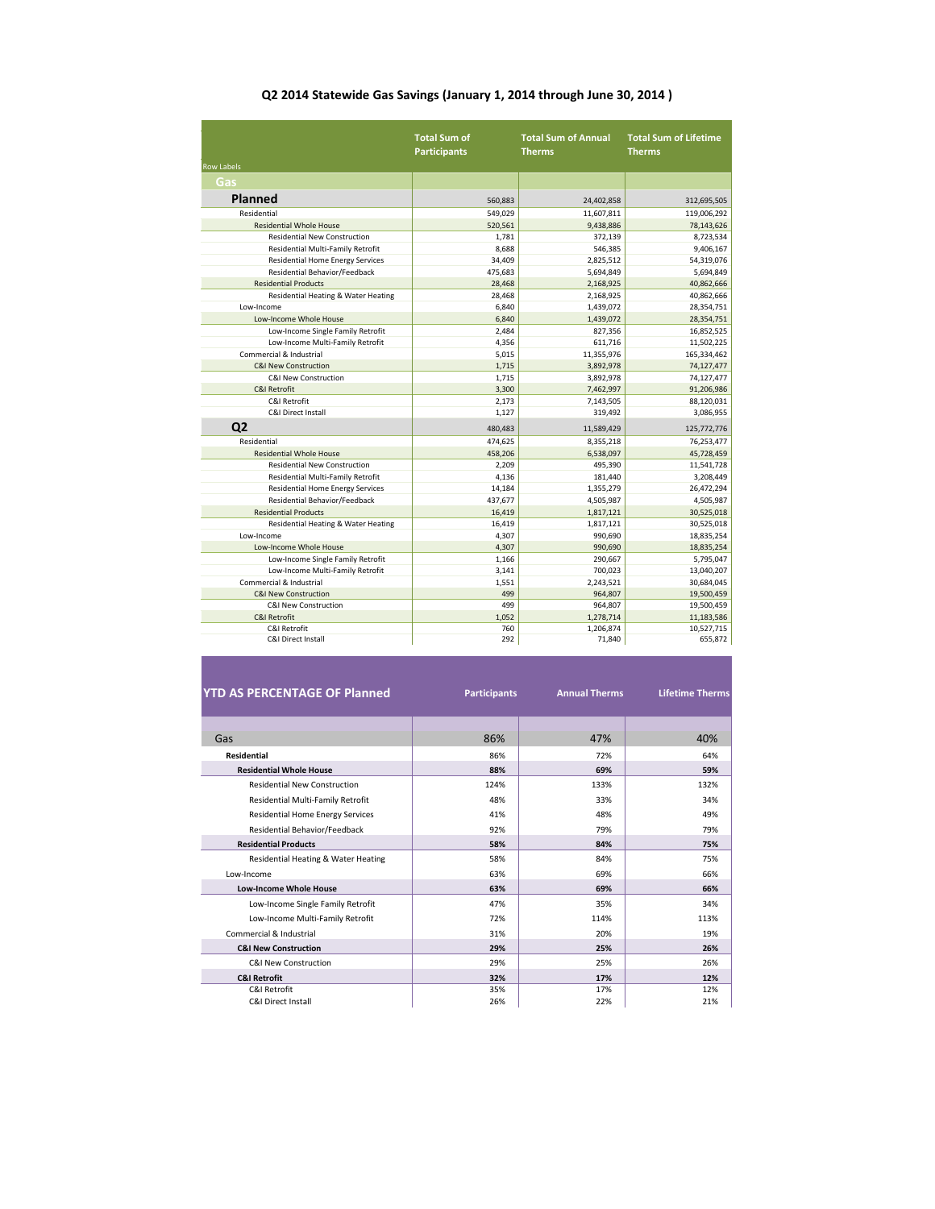# Q2 2014 Statewide Gas Savings (January 1, 2014 through June 30, 2014 )

| Row Labels | Total Sum of Participants | Total Sum of Annual Therms | Total Sum of Lifetime Therms |
|---|---|---|---|
| **Gas** | | | |
| **Planned** | 560,883 | 24,402,858 | 312,695,505 |
| Residential | 549,029 | 11,607,811 | 119,006,292 |
| Residential Whole House | 520,561 | 9,438,886 | 78,143,626 |
| Residential New Construction | 1,781 | 372,139 | 8,723,534 |
| Residential Multi-Family Retrofit | 8,688 | 546,385 | 9,406,167 |
| Residential Home Energy Services | 34,409 | 2,825,512 | 54,319,076 |
| Residential Behavior/Feedback | 475,683 | 5,694,849 | 5,694,849 |
| Residential Products | 28,468 | 2,168,925 | 40,862,666 |
| Residential Heating & Water Heating | 28,468 | 2,168,925 | 40,862,666 |
| Low-Income | 6,840 | 1,439,072 | 28,354,751 |
| Low-Income Whole House | 6,840 | 1,439,072 | 28,354,751 |
| Low-Income Single Family Retrofit | 2,484 | 827,356 | 16,852,525 |
| Low-Income Multi-Family Retrofit | 4,356 | 611,716 | 11,502,225 |
| Commercial & Industrial | 5,015 | 11,355,976 | 165,334,462 |
| C&I New Construction | 1,715 | 3,892,978 | 74,127,477 |
| C&I New Construction | 1,715 | 3,892,978 | 74,127,477 |
| C&I Retrofit | 3,300 | 7,462,997 | 91,206,986 |
| C&I Retrofit | 2,173 | 7,143,505 | 88,120,031 |
| C&I Direct Install | 1,127 | 319,492 | 3,086,955 |
| **Q2** | 480,483 | 11,589,429 | 125,772,776 |
| Residential | 474,625 | 8,355,218 | 76,253,477 |
| Residential Whole House | 458,206 | 6,538,097 | 45,728,459 |
| Residential New Construction | 2,209 | 495,390 | 11,541,728 |
| Residential Multi-Family Retrofit | 4,136 | 181,440 | 3,208,449 |
| Residential Home Energy Services | 14,184 | 1,355,279 | 26,472,294 |
| Residential Behavior/Feedback | 437,677 | 4,505,987 | 4,505,987 |
| Residential Products | 16,419 | 1,817,121 | 30,525,018 |
| Residential Heating & Water Heating | 16,419 | 1,817,121 | 30,525,018 |
| Low-Income | 4,307 | 990,690 | 18,835,254 |
| Low-Income Whole House | 4,307 | 990,690 | 18,835,254 |
| Low-Income Single Family Retrofit | 1,166 | 290,667 | 5,795,047 |
| Low-Income Multi-Family Retrofit | 3,141 | 700,023 | 13,040,207 |
| Commercial & Industrial | 1,551 | 2,243,521 | 30,684,045 |
| C&I New Construction | 499 | 964,807 | 19,500,459 |
| C&I New Construction | 499 | 964,807 | 19,500,459 |
| C&I Retrofit | 1,052 | 1,278,714 | 11,183,586 |
| C&I Retrofit | 760 | 1,206,874 | 10,527,715 |
| C&I Direct Install | 292 | 71,840 | 655,872 |

| YTD AS PERCENTAGE OF Planned | Participants | Annual Therms | Lifetime Therms |
|---|---|---|---|
| Gas | 86% | 47% | 40% |
| **Residential** | 86% | 72% | 64% |
| **Residential Whole House** | **88%** | **69%** | **59%** |
| Residential New Construction | 124% | 133% | 132% |
| Residential Multi-Family Retrofit | 48% | 33% | 34% |
| Residential Home Energy Services | 41% | 48% | 49% |
| Residential Behavior/Feedback | 92% | 79% | 79% |
| **Residential Products** | **58%** | **84%** | **75%** |
| Residential Heating & Water Heating | 58% | 84% | 75% |
| Low-Income | 63% | 69% | 66% |
| **Low-Income Whole House** | **63%** | **69%** | **66%** |
| Low-Income Single Family Retrofit | 47% | 35% | 34% |
| Low-Income Multi-Family Retrofit | 72% | 114% | 113% |
| Commercial & Industrial | 31% | 20% | 19% |
| **C&I New Construction** | **29%** | **25%** | **26%** |
| C&I New Construction | 29% | 25% | 26% |
| **C&I Retrofit** | **32%** | **17%** | **12%** |
| C&I Retrofit | 35% | 17% | 12% |
| C&I Direct Install | 26% | 22% | 21% |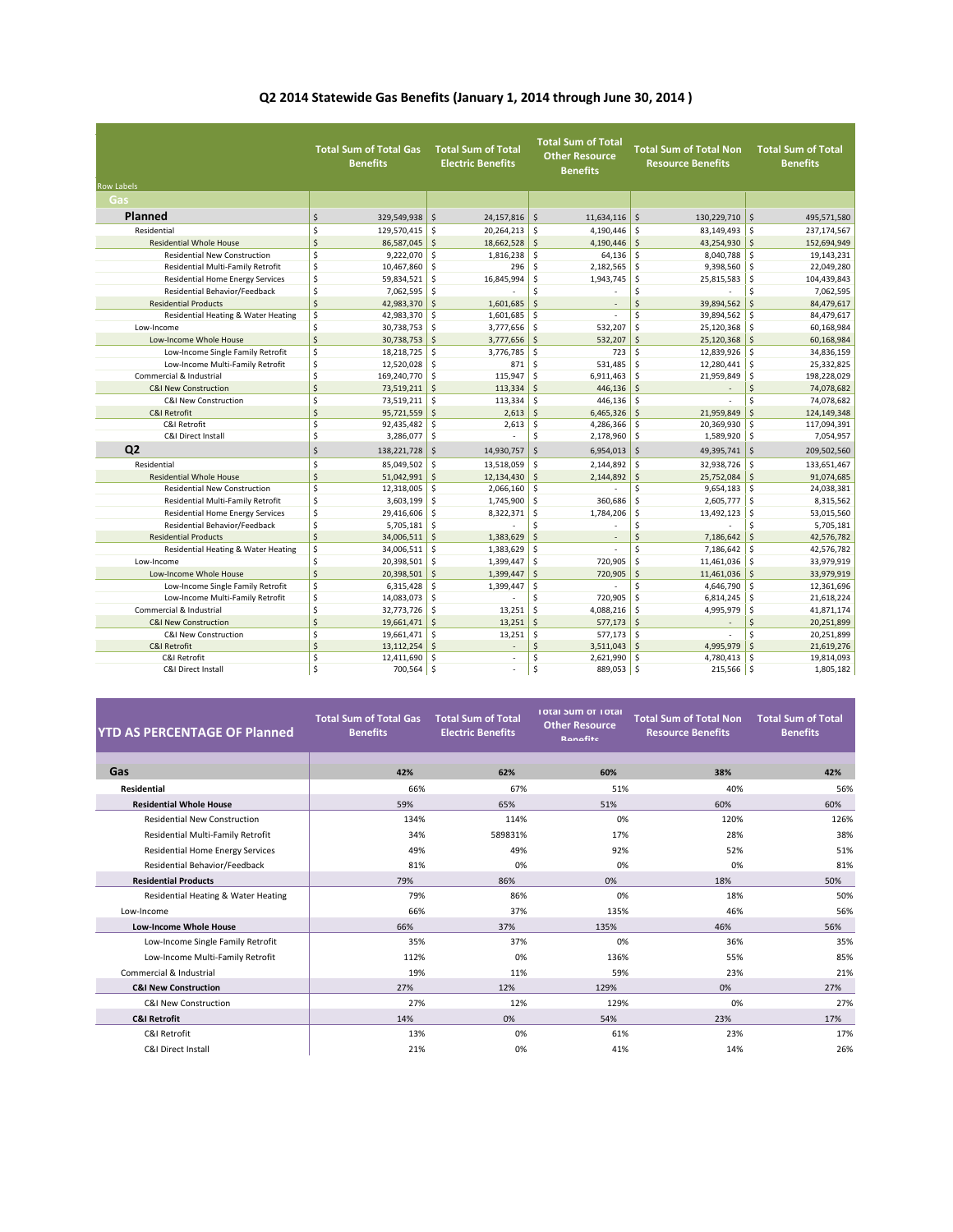# Q2 2014 Statewide Gas Benefits (January 1, 2014 through June 30, 2014 )

| Row Labels | Total Sum of Total Gas Benefits | Total Sum of Total Electric Benefits | Total Sum of Total Other Resource Benefits | Total Sum of Total Non Resource Benefits | Total Sum of Total Benefits |
|---|---|---|---|---|---|
| **Gas** | | | | | |
| **Planned** | $ 329,549,938 | $ 24,157,816 | $ 11,634,116 | $ 130,229,710 | $ 495,571,580 |
| Residential | $ 129,570,415 | $ 20,264,213 | $ 4,190,446 | $ 83,149,493 | $ 237,174,567 |
| Residential Whole House | $ 86,587,045 | $ 18,662,528 | $ 4,190,446 | $ 43,254,930 | $ 152,694,949 |
| Residential New Construction | $ 9,222,070 | $ 1,816,238 | $ 64,136 | $ 8,040,788 | $ 19,143,231 |
| Residential Multi-Family Retrofit | $ 10,467,860 | $ 296 | $ 2,182,565 | $ 9,398,560 | $ 22,049,280 |
| Residential Home Energy Services | $ 59,834,521 | $ 16,845,994 | $ 1,943,745 | $ 25,815,583 | $ 104,439,843 |
| Residential Behavior/Feedback | $ 7,062,595 | $ - | $ - | $ - | $ 7,062,595 |
| Residential Products | $ 42,983,370 | $ 1,601,685 | $ - | $ 39,894,562 | $ 84,479,617 |
| Residential Heating & Water Heating | $ 42,983,370 | $ 1,601,685 | $ - | $ 39,894,562 | $ 84,479,617 |
| Low-Income | $ 30,738,753 | $ 3,777,656 | $ 532,207 | $ 25,120,368 | $ 60,168,984 |
| Low-Income Whole House | $ 30,738,753 | $ 3,777,656 | $ 532,207 | $ 25,120,368 | $ 60,168,984 |
| Low-Income Single Family Retrofit | $ 18,218,725 | $ 3,776,785 | $ 723 | $ 12,839,926 | $ 34,836,159 |
| Low-Income Multi-Family Retrofit | $ 12,520,028 | $ 871 | $ 531,485 | $ 12,280,441 | $ 25,332,825 |
| Commercial & Industrial | $ 169,240,770 | $ 115,947 | $ 6,911,463 | $ 21,959,849 | $ 198,228,029 |
| C&I New Construction | $ 73,519,211 | $ 113,334 | $ 446,136 | $ - | $ 74,078,682 |
| C&I New Construction | $ 73,519,211 | $ 113,334 | $ 446,136 | $ - | $ 74,078,682 |
| C&I Retrofit | $ 95,721,559 | $ 2,613 | $ 6,465,326 | $ 21,959,849 | $ 124,149,348 |
| C&I Retrofit | $ 92,435,482 | $ 2,613 | $ 4,286,366 | $ 20,369,930 | $ 117,094,391 |
| C&I Direct Install | $ 3,286,077 | $ - | $ 2,178,960 | $ 1,589,920 | $ 7,054,957 |
| **Q2** | $ 138,221,728 | $ 14,930,757 | $ 6,954,013 | $ 49,395,741 | $ 209,502,560 |
| Residential | $ 85,049,502 | $ 13,518,059 | $ 2,144,892 | $ 32,938,726 | $ 133,651,467 |
| Residential Whole House | $ 51,042,991 | $ 12,134,430 | $ 2,144,892 | $ 25,752,084 | $ 91,074,685 |
| Residential New Construction | $ 12,318,005 | $ 2,066,160 | $ - | $ 9,654,183 | $ 24,038,381 |
| Residential Multi-Family Retrofit | $ 3,603,199 | $ 1,745,900 | $ 360,686 | $ 2,605,777 | $ 8,315,562 |
| Residential Home Energy Services | $ 29,416,606 | $ 8,322,371 | $ 1,784,206 | $ 13,492,123 | $ 53,015,560 |
| Residential Behavior/Feedback | $ 5,705,181 | $ - | $ - | $ - | $ 5,705,181 |
| Residential Products | $ 34,006,511 | $ 1,383,629 | $ - | $ 7,186,642 | $ 42,576,782 |
| Residential Heating & Water Heating | $ 34,006,511 | $ 1,383,629 | $ - | $ 7,186,642 | $ 42,576,782 |
| Low-Income | $ 20,398,501 | $ 1,399,447 | $ 720,905 | $ 11,461,036 | $ 33,979,919 |
| Low-Income Whole House | $ 20,398,501 | $ 1,399,447 | $ 720,905 | $ 11,461,036 | $ 33,979,919 |
| Low-Income Single Family Retrofit | $ 6,315,428 | $ 1,399,447 | $ - | $ 4,646,790 | $ 12,361,696 |
| Low-Income Multi-Family Retrofit | $ 14,083,073 | $ - | $ 720,905 | $ 6,814,245 | $ 21,618,224 |
| Commercial & Industrial | $ 32,773,726 | $ 13,251 | $ 4,088,216 | $ 4,995,979 | $ 41,871,174 |
| C&I New Construction | $ 19,661,471 | $ 13,251 | $ 577,173 | $ - | $ 20,251,899 |
| C&I New Construction | $ 19,661,471 | $ 13,251 | $ 577,173 | $ - | $ 20,251,899 |
| C&I Retrofit | $ 13,112,254 | $ - | $ 3,511,043 | $ 4,995,979 | $ 21,619,276 |
| C&I Retrofit | $ 12,411,690 | $ - | $ 2,621,990 | $ 4,780,413 | $ 19,814,093 |
| C&I Direct Install | $ 700,564 | $ - | $ 889,053 | $ 215,566 | $ 1,805,182 |

| YTD AS PERCENTAGE OF Planned | Total Sum of Total Gas Benefits | Total Sum of Total Electric Benefits | Total Sum of Total Other Resource Benefits | Total Sum of Total Non Resource Benefits | Total Sum of Total Benefits |
|---|---|---|---|---|---|
| **Gas** | 42% | 62% | 60% | 38% | 42% |
| **Residential** | 66% | 67% | 51% | 40% | 56% |
| **Residential Whole House** | 59% | 65% | 51% | 60% | 60% |
| Residential New Construction | 134% | 114% | 0% | 120% | 126% |
| Residential Multi-Family Retrofit | 34% | 589831% | 17% | 28% | 38% |
| Residential Home Energy Services | 49% | 49% | 92% | 52% | 51% |
| Residential Behavior/Feedback | 81% | 0% | 0% | 0% | 81% |
| **Residential Products** | 79% | 86% | 0% | 18% | 50% |
| Residential Heating & Water Heating | 79% | 86% | 0% | 18% | 50% |
| Low-Income | 66% | 37% | 135% | 46% | 56% |
| **Low-Income Whole House** | 66% | 37% | 135% | 46% | 56% |
| Low-Income Single Family Retrofit | 35% | 37% | 0% | 36% | 35% |
| Low-Income Multi-Family Retrofit | 112% | 0% | 136% | 55% | 85% |
| Commercial & Industrial | 19% | 11% | 59% | 23% | 21% |
| **C&I New Construction** | 27% | 12% | 129% | 0% | 27% |
| C&I New Construction | 27% | 12% | 129% | 0% | 27% |
| **C&I Retrofit** | 14% | 0% | 54% | 23% | 17% |
| C&I Retrofit | 13% | 0% | 61% | 23% | 17% |
| C&I Direct Install | 21% | 0% | 41% | 14% | 26% |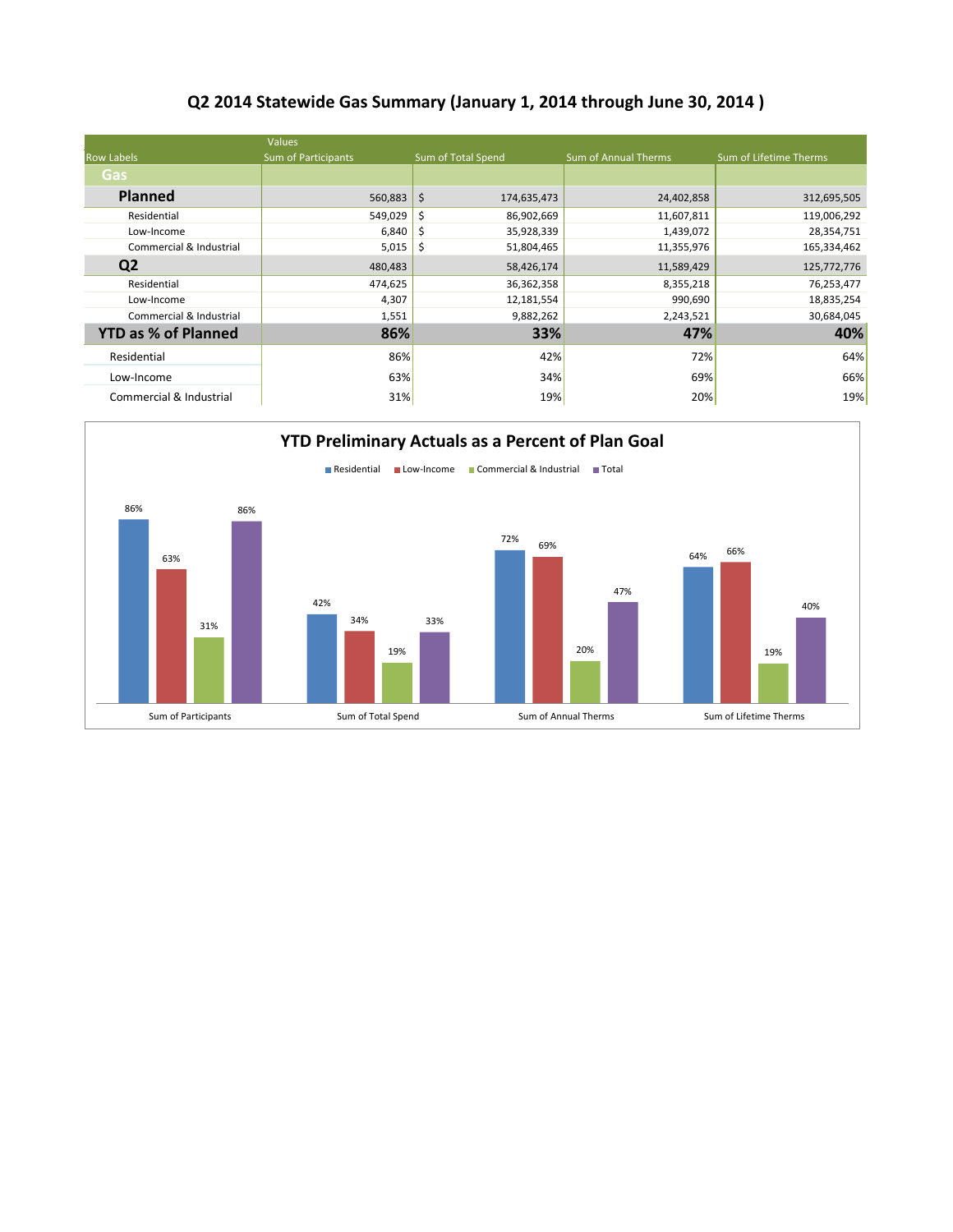# Q2 2014 Statewide Gas Summary (January 1, 2014 through June 30, 2014 )

| Row Labels | Values<br>Sum of Participants | Sum of Total Spend | Sum of Annual Therms | Sum of Lifetime Therms |
|---|---|---|---|---|
| **Gas** | | | | |
| **Planned** | 560,883 | $ 174,635,473 | 24,402,858 | 312,695,505 |
| Residential | 549,029 | $ 86,902,669 | 11,607,811 | 119,006,292 |
| Low-Income | 6,840 | $ 35,928,339 | 1,439,072 | 28,354,751 |
| Commercial & Industrial | 5,015 | $ 51,804,465 | 11,355,976 | 165,334,462 |
| **Q2** | 480,483 | 58,426,174 | 11,589,429 | 125,772,776 |
| Residential | 474,625 | 36,362,358 | 8,355,218 | 76,253,477 |
| Low-Income | 4,307 | 12,181,554 | 990,690 | 18,835,254 |
| Commercial & Industrial | 1,551 | 9,882,262 | 2,243,521 | 30,684,045 |
| **YTD as % of Planned** | **86%** | **33%** | **47%** | **40%** |
| Residential | 86% | 42% | 72% | 64% |
| Low-Income | 63% | 34% | 69% | 66% |
| Commercial & Industrial | 31% | 19% | 20% | 19% |

## YTD Preliminary Actuals as a Percent of Plan Goal

| | Residential | Low-Income | Commercial & Industrial | Total |
|---|---|---|---|---|
| Sum of Participants | 86% | 63% | 31% | 86% |
| Sum of Total Spend | 42% | 34% | 19% | 33% |
| Sum of Annual Therms | 72% | 69% | 20% | 47% |
| Sum of Lifetime Therms | 64% | 66% | 19% | 40% |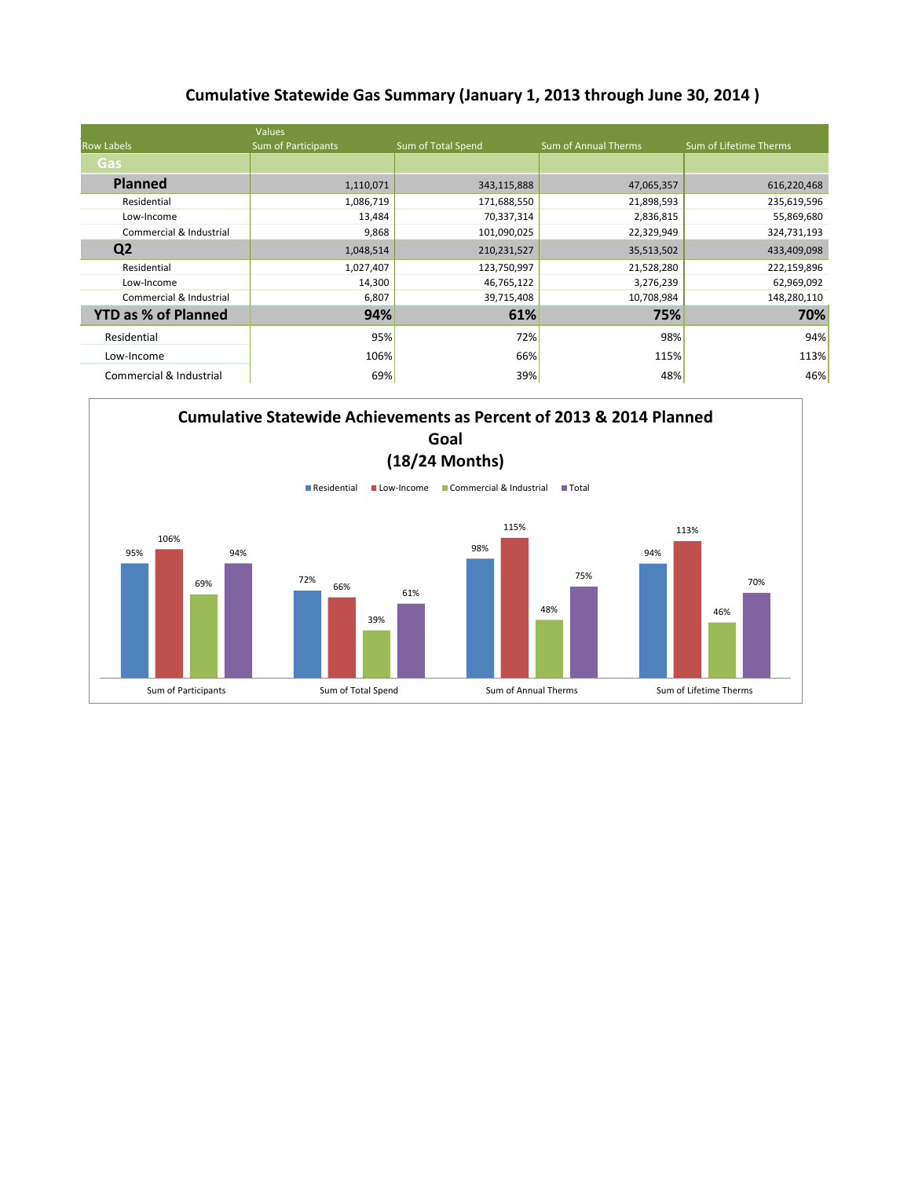# Cumulative Statewide Gas Summary (January 1, 2013 through June 30, 2014 )

| Row Labels | Values<br>Sum of Participants | Sum of Total Spend | Sum of Annual Therms | Sum of Lifetime Therms |
|---|---|---|---|---|
| **Gas** | | | | |
| **Planned** | 1,110,071 | 343,115,888 | 47,065,357 | 616,220,468 |
| Residential | 1,086,719 | 171,688,550 | 21,898,593 | 235,619,596 |
| Low-Income | 13,484 | 70,337,314 | 2,836,815 | 55,869,680 |
| Commercial & Industrial | 9,868 | 101,090,025 | 22,329,949 | 324,731,193 |
| **Q2** | 1,048,514 | 210,231,527 | 35,513,502 | 433,409,098 |
| Residential | 1,027,407 | 123,750,997 | 21,528,280 | 222,159,896 |
| Low-Income | 14,300 | 46,765,122 | 3,276,239 | 62,969,092 |
| Commercial & Industrial | 6,807 | 39,715,408 | 10,708,984 | 148,280,110 |
| **YTD as % of Planned** | **94%** | **61%** | **75%** | **70%** |
| Residential | 95% | 72% | 98% | 94% |
| Low-Income | 106% | 66% | 115% | 113% |
| Commercial & Industrial | 69% | 39% | 48% | 46% |

## Cumulative Statewide Achievements as Percent of 2013 & 2014 Planned Goal (18/24 Months)

| | Residential | Low-Income | Commercial & Industrial | Total |
|---|---|---|---|---|
| Sum of Participants | 95% | 106% | 69% | 94% |
| Sum of Total Spend | 72% | 66% | 39% | 61% |
| Sum of Annual Therms | 98% | 115% | 48% | 75% |
| Sum of Lifetime Therms | 94% | 113% | 46% | 70% |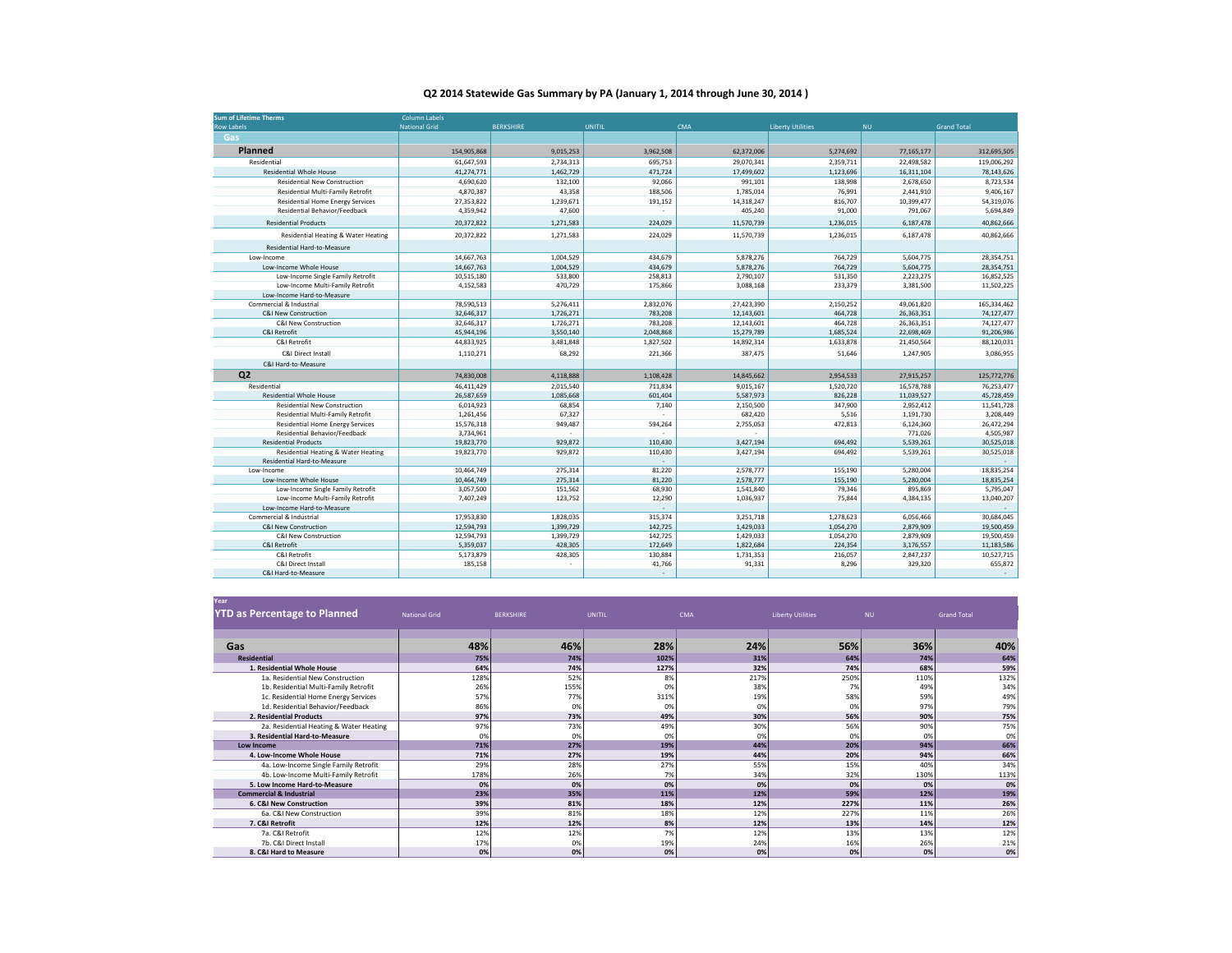## Q2 2014 Statewide Gas Summary by PA (January 1, 2014 through June 30, 2014 )

| Sum of Lifetime Therms | Column Labels | | | | | | |
|---|---|---|---|---|---|---|---|
| Row Labels | National Grid | BERKSHIRE | UNITIL | CMA | Liberty Utilities | NU | Grand Total |
| **Gas** | | | | | | | |
| **Planned** | 154,905,868 | 9,015,253 | 3,962,508 | 62,372,006 | 5,274,692 | 77,165,177 | 312,695,505 |
| Residential | 61,647,593 | 2,734,313 | 695,753 | 29,070,341 | 2,359,711 | 22,498,582 | 119,006,292 |
| Residential Whole House | 41,274,771 | 1,462,729 | 471,724 | 17,499,602 | 1,123,696 | 16,311,104 | 78,143,626 |
| Residential New Construction | 4,690,620 | 132,100 | 92,066 | 991,101 | 138,998 | 2,678,650 | 8,723,534 |
| Residential Multi-Family Retrofit | 4,870,387 | 43,358 | 188,506 | 1,785,014 | 76,991 | 2,441,910 | 9,406,167 |
| Residential Home Energy Services | 27,353,822 | 1,239,671 | 191,152 | 14,318,247 | 816,707 | 10,399,477 | 54,319,076 |
| Residential Behavior/Feedback | 4,359,942 | 47,600 | - | 405,240 | 91,000 | 791,067 | 5,694,849 |
| Residential Products | 20,372,822 | 1,271,583 | 224,029 | 11,570,739 | 1,236,015 | 6,187,478 | 40,862,666 |
| Residential Heating & Water Heating | 20,372,822 | 1,271,583 | 224,029 | 11,570,739 | 1,236,015 | 6,187,478 | 40,862,666 |
| Residential Hard-to-Measure | | | | | | | |
| Low-Income | 14,667,763 | 1,004,529 | 434,679 | 5,878,276 | 764,729 | 5,604,775 | 28,354,751 |
| Low-Income Whole House | 14,667,763 | 1,004,529 | 434,679 | 5,878,276 | 764,729 | 5,604,775 | 28,354,751 |
| Low-Income Single Family Retrofit | 10,515,180 | 533,800 | 258,813 | 2,790,107 | 531,350 | 2,223,275 | 16,852,525 |
| Low-Income Multi-Family Retrofit | 4,152,583 | 470,729 | 175,866 | 3,088,168 | 233,379 | 3,381,500 | 11,502,225 |
| Low-Income Hard-to-Measure | | | | | | | |
| Commercial & Industrial | 78,590,513 | 5,276,411 | 2,832,076 | 27,423,390 | 2,150,252 | 49,061,820 | 165,334,462 |
| C&I New Construction | 32,646,317 | 1,726,271 | 783,208 | 12,143,601 | 464,728 | 26,363,351 | 74,127,477 |
| C&I New Construction | 32,646,317 | 1,726,271 | 783,208 | 12,143,601 | 464,728 | 26,363,351 | 74,127,477 |
| C&I Retrofit | 45,944,196 | 3,550,140 | 2,048,868 | 15,279,789 | 1,685,524 | 22,698,469 | 91,206,986 |
| C&I Retrofit | 44,833,925 | 3,481,848 | 1,827,502 | 14,892,314 | 1,633,878 | 21,450,564 | 88,120,031 |
| C&I Direct Install | 1,110,271 | 68,292 | 221,366 | 387,475 | 51,646 | 1,247,905 | 3,086,955 |
| C&I Hard-to-Measure | | | | | | | |
| **Q2** | 74,830,008 | 4,118,888 | 1,108,428 | 14,845,662 | 2,954,533 | 27,915,257 | 125,772,776 |
| Residential | 46,411,429 | 2,015,540 | 711,834 | 9,015,167 | 1,520,720 | 16,578,788 | 76,253,477 |
| Residential Whole House | 26,587,659 | 1,085,668 | 601,404 | 5,587,973 | 826,228 | 11,039,527 | 45,728,459 |
| Residential New Construction | 6,014,923 | 68,854 | 7,140 | 2,150,500 | 347,900 | 2,952,412 | 11,541,728 |
| Residential Multi-Family Retrofit | 1,261,456 | 67,327 | - | 682,420 | 5,516 | 1,191,730 | 3,208,449 |
| Residential Home Energy Services | 15,576,318 | 949,487 | 594,264 | 2,755,053 | 472,813 | 6,124,360 | 26,472,294 |
| Residential Behavior/Feedback | 3,734,961 | - | - | - | | 771,026 | 4,505,987 |
| Residential Products | 19,823,770 | 929,872 | 110,430 | 3,427,194 | 694,492 | 5,539,261 | 30,525,018 |
| Residential Heating & Water Heating | 19,823,770 | 929,872 | 110,430 | 3,427,194 | 694,492 | 5,539,261 | 30,525,018 |
| Residential Hard-to-Measure | | | - | | | | - |
| Low-Income | 10,464,749 | 275,314 | 81,220 | 2,578,777 | 155,190 | 5,280,004 | 18,835,254 |
| Low-Income Whole House | 10,464,749 | 275,314 | 81,220 | 2,578,777 | 155,190 | 5,280,004 | 18,835,254 |
| Low-Income Single Family Retrofit | 3,057,500 | 151,562 | 68,930 | 1,541,840 | 79,346 | 895,869 | 5,795,047 |
| Low-Income Multi-Family Retrofit | 7,407,249 | 123,752 | 12,290 | 1,036,937 | 75,844 | 4,384,135 | 13,040,207 |
| Low-Income Hard-to-Measure | | | - | | | | - |
| Commercial & Industrial | 17,953,830 | 1,828,035 | 315,374 | 3,251,718 | 1,278,623 | 6,056,466 | 30,684,045 |
| C&I New Construction | 12,594,793 | 1,399,729 | 142,725 | 1,429,033 | 1,054,270 | 2,879,909 | 19,500,459 |
| C&I New Construction | 12,594,793 | 1,399,729 | 142,725 | 1,429,033 | 1,054,270 | 2,879,909 | 19,500,459 |
| C&I Retrofit | 5,359,037 | 428,305 | 172,649 | 1,822,684 | 224,354 | 3,176,557 | 11,183,586 |
| C&I Retrofit | 5,173,879 | 428,305 | 130,884 | 1,731,353 | 216,057 | 2,847,237 | 10,527,715 |
| C&I Direct Install | 185,158 | - | 41,766 | 91,331 | 8,296 | 329,320 | 655,872 |
| C&I Hard-to-Measure | | | - | | | | - |

| Year | | | | | | | |
|---|---|---|---|---|---|---|---|
| **YTD as Percentage to Planned** | National Grid | BERKSHIRE | UNITIL | CMA | Liberty Utilities | NU | Grand Total |
| **Gas** | **48%** | **46%** | **28%** | **24%** | **56%** | **36%** | **40%** |
| **Residential** | **75%** | **74%** | **102%** | **31%** | **64%** | **74%** | **64%** |
| **1. Residential Whole House** | **64%** | **74%** | **127%** | **32%** | **74%** | **68%** | **59%** |
| 1a. Residential New Construction | 128% | 52% | 8% | 217% | 250% | 110% | 132% |
| 1b. Residential Multi-Family Retrofit | 26% | 155% | 0% | 38% | 7% | 49% | 34% |
| 1c. Residential Home Energy Services | 57% | 77% | 311% | 19% | 58% | 59% | 49% |
| 1d. Residential Behavior/Feedback | 86% | 0% | 0% | 0% | 0% | 97% | 79% |
| **2. Residential Products** | **97%** | **73%** | **49%** | **30%** | **56%** | **90%** | **75%** |
| 2a. Residential Heating & Water Heating | 97% | 73% | 49% | 30% | 56% | 90% | 75% |
| **3. Residential Hard-to-Measure** | **0%** | **0%** | **0%** | **0%** | **0%** | **0%** | **0%** |
| **Low Income** | **71%** | **27%** | **19%** | **44%** | **20%** | **94%** | **66%** |
| **4. Low-Income Whole House** | **71%** | **27%** | **19%** | **44%** | **20%** | **94%** | **66%** |
| 4a. Low-Income Single Family Retrofit | 29% | 28% | 27% | 55% | 15% | 40% | 34% |
| 4b. Low-Income Multi-Family Retrofit | 178% | 26% | 7% | 34% | 32% | 130% | 113% |
| **5. Low Income Hard-to-Measure** | **0%** | **0%** | **0%** | **0%** | **0%** | **0%** | **0%** |
| **Commercial & Industrial** | **23%** | **35%** | **11%** | **12%** | **59%** | **12%** | **19%** |
| **6. C&I New Construction** | **39%** | **81%** | **18%** | **12%** | **227%** | **11%** | **26%** |
| 6a. C&I New Construction | 39% | 81% | 18% | 12% | 227% | 11% | 26% |
| **7. C&I Retrofit** | **12%** | **12%** | **8%** | **12%** | **13%** | **14%** | **12%** |
| 7a. C&I Retrofit | 12% | 12% | 7% | 12% | 13% | 13% | 12% |
| 7b. C&I Direct Install | 17% | 0% | 19% | 24% | 16% | 26% | 21% |
| **8. C&I Hard to Measure** | **0%** | **0%** | **0%** | **0%** | **0%** | **0%** | **0%** |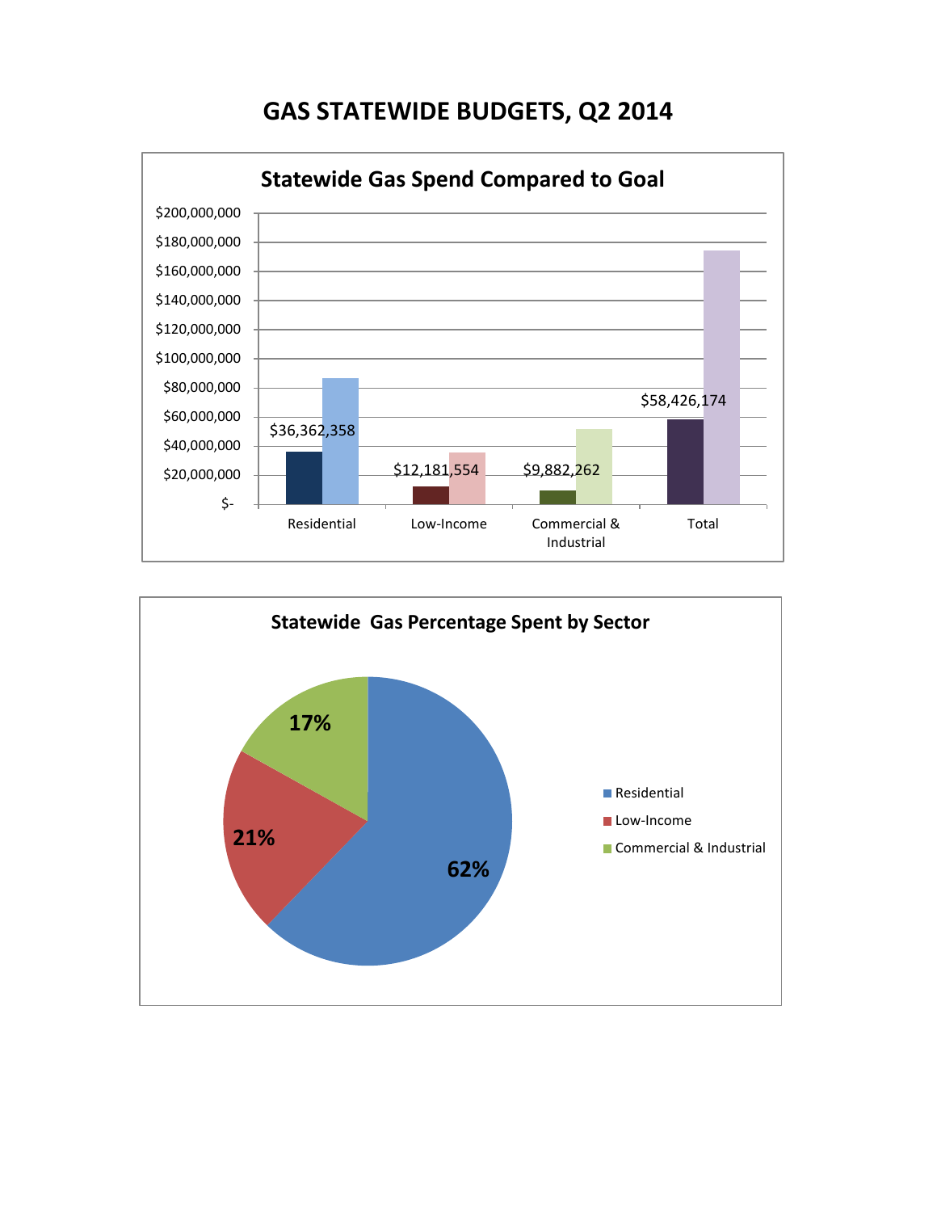# GAS STATEWIDE BUDGETS, Q2 2014

## Statewide Gas Spend Compared to Goal

| | Residential | Low-Income | Commercial & Industrial | Total |
|---|---|---|---|---|
| Spend | $36,362,358 | $12,181,554 | $9,882,262 | $58,426,174 |

## Statewide Gas Percentage Spent by Sector

| Sector | Percentage |
|---|---|
| Residential | 62% |
| Low-Income | 21% |
| Commercial & Industrial | 17% |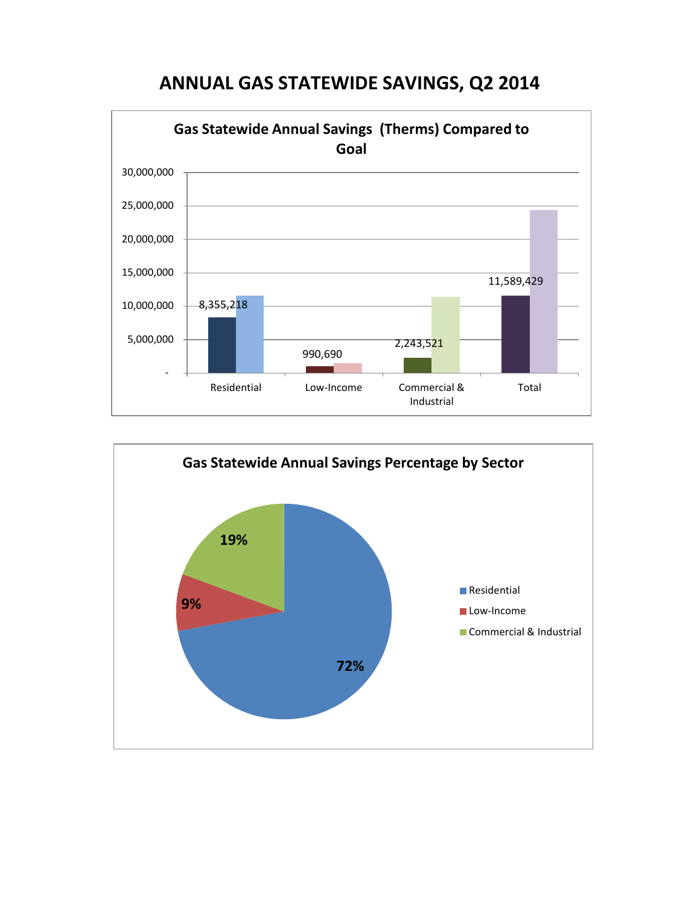# ANNUAL GAS STATEWIDE SAVINGS, Q2 2014

**Gas Statewide Annual Savings (Therms) Compared to Goal**

| | Residential | Low-Income | Commercial & Industrial | Total |
|---|---|---|---|---|
| Savings | 8,355,218 | 990,690 | 2,243,521 | 11,589,429 |

**Gas Statewide Annual Savings Percentage by Sector**

| Sector | Percentage |
|---|---|
| Residential | 72% |
| Low-Income | 9% |
| Commercial & Industrial | 19% |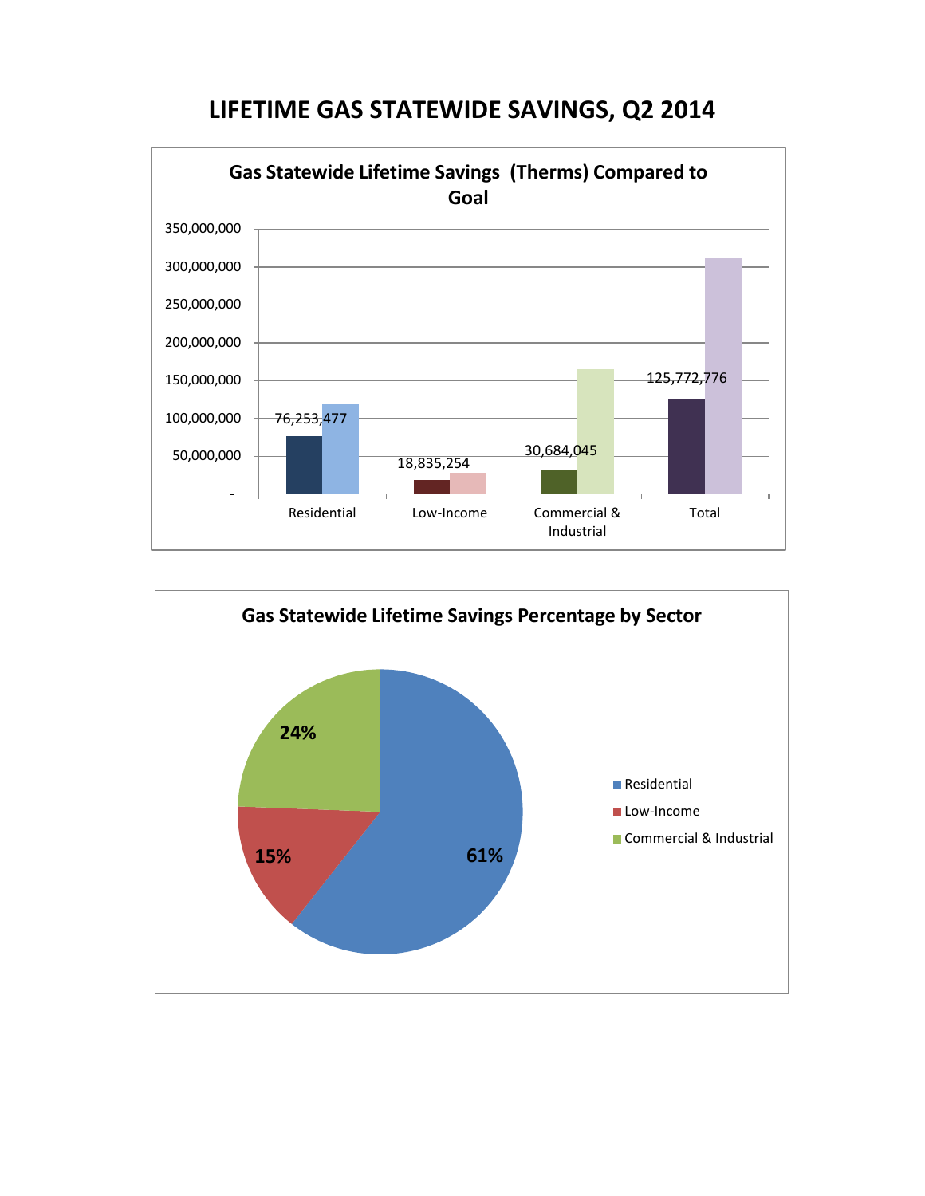# LIFETIME GAS STATEWIDE SAVINGS, Q2 2014

**Gas Statewide Lifetime Savings (Therms) Compared to Goal**

| | Savings |
|---|---|
| Residential | 76,253,477 |
| Low-Income | 18,835,254 |
| Commercial & Industrial | 30,684,045 |
| Total | 125,772,776 |

**Gas Statewide Lifetime Savings Percentage by Sector**

| Sector | Percentage |
|---|---|
| Residential | 61% |
| Low-Income | 15% |
| Commercial & Industrial | 24% |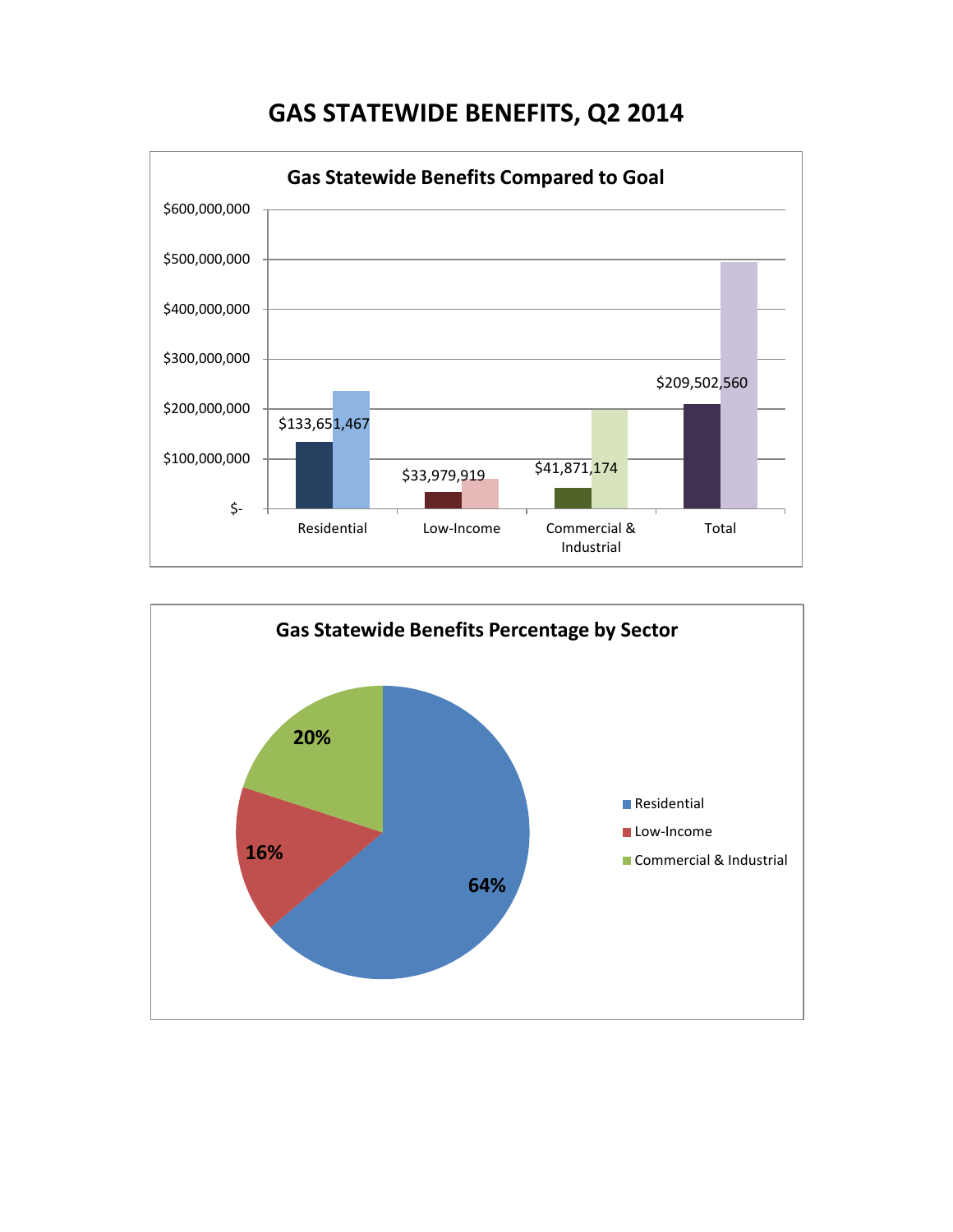# GAS STATEWIDE BENEFITS, Q2 2014

**Gas Statewide Benefits Compared to Goal**

| | Residential | Low-Income | Commercial & Industrial | Total |
|---|---|---|---|---|
| Benefits | $133,651,467 | $33,979,919 | $41,871,174 | $209,502,560 |

**Gas Statewide Benefits Percentage by Sector**

| Sector | Percentage |
|---|---|
| Residential | 64% |
| Low-Income | 16% |
| Commercial & Industrial | 20% |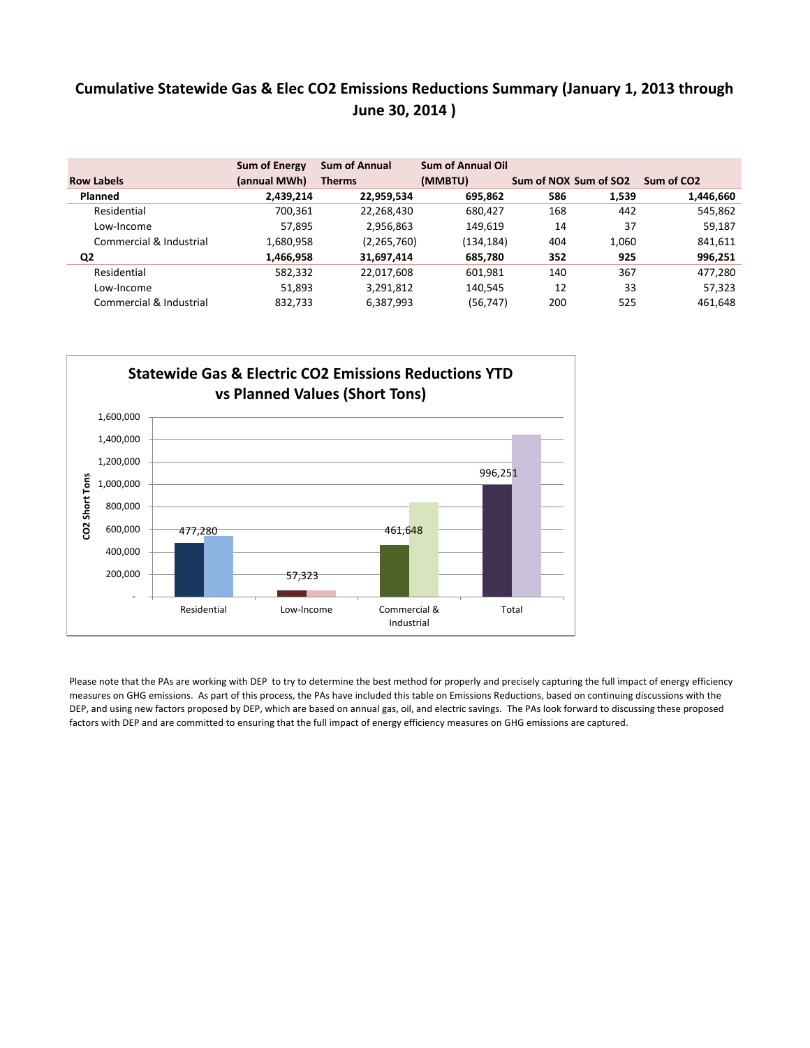# Cumulative Statewide Gas & Elec $CO_2$ Emissions Reductions Summary (January 1, 2013 through June 30, 2014 )

| Row Labels | Sum of Energy (annual MWh) | Sum of Annual Therms | Sum of Annual Oil (MMBTU) | Sum of NOX | Sum of SO2 | Sum of CO2 |
|---|---|---|---|---|---|---|
| **Planned** | **2,439,214** | **22,959,534** | **695,862** | **586** | **1,539** | **1,446,660** |
| Residential | 700,361 | 22,268,430 | 680,427 | 168 | 442 | 545,862 |
| Low-Income | 57,895 | 2,956,863 | 149,619 | 14 | 37 | 59,187 |
| Commercial & Industrial | 1,680,958 | (2,265,760) | (134,184) | 404 | 1,060 | 841,611 |
| **Q2** | **1,466,958** | **31,697,414** | **685,780** | **352** | **925** | **996,251** |
| Residential | 582,332 | 22,017,608 | 601,981 | 140 | 367 | 477,280 |
| Low-Income | 51,893 | 3,291,812 | 140,545 | 12 | 33 | 57,323 |
| Commercial & Industrial | 832,733 | 6,387,993 | (56,747) | 200 | 525 | 461,648 |

Statewide Gas & Electric CO2 Emissions Reductions YTD vs Planned Values (Short Tons)

CO2 Short Tons

1,600,000
1,400,000
1,200,000
1,000,000
800,000
600,000
400,000
200,000
-

477,280
57,323
461,648
996,251

Residential
Low-Income
Commercial & Industrial
Total

Please note that the PAs are working with DEP to try to determine the best method for properly and precisely capturing the full impact of energy efficiency measures on GHG emissions. As part of this process, the PAs have included this table on Emissions Reductions, based on continuing discussions with the DEP, and using new factors proposed by DEP, which are based on annual gas, oil, and electric savings. The PAs look forward to discussing these proposed factors with DEP and are committed to ensuring that the full impact of energy efficiency measures on GHG emissions are captured.